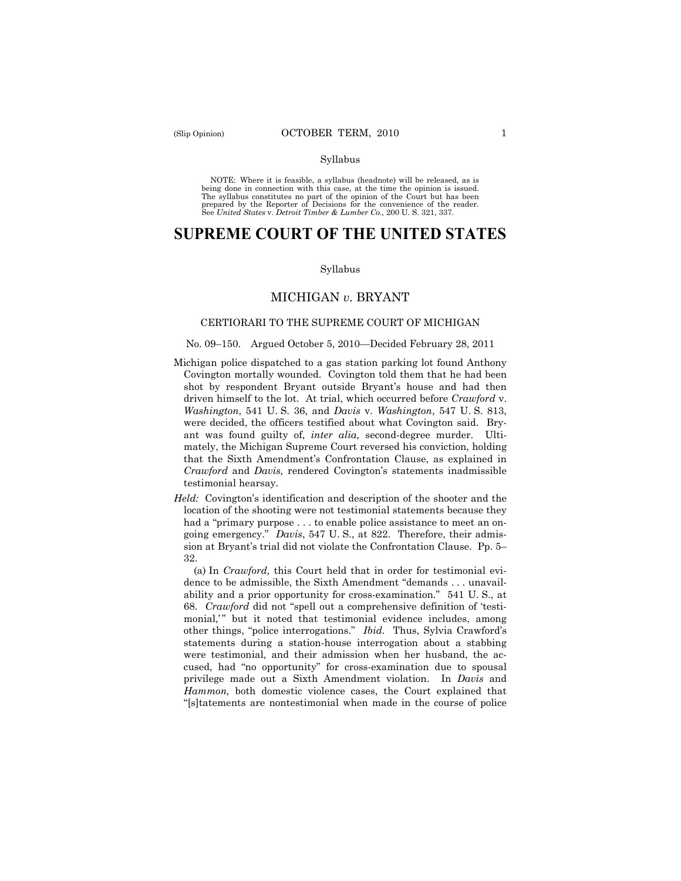Syllabus

NOTE: Where it is feasible, a syllabus (headnote) will be released, as is being done in connection with this case, at the time the opinion is issued. The syllabus constitutes no part of the opinion of the Court but has been prepared by the Reporter of Decisions for the convenience of the reader. See *United States* v. *Detroit Timber & Lumber Co.,* 200 U. S. 321, 337.

# SUPREME COURT OF THE UNITED STATES

Syllabus

## MICHIGAN *v.* BRYANT

### CERTIORARI TO THE SUPREME COURT OF MICHIGAN

No. 09–150. Argued October 5, 2010—Decided February 28, 2011

Michigan police dispatched to a gas station parking lot found Anthony Covington mortally wounded. Covington told them that he had been shot by respondent Bryant outside Bryant's house and had then driven himself to the lot. At trial, which occurred before *Crawford* v. *Washington*, 541 U. S. 36, and *Davis* v. *Washington*, 547 U. S. 813, were decided, the officers testified about what Covington said. Bryant was found guilty of, *inter alia,* second-degree murder. Ultimately, the Michigan Supreme Court reversed his conviction, holding that the Sixth Amendment's Confrontation Clause, as explained in *Crawford* and *Davis,* rendered Covington's statements inadmissible testimonial hearsay.

*Held:* Covington's identification and description of the shooter and the location of the shooting were not testimonial statements because they had a "primary purpose . . . to enable police assistance to meet an ongoing emergency." *Davis*, 547 U. S., at 822. Therefore, their admission at Bryant's trial did not violate the Confrontation Clause. Pp. 5–32.

(a) In *Crawford,* this Court held that in order for testimonial evidence to be admissible, the Sixth Amendment "demands . . . unavailability and a prior opportunity for cross-examination." 541 U. S., at 68. *Crawford* did not "spell out a comprehensive definition of 'testimonial,'" but it noted that testimonial evidence includes, among other things, "police interrogations." *Ibid*. Thus, Sylvia Crawford's statements during a station-house interrogation about a stabbing were testimonial, and their admission when her husband, the accused, had "no opportunity" for cross-examination due to spousal privilege made out a Sixth Amendment violation. In *Davis* and *Hammon,* both domestic violence cases, the Court explained that "[s]tatements are nontestimonial when made in the course of police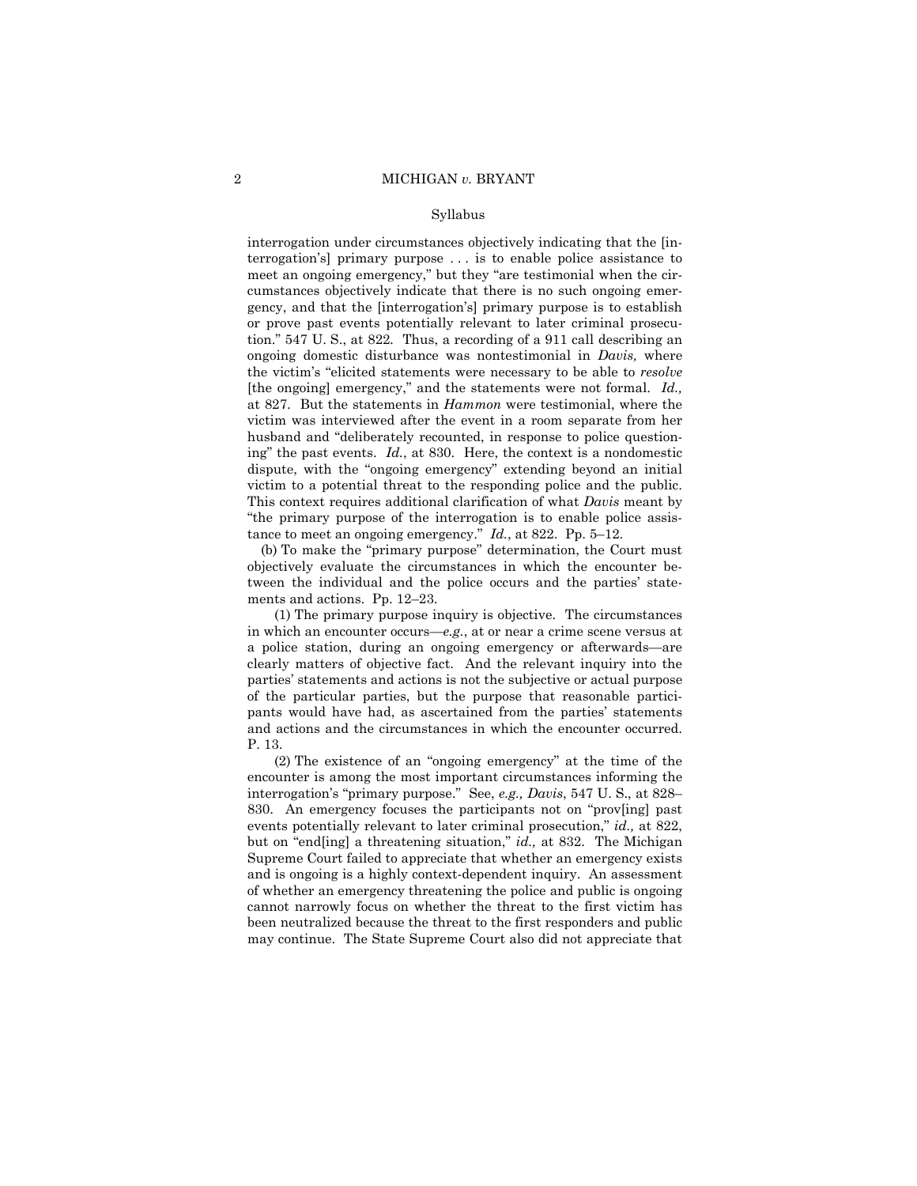interrogation under circumstances objectively indicating that the [interrogation's] primary purpose . . . is to enable police assistance to meet an ongoing emergency," but they "are testimonial when the circumstances objectively indicate that there is no such ongoing emergency, and that the [interrogation's] primary purpose is to establish or prove past events potentially relevant to later criminal prosecution." 547 U. S., at 822. Thus, a recording of a 911 call describing an ongoing domestic disturbance was nontestimonial in *Davis,* where the victim's "elicited statements were necessary to be able to *resolve* [the ongoing] emergency," and the statements were not formal. *Id.,* at 827. But the statements in *Hammon* were testimonial, where the victim was interviewed after the event in a room separate from her husband and "deliberately recounted, in response to police questioning" the past events. *Id.*, at 830. Here, the context is a nondomestic dispute, with the "ongoing emergency" extending beyond an initial victim to a potential threat to the responding police and the public. This context requires additional clarification of what *Davis* meant by "the primary purpose of the interrogation is to enable police assistance to meet an ongoing emergency." *Id.*, at 822. Pp. 5–12.

(b) To make the "primary purpose" determination, the Court must objectively evaluate the circumstances in which the encounter between the individual and the police occurs and the parties' statements and actions. Pp. 12–23.

(1) The primary purpose inquiry is objective. The circumstances in which an encounter occurs—*e.g.*, at or near a crime scene versus at a police station, during an ongoing emergency or afterwards—are clearly matters of objective fact. And the relevant inquiry into the parties' statements and actions is not the subjective or actual purpose of the particular parties, but the purpose that reasonable participants would have had, as ascertained from the parties' statements and actions and the circumstances in which the encounter occurred. P. 13.

(2) The existence of an "ongoing emergency" at the time of the encounter is among the most important circumstances informing the interrogation's "primary purpose." See, *e.g., Davis*, 547 U. S., at 828–830. An emergency focuses the participants not on "prov[ing] past events potentially relevant to later criminal prosecution," *id.,* at 822, but on "end[ing] a threatening situation," *id.,* at 832. The Michigan Supreme Court failed to appreciate that whether an emergency exists and is ongoing is a highly context-dependent inquiry. An assessment of whether an emergency threatening the police and public is ongoing cannot narrowly focus on whether the threat to the first victim has been neutralized because the threat to the first responders and public may continue. The State Supreme Court also did not appreciate that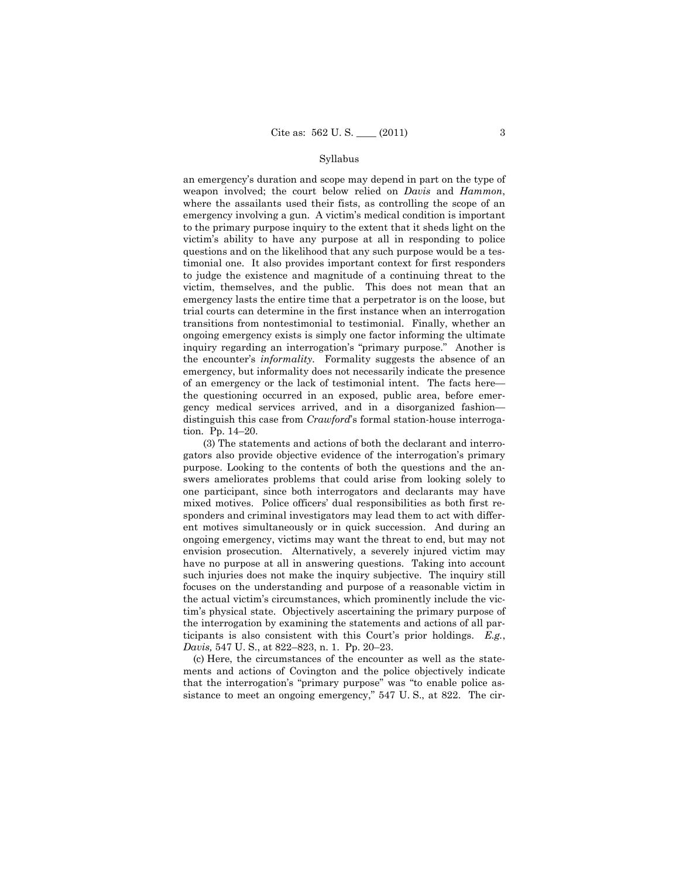an emergency's duration and scope may depend in part on the type of weapon involved; the court below relied on *Davis* and *Hammon*, where the assailants used their fists, as controlling the scope of an emergency involving a gun. A victim's medical condition is important to the primary purpose inquiry to the extent that it sheds light on the victim's ability to have any purpose at all in responding to police questions and on the likelihood that any such purpose would be a testimonial one. It also provides important context for first responders to judge the existence and magnitude of a continuing threat to the victim, themselves, and the public. This does not mean that an emergency lasts the entire time that a perpetrator is on the loose, but trial courts can determine in the first instance when an interrogation transitions from nontestimonial to testimonial. Finally, whether an ongoing emergency exists is simply one factor informing the ultimate inquiry regarding an interrogation's "primary purpose." Another is the encounter's *informality*. Formality suggests the absence of an emergency, but informality does not necessarily indicate the presence of an emergency or the lack of testimonial intent. The facts here—the questioning occurred in an exposed, public area, before emergency medical services arrived, and in a disorganized fashion—distinguish this case from *Crawford*'s formal station-house interrogation. Pp. 14–20.

(3) The statements and actions of both the declarant and interrogators also provide objective evidence of the interrogation's primary purpose. Looking to the contents of both the questions and the answers ameliorates problems that could arise from looking solely to one participant, since both interrogators and declarants may have mixed motives. Police officers' dual responsibilities as both first responders and criminal investigators may lead them to act with different motives simultaneously or in quick succession. And during an ongoing emergency, victims may want the threat to end, but may not envision prosecution. Alternatively, a severely injured victim may have no purpose at all in answering questions. Taking into account such injuries does not make the inquiry subjective. The inquiry still focuses on the understanding and purpose of a reasonable victim in the actual victim's circumstances, which prominently include the victim's physical state. Objectively ascertaining the primary purpose of the interrogation by examining the statements and actions of all participants is also consistent with this Court's prior holdings. *E.g.*, *Davis,* 547 U. S., at 822–823, n. 1. Pp. 20–23.

(c) Here, the circumstances of the encounter as well as the statements and actions of Covington and the police objectively indicate that the interrogation's "primary purpose" was "to enable police assistance to meet an ongoing emergency," 547 U. S., at 822. The cir-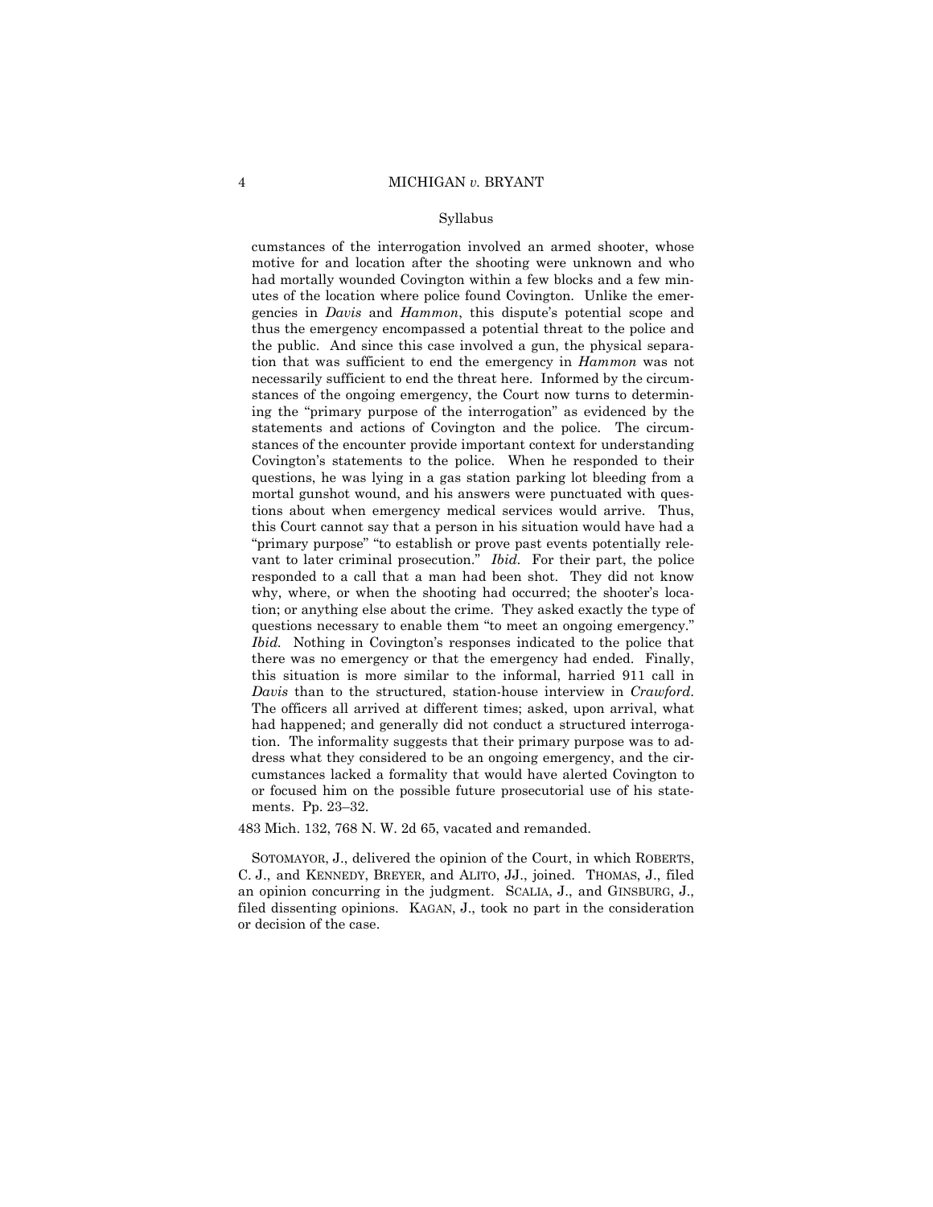Syllabus

cumstances of the interrogation involved an armed shooter, whose motive for and location after the shooting were unknown and who had mortally wounded Covington within a few blocks and a few minutes of the location where police found Covington. Unlike the emergencies in *Davis* and *Hammon*, this dispute's potential scope and thus the emergency encompassed a potential threat to the police and the public. And since this case involved a gun, the physical separation that was sufficient to end the emergency in *Hammon* was not necessarily sufficient to end the threat here. Informed by the circumstances of the ongoing emergency, the Court now turns to determining the "primary purpose of the interrogation" as evidenced by the statements and actions of Covington and the police. The circumstances of the encounter provide important context for understanding Covington's statements to the police. When he responded to their questions, he was lying in a gas station parking lot bleeding from a mortal gunshot wound, and his answers were punctuated with questions about when emergency medical services would arrive. Thus, this Court cannot say that a person in his situation would have had a "primary purpose" "to establish or prove past events potentially relevant to later criminal prosecution." *Ibid.* For their part, the police responded to a call that a man had been shot. They did not know why, where, or when the shooting had occurred; the shooter's location; or anything else about the crime. They asked exactly the type of questions necessary to enable them "to meet an ongoing emergency." *Ibid.* Nothing in Covington's responses indicated to the police that there was no emergency or that the emergency had ended. Finally, this situation is more similar to the informal, harried 911 call in *Davis* than to the structured, station-house interview in *Crawford*. The officers all arrived at different times; asked, upon arrival, what had happened; and generally did not conduct a structured interrogation. The informality suggests that their primary purpose was to address what they considered to be an ongoing emergency, and the circumstances lacked a formality that would have alerted Covington to or focused him on the possible future prosecutorial use of his statements. Pp. 23–32.

483 Mich. 132, 768 N. W. 2d 65, vacated and remanded.

SOTOMAYOR, J., delivered the opinion of the Court, in which ROBERTS, C. J., and KENNEDY, BREYER, and ALITO, JJ., joined. THOMAS, J., filed an opinion concurring in the judgment. SCALIA, J., and GINSBURG, J., filed dissenting opinions. KAGAN, J., took no part in the consideration or decision of the case.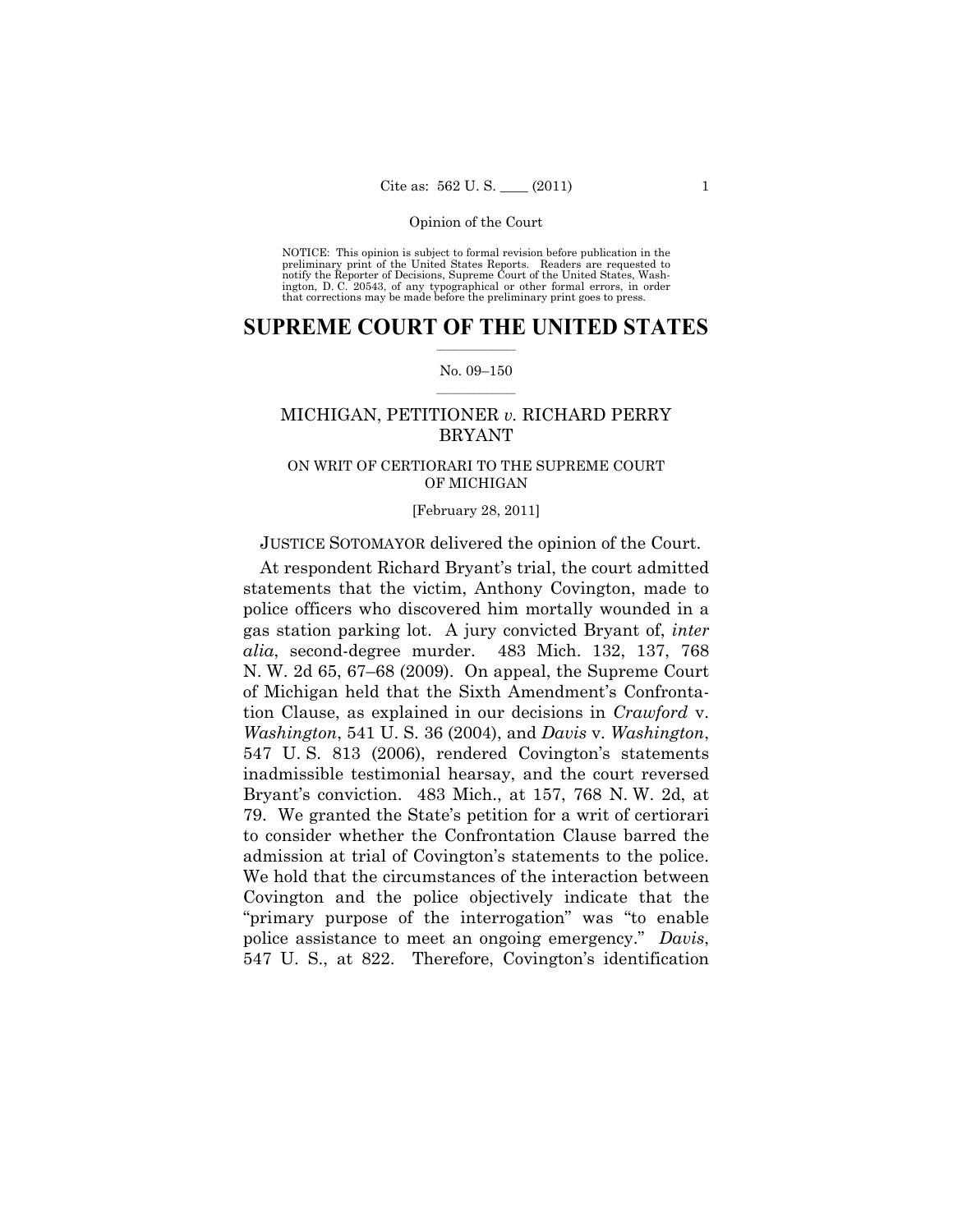NOTICE: This opinion is subject to formal revision before publication in the preliminary print of the United States Reports. Readers are requested to notify the Reporter of Decisions, Supreme Court of the United States, Washington, D. C. 20543, of any typographical or other formal errors, in order that corrections may be made before the preliminary print goes to press.

# SUPREME COURT OF THE UNITED STATES

No. 09–150

## MICHIGAN, PETITIONER *v.* RICHARD PERRY BRYANT

ON WRIT OF CERTIORARI TO THE SUPREME COURT OF MICHIGAN

[February 28, 2011]

JUSTICE SOTOMAYOR delivered the opinion of the Court.

At respondent Richard Bryant's trial, the court admitted statements that the victim, Anthony Covington, made to police officers who discovered him mortally wounded in a gas station parking lot. A jury convicted Bryant of, *inter alia*, second-degree murder. 483 Mich. 132, 137, 768 N. W. 2d 65, 67–68 (2009). On appeal, the Supreme Court of Michigan held that the Sixth Amendment's Confrontation Clause, as explained in our decisions in *Crawford* v. *Washington*, 541 U. S. 36 (2004), and *Davis* v. *Washington*, 547 U. S. 813 (2006), rendered Covington's statements inadmissible testimonial hearsay, and the court reversed Bryant's conviction. 483 Mich., at 157, 768 N. W. 2d, at 79. We granted the State's petition for a writ of certiorari to consider whether the Confrontation Clause barred the admission at trial of Covington's statements to the police. We hold that the circumstances of the interaction between Covington and the police objectively indicate that the "primary purpose of the interrogation" was "to enable police assistance to meet an ongoing emergency." *Davis*, 547 U. S., at 822. Therefore, Covington's identification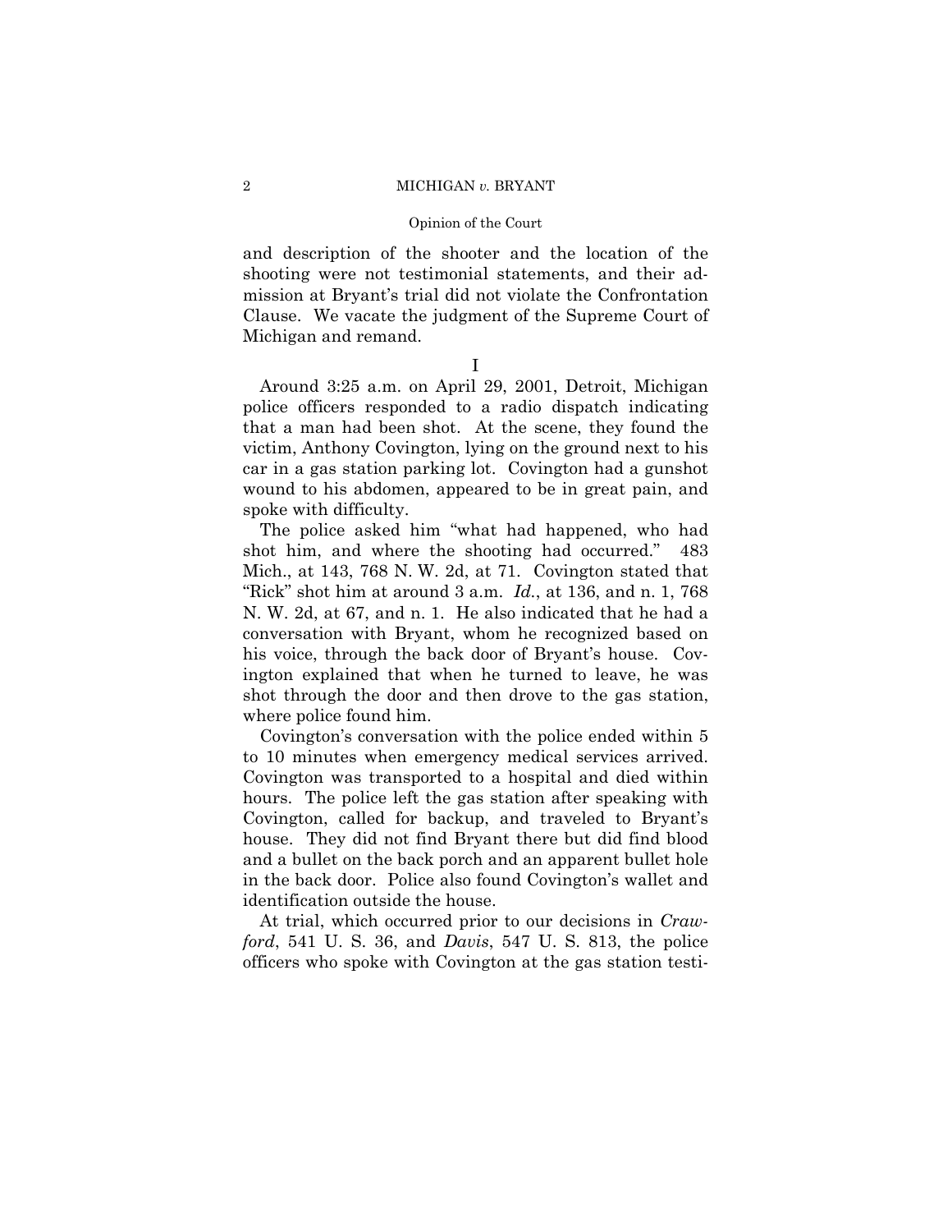and description of the shooter and the location of the shooting were not testimonial statements, and their admission at Bryant's trial did not violate the Confrontation Clause. We vacate the judgment of the Supreme Court of Michigan and remand.

## I

Around 3:25 a.m. on April 29, 2001, Detroit, Michigan police officers responded to a radio dispatch indicating that a man had been shot. At the scene, they found the victim, Anthony Covington, lying on the ground next to his car in a gas station parking lot. Covington had a gunshot wound to his abdomen, appeared to be in great pain, and spoke with difficulty.

The police asked him "what had happened, who had shot him, and where the shooting had occurred." 483 Mich., at 143, 768 N. W. 2d, at 71. Covington stated that "Rick" shot him at around 3 a.m. *Id.*, at 136, and n. 1, 768 N. W. 2d, at 67, and n. 1. He also indicated that he had a conversation with Bryant, whom he recognized based on his voice, through the back door of Bryant's house. Covington explained that when he turned to leave, he was shot through the door and then drove to the gas station, where police found him.

Covington's conversation with the police ended within 5 to 10 minutes when emergency medical services arrived. Covington was transported to a hospital and died within hours. The police left the gas station after speaking with Covington, called for backup, and traveled to Bryant's house. They did not find Bryant there but did find blood and a bullet on the back porch and an apparent bullet hole in the back door. Police also found Covington's wallet and identification outside the house.

At trial, which occurred prior to our decisions in *Crawford*, 541 U. S. 36, and *Davis*, 547 U. S. 813, the police officers who spoke with Covington at the gas station testi-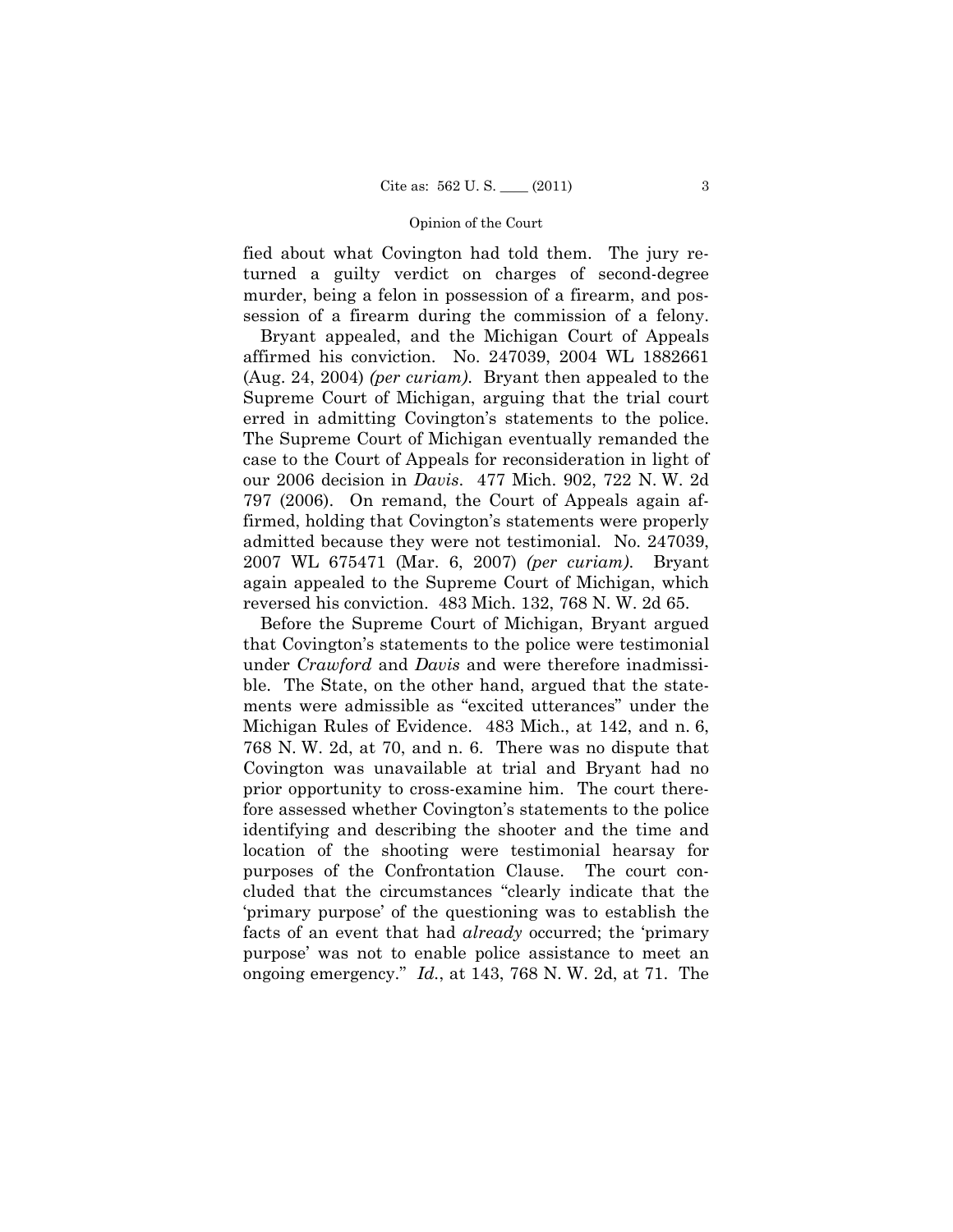fied about what Covington had told them. The jury returned a guilty verdict on charges of second-degree murder, being a felon in possession of a firearm, and possession of a firearm during the commission of a felony.

Bryant appealed, and the Michigan Court of Appeals affirmed his conviction. No. 247039, 2004 WL 1882661 (Aug. 24, 2004) *(per curiam)*. Bryant then appealed to the Supreme Court of Michigan, arguing that the trial court erred in admitting Covington's statements to the police. The Supreme Court of Michigan eventually remanded the case to the Court of Appeals for reconsideration in light of our 2006 decision in *Davis*. 477 Mich. 902, 722 N. W. 2d 797 (2006). On remand, the Court of Appeals again affirmed, holding that Covington's statements were properly admitted because they were not testimonial. No. 247039, 2007 WL 675471 (Mar. 6, 2007) *(per curiam)*. Bryant again appealed to the Supreme Court of Michigan, which reversed his conviction. 483 Mich. 132, 768 N. W. 2d 65.

Before the Supreme Court of Michigan, Bryant argued that Covington's statements to the police were testimonial under *Crawford* and *Davis* and were therefore inadmissible. The State, on the other hand, argued that the statements were admissible as "excited utterances" under the Michigan Rules of Evidence. 483 Mich., at 142, and n. 6, 768 N. W. 2d, at 70, and n. 6. There was no dispute that Covington was unavailable at trial and Bryant had no prior opportunity to cross-examine him. The court therefore assessed whether Covington's statements to the police identifying and describing the shooter and the time and location of the shooting were testimonial hearsay for purposes of the Confrontation Clause. The court concluded that the circumstances "clearly indicate that the 'primary purpose' of the questioning was to establish the facts of an event that had *already* occurred; the 'primary purpose' was not to enable police assistance to meet an ongoing emergency." *Id.*, at 143, 768 N. W. 2d, at 71. The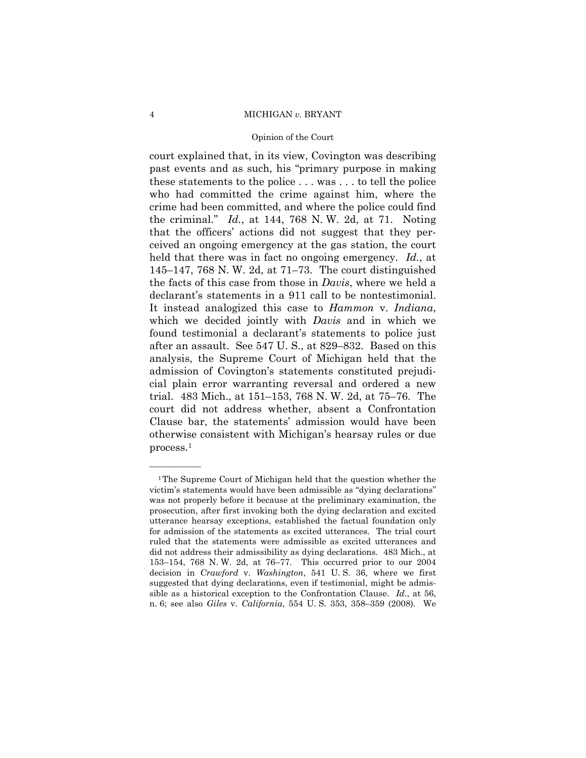court explained that, in its view, Covington was describing past events and as such, his "primary purpose in making these statements to the police . . . was . . . to tell the police who had committed the crime against him, where the crime had been committed, and where the police could find the criminal." *Id.*, at 144, 768 N. W. 2d, at 71. Noting that the officers' actions did not suggest that they perceived an ongoing emergency at the gas station, the court held that there was in fact no ongoing emergency. *Id.*, at 145–147, 768 N. W. 2d, at 71–73. The court distinguished the facts of this case from those in *Davis*, where we held a declarant's statements in a 911 call to be nontestimonial. It instead analogized this case to *Hammon* v. *Indiana*, which we decided jointly with *Davis* and in which we found testimonial a declarant's statements to police just after an assault. See 547 U. S., at 829–832. Based on this analysis, the Supreme Court of Michigan held that the admission of Covington's statements constituted prejudicial plain error warranting reversal and ordered a new trial. 483 Mich., at 151–153, 768 N. W. 2d, at 75–76. The court did not address whether, absent a Confrontation Clause bar, the statements' admission would have been otherwise consistent with Michigan's hearsay rules or due process.[1]

---

[1] The Supreme Court of Michigan held that the question whether the victim's statements would have been admissible as "dying declarations" was not properly before it because at the preliminary examination, the prosecution, after first invoking both the dying declaration and excited utterance hearsay exceptions, established the factual foundation only for admission of the statements as excited utterances. The trial court ruled that the statements were admissible as excited utterances and did not address their admissibility as dying declarations. 483 Mich., at 153–154, 768 N. W. 2d, at 76–77. This occurred prior to our 2004 decision in *Crawford* v. *Washington*, 541 U. S. 36, where we first suggested that dying declarations, even if testimonial, might be admissible as a historical exception to the Confrontation Clause. *Id.*, at 56, n. 6; see also *Giles* v. *California*, 554 U. S. 353, 358–359 (2008). We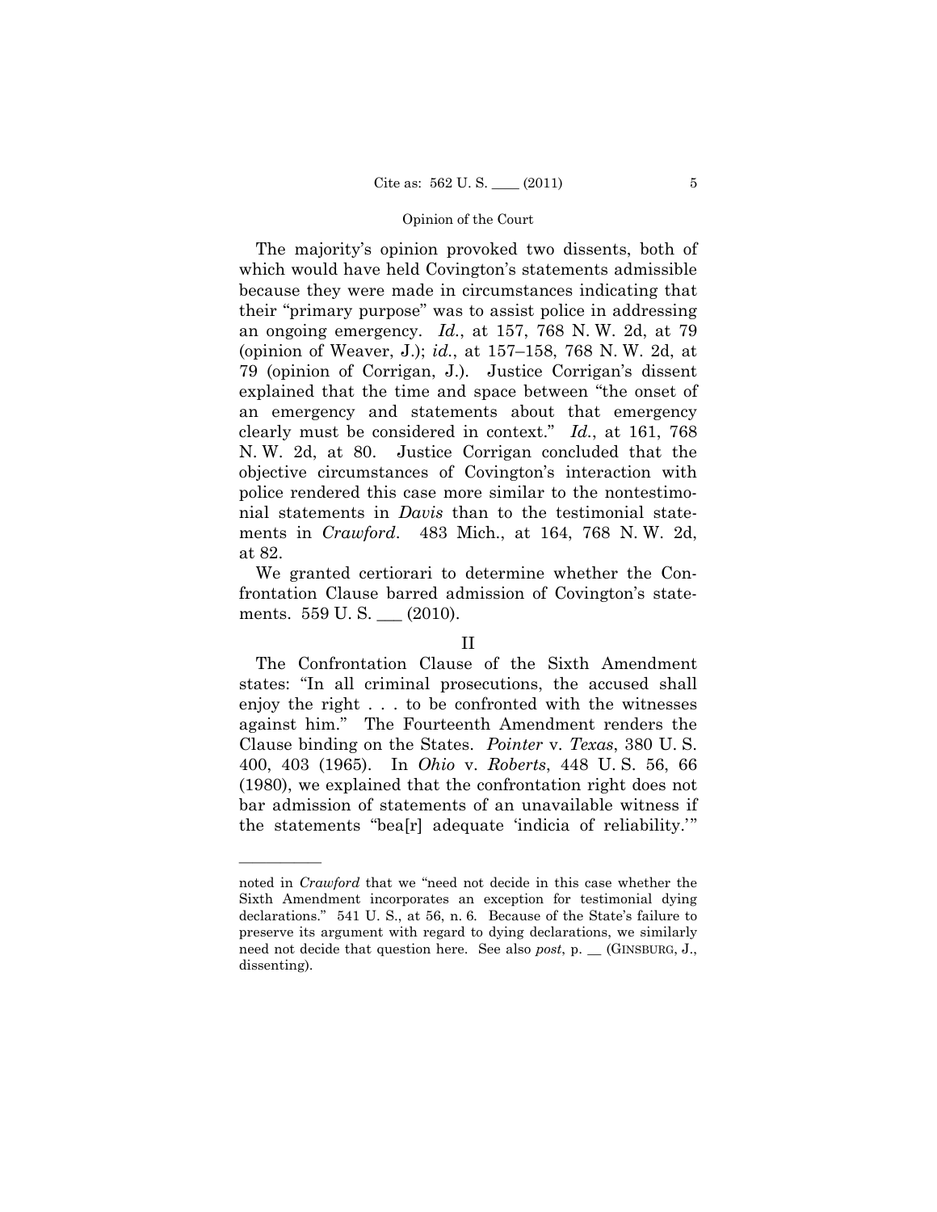The majority's opinion provoked two dissents, both of which would have held Covington's statements admissible because they were made in circumstances indicating that their "primary purpose" was to assist police in addressing an ongoing emergency. *Id.*, at 157, 768 N. W. 2d, at 79 (opinion of Weaver, J.); *id.*, at 157–158, 768 N. W. 2d, at 79 (opinion of Corrigan, J.). Justice Corrigan's dissent explained that the time and space between "the onset of an emergency and statements about that emergency clearly must be considered in context." *Id.*, at 161, 768 N. W. 2d, at 80. Justice Corrigan concluded that the objective circumstances of Covington's interaction with police rendered this case more similar to the nontestimonial statements in *Davis* than to the testimonial statements in *Crawford*. 483 Mich., at 164, 768 N. W. 2d, at 82.

We granted certiorari to determine whether the Confrontation Clause barred admission of Covington's statements. 559 U. S. ___ (2010).

## II

The Confrontation Clause of the Sixth Amendment states: "In all criminal prosecutions, the accused shall enjoy the right . . . to be confronted with the witnesses against him." The Fourteenth Amendment renders the Clause binding on the States. *Pointer* v. *Texas*, 380 U. S. 400, 403 (1965). In *Ohio* v. *Roberts*, 448 U. S. 56, 66 (1980), we explained that the confrontation right does not bar admission of statements of an unavailable witness if the statements "bea[r] adequate 'indicia of reliability.'"

---

noted in *Crawford* that we "need not decide in this case whether the Sixth Amendment incorporates an exception for testimonial dying declarations." 541 U. S., at 56, n. 6. Because of the State's failure to preserve its argument with regard to dying declarations, we similarly need not decide that question here. See also *post*, p. __ (GINSBURG, J., dissenting).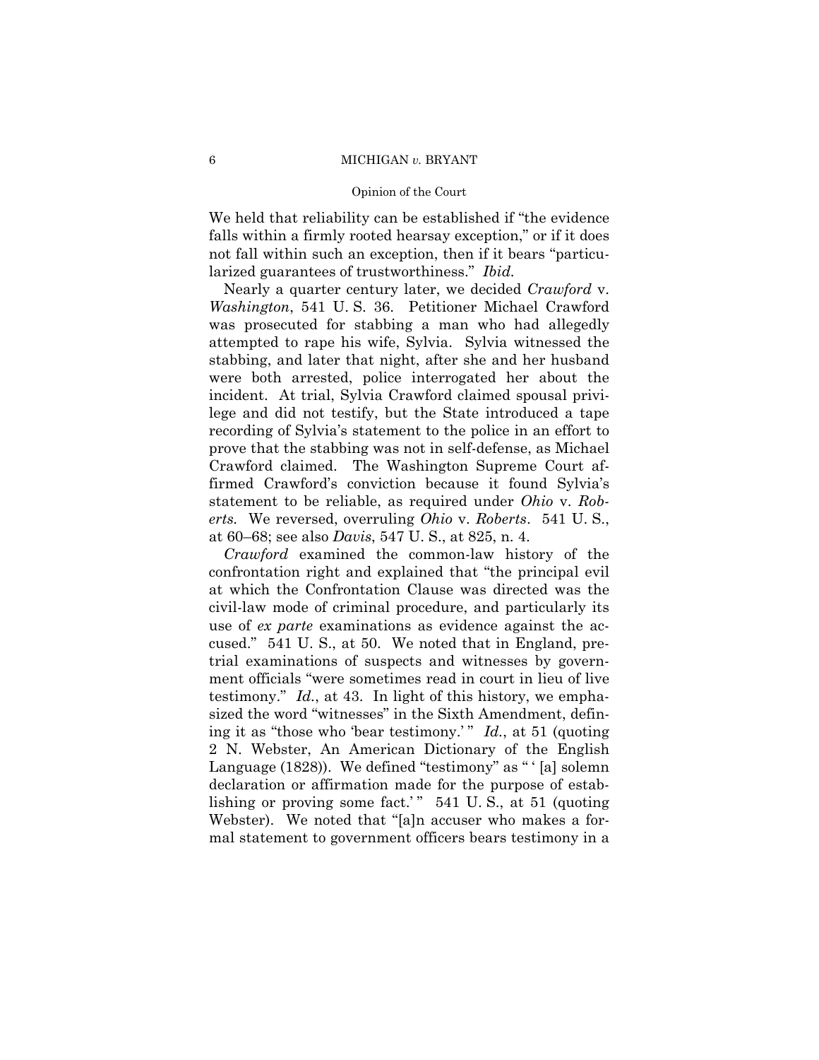We held that reliability can be established if "the evidence falls within a firmly rooted hearsay exception," or if it does not fall within such an exception, then if it bears "particularized guarantees of trustworthiness." *Ibid.*

Nearly a quarter century later, we decided *Crawford* v. *Washington*, 541 U. S. 36. Petitioner Michael Crawford was prosecuted for stabbing a man who had allegedly attempted to rape his wife, Sylvia. Sylvia witnessed the stabbing, and later that night, after she and her husband were both arrested, police interrogated her about the incident. At trial, Sylvia Crawford claimed spousal privilege and did not testify, but the State introduced a tape recording of Sylvia's statement to the police in an effort to prove that the stabbing was not in self-defense, as Michael Crawford claimed. The Washington Supreme Court affirmed Crawford's conviction because it found Sylvia's statement to be reliable, as required under *Ohio* v. *Roberts*. We reversed, overruling *Ohio* v. *Roberts*. 541 U. S., at 60–68; see also *Davis*, 547 U. S., at 825, n. 4.

*Crawford* examined the common-law history of the confrontation right and explained that "the principal evil at which the Confrontation Clause was directed was the civil-law mode of criminal procedure, and particularly its use of *ex parte* examinations as evidence against the accused." 541 U. S., at 50. We noted that in England, pretrial examinations of suspects and witnesses by government officials "were sometimes read in court in lieu of live testimony." *Id.*, at 43. In light of this history, we emphasized the word "witnesses" in the Sixth Amendment, defining it as "those who 'bear testimony.'" *Id.*, at 51 (quoting 2 N. Webster, An American Dictionary of the English Language (1828)). We defined "testimony" as "'[a] solemn declaration or affirmation made for the purpose of establishing or proving some fact.'" 541 U. S., at 51 (quoting Webster). We noted that "[a]n accuser who makes a formal statement to government officers bears testimony in a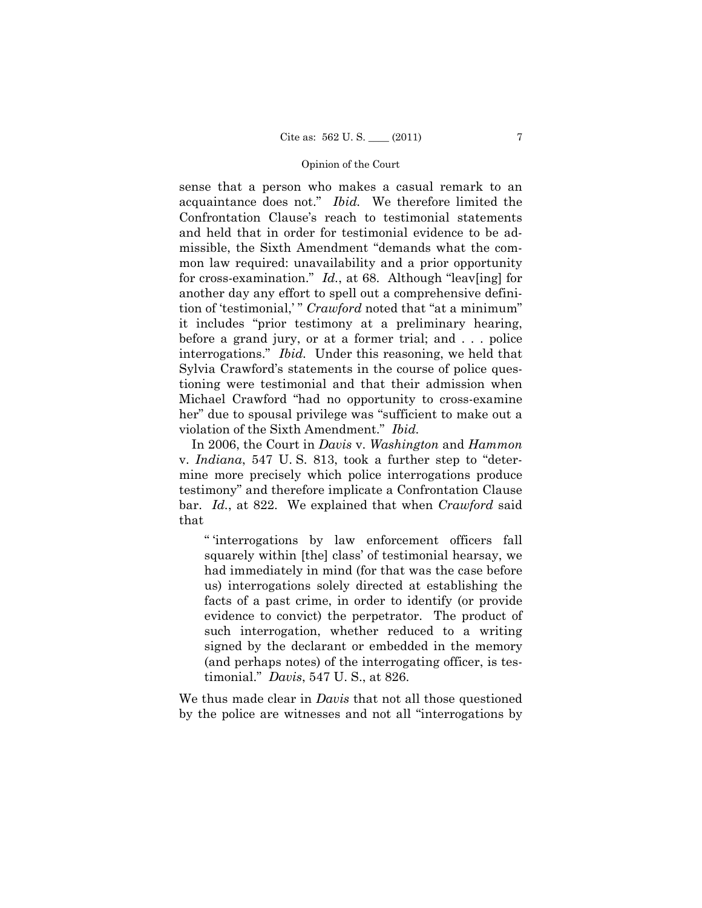sense that a person who makes a casual remark to an acquaintance does not." *Ibid.* We therefore limited the Confrontation Clause's reach to testimonial statements and held that in order for testimonial evidence to be admissible, the Sixth Amendment "demands what the common law required: unavailability and a prior opportunity for cross-examination." *Id.*, at 68. Although "leav[ing] for another day any effort to spell out a comprehensive definition of 'testimonial,'" *Crawford* noted that "at a minimum" it includes "prior testimony at a preliminary hearing, before a grand jury, or at a former trial; and . . . police interrogations." *Ibid.* Under this reasoning, we held that Sylvia Crawford's statements in the course of police questioning were testimonial and that their admission when Michael Crawford "had no opportunity to cross-examine her" due to spousal privilege was "sufficient to make out a violation of the Sixth Amendment." *Ibid.*

In 2006, the Court in *Davis* v. *Washington* and *Hammon* v. *Indiana*, 547 U. S. 813, took a further step to "determine more precisely which police interrogations produce testimony" and therefore implicate a Confrontation Clause bar. *Id.*, at 822. We explained that when *Crawford* said that

> "'interrogations by law enforcement officers fall squarely within [the] class' of testimonial hearsay, we had immediately in mind (for that was the case before us) interrogations solely directed at establishing the facts of a past crime, in order to identify (or provide evidence to convict) the perpetrator. The product of such interrogation, whether reduced to a writing signed by the declarant or embedded in the memory (and perhaps notes) of the interrogating officer, is testimonial." *Davis*, 547 U. S., at 826.

We thus made clear in *Davis* that not all those questioned by the police are witnesses and not all "interrogations by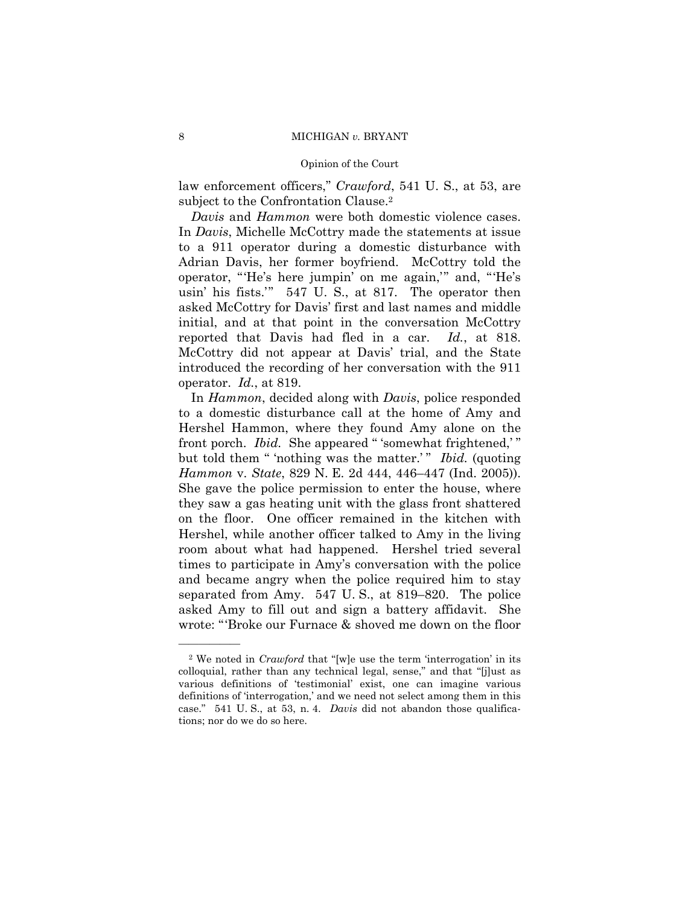law enforcement officers," *Crawford*, 541 U. S., at 53, are subject to the Confrontation Clause.[2]

*Davis* and *Hammon* were both domestic violence cases. In *Davis*, Michelle McCottry made the statements at issue to a 911 operator during a domestic disturbance with Adrian Davis, her former boyfriend. McCottry told the operator, "'He's here jumpin' on me again,'" and, "'He's usin' his fists.'" 547 U. S., at 817. The operator then asked McCottry for Davis' first and last names and middle initial, and at that point in the conversation McCottry reported that Davis had fled in a car. *Id.*, at 818. McCottry did not appear at Davis' trial, and the State introduced the recording of her conversation with the 911 operator. *Id.*, at 819.

In *Hammon*, decided along with *Davis*, police responded to a domestic disturbance call at the home of Amy and Hershel Hammon, where they found Amy alone on the front porch. *Ibid.* She appeared " 'somewhat frightened,' " but told them " 'nothing was the matter.' " *Ibid.* (quoting *Hammon* v. *State*, 829 N. E. 2d 444, 446–447 (Ind. 2005)). She gave the police permission to enter the house, where they saw a gas heating unit with the glass front shattered on the floor. One officer remained in the kitchen with Hershel, while another officer talked to Amy in the living room about what had happened. Hershel tried several times to participate in Amy's conversation with the police and became angry when the police required him to stay separated from Amy. 547 U. S., at 819–820. The police asked Amy to fill out and sign a battery affidavit. She wrote: "'Broke our Furnace & shoved me down on the floor

---

[2] We noted in *Crawford* that "[w]e use the term 'interrogation' in its colloquial, rather than any technical legal, sense," and that "[j]ust as various definitions of 'testimonial' exist, one can imagine various definitions of 'interrogation,' and we need not select among them in this case." 541 U. S., at 53, n. 4. *Davis* did not abandon those qualifications; nor do we do so here.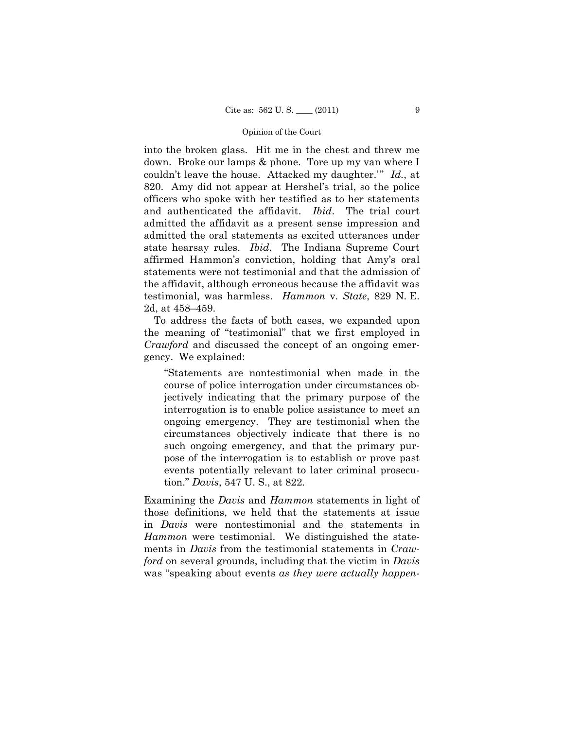into the broken glass. Hit me in the chest and threw me down. Broke our lamps & phone. Tore up my van where I couldn't leave the house. Attacked my daughter.'" *Id.*, at 820. Amy did not appear at Hershel's trial, so the police officers who spoke with her testified as to her statements and authenticated the affidavit. *Ibid.* The trial court admitted the affidavit as a present sense impression and admitted the oral statements as excited utterances under state hearsay rules. *Ibid.* The Indiana Supreme Court affirmed Hammon's conviction, holding that Amy's oral statements were not testimonial and that the admission of the affidavit, although erroneous because the affidavit was testimonial, was harmless. *Hammon* v. *State*, 829 N. E. 2d, at 458–459.

To address the facts of both cases, we expanded upon the meaning of "testimonial" that we first employed in *Crawford* and discussed the concept of an ongoing emergency. We explained:

> "Statements are nontestimonial when made in the course of police interrogation under circumstances objectively indicating that the primary purpose of the interrogation is to enable police assistance to meet an ongoing emergency. They are testimonial when the circumstances objectively indicate that there is no such ongoing emergency, and that the primary purpose of the interrogation is to establish or prove past events potentially relevant to later criminal prosecution." *Davis*, 547 U. S., at 822.

Examining the *Davis* and *Hammon* statements in light of those definitions, we held that the statements at issue in *Davis* were nontestimonial and the statements in *Hammon* were testimonial. We distinguished the statements in *Davis* from the testimonial statements in *Crawford* on several grounds, including that the victim in *Davis* was "speaking about events *as they were actually happen-*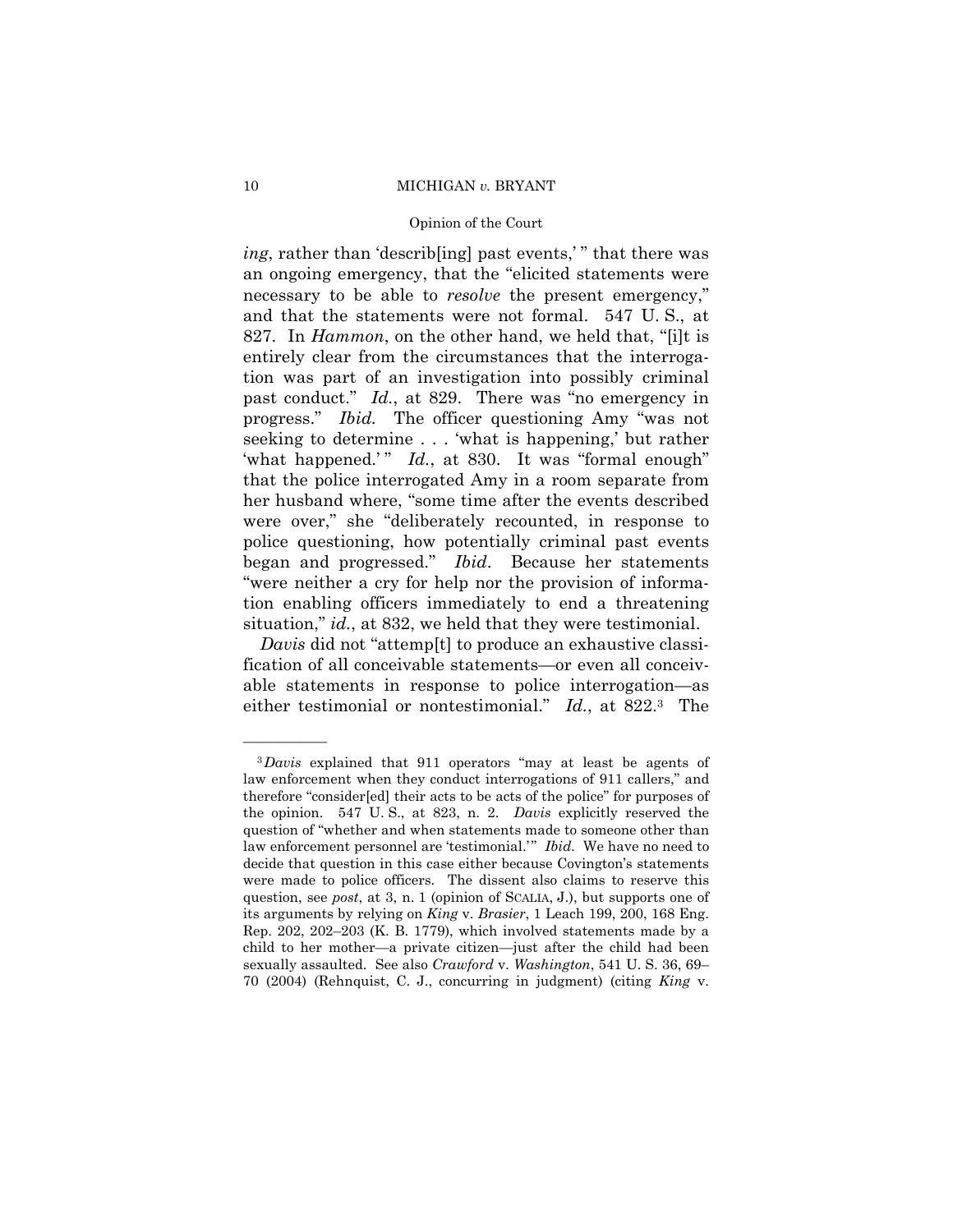*ing*, rather than 'describ[ing] past events,' " that there was an ongoing emergency, that the "elicited statements were necessary to be able to *resolve* the present emergency," and that the statements were not formal. 547 U. S., at 827. In *Hammon*, on the other hand, we held that, "[i]t is entirely clear from the circumstances that the interrogation was part of an investigation into possibly criminal past conduct." *Id.*, at 829. There was "no emergency in progress." *Ibid.* The officer questioning Amy "was not seeking to determine . . . 'what is happening,' but rather 'what happened.' " *Id.*, at 830. It was "formal enough" that the police interrogated Amy in a room separate from her husband where, "some time after the events described were over," she "deliberately recounted, in response to police questioning, how potentially criminal past events began and progressed." *Ibid*. Because her statements "were neither a cry for help nor the provision of information enabling officers immediately to end a threatening situation," *id.*, at 832, we held that they were testimonial.

*Davis* did not "attemp[t] to produce an exhaustive classification of all conceivable statements—or even all conceivable statements in response to police interrogation—as either testimonial or nontestimonial." *Id.*, at 822.[3] The

---

[3] *Davis* explained that 911 operators "may at least be agents of law enforcement when they conduct interrogations of 911 callers," and therefore "consider[ed] their acts to be acts of the police" for purposes of the opinion. 547 U. S., at 823, n. 2. *Davis* explicitly reserved the question of "whether and when statements made to someone other than law enforcement personnel are 'testimonial.'" *Ibid.* We have no need to decide that question in this case either because Covington's statements were made to police officers. The dissent also claims to reserve this question, see *post*, at 3, n. 1 (opinion of SCALIA, J.), but supports one of its arguments by relying on *King* v. *Brasier*, 1 Leach 199, 200, 168 Eng. Rep. 202, 202–203 (K. B. 1779), which involved statements made by a child to her mother—a private citizen—just after the child had been sexually assaulted. See also *Crawford* v. *Washington*, 541 U. S. 36, 69–70 (2004) (Rehnquist, C. J., concurring in judgment) (citing *King* v.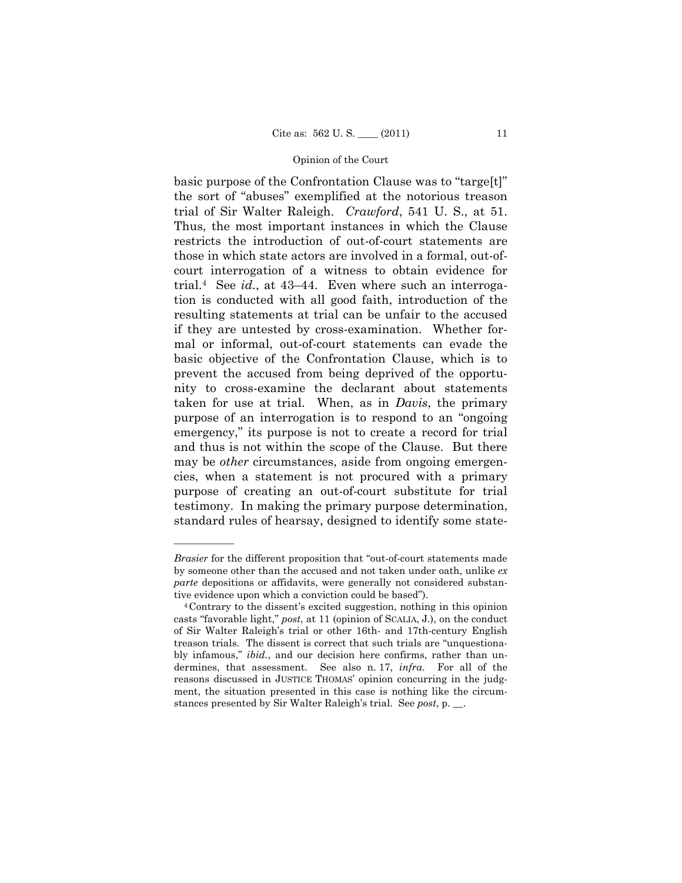basic purpose of the Confrontation Clause was to "targe[t]" the sort of "abuses" exemplified at the notorious treason trial of Sir Walter Raleigh. *Crawford*, 541 U. S., at 51. Thus, the most important instances in which the Clause restricts the introduction of out-of-court statements are those in which state actors are involved in a formal, out-of-court interrogation of a witness to obtain evidence for trial.[4] See *id.*, at 43–44. Even where such an interrogation is conducted with all good faith, introduction of the resulting statements at trial can be unfair to the accused if they are untested by cross-examination. Whether formal or informal, out-of-court statements can evade the basic objective of the Confrontation Clause, which is to prevent the accused from being deprived of the opportunity to cross-examine the declarant about statements taken for use at trial. When, as in *Davis*, the primary purpose of an interrogation is to respond to an "ongoing emergency," its purpose is not to create a record for trial and thus is not within the scope of the Clause. But there may be *other* circumstances, aside from ongoing emergencies, when a statement is not procured with a primary purpose of creating an out-of-court substitute for trial testimony. In making the primary purpose determination, standard rules of hearsay, designed to identify some state-

---

*Brasier* for the different proposition that "out-of-court statements made by someone other than the accused and not taken under oath, unlike *ex parte* depositions or affidavits, were generally not considered substantive evidence upon which a conviction could be based").

[4] Contrary to the dissent's excited suggestion, nothing in this opinion casts "favorable light," *post*, at 11 (opinion of SCALIA, J.), on the conduct of Sir Walter Raleigh's trial or other 16th- and 17th-century English treason trials. The dissent is correct that such trials are "unquestionably infamous," *ibid.*, and our decision here confirms, rather than undermines, that assessment. See also n. 17, *infra*. For all of the reasons discussed in JUSTICE THOMAS' opinion concurring in the judgment, the situation presented in this case is nothing like the circumstances presented by Sir Walter Raleigh's trial. See *post*, p. \_\_.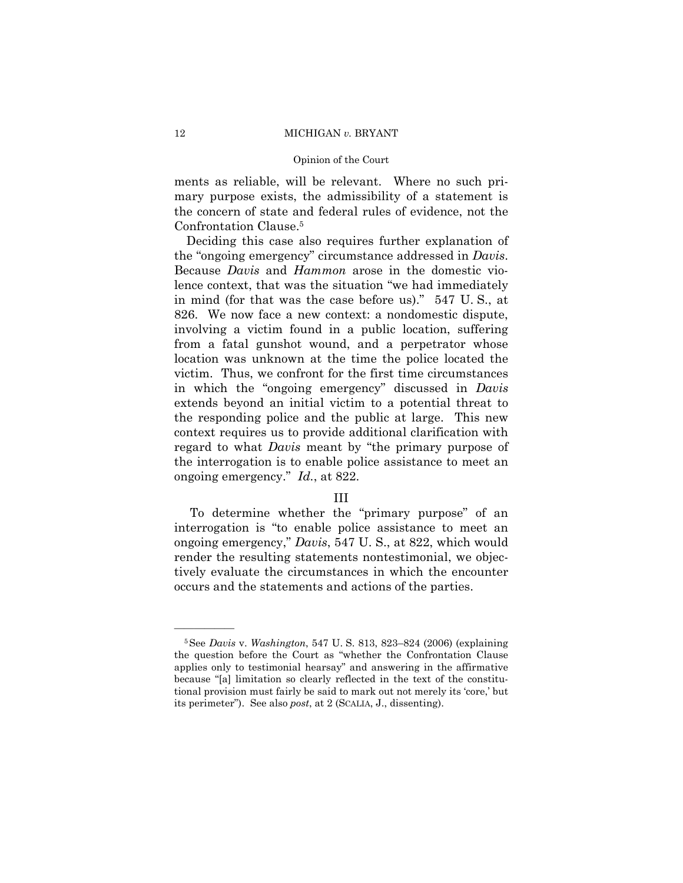ments as reliable, will be relevant. Where no such primary purpose exists, the admissibility of a statement is the concern of state and federal rules of evidence, not the Confrontation Clause.[5]

Deciding this case also requires further explanation of the "ongoing emergency" circumstance addressed in *Davis*. Because *Davis* and *Hammon* arose in the domestic violence context, that was the situation "we had immediately in mind (for that was the case before us)." 547 U. S., at 826. We now face a new context: a nondomestic dispute, involving a victim found in a public location, suffering from a fatal gunshot wound, and a perpetrator whose location was unknown at the time the police located the victim. Thus, we confront for the first time circumstances in which the "ongoing emergency" discussed in *Davis* extends beyond an initial victim to a potential threat to the responding police and the public at large. This new context requires us to provide additional clarification with regard to what *Davis* meant by "the primary purpose of the interrogation is to enable police assistance to meet an ongoing emergency." *Id.*, at 822.

## III

To determine whether the "primary purpose" of an interrogation is "to enable police assistance to meet an ongoing emergency," *Davis*, 547 U. S., at 822, which would render the resulting statements nontestimonial, we objectively evaluate the circumstances in which the encounter occurs and the statements and actions of the parties.

---

[5] See *Davis* v. *Washington*, 547 U. S. 813, 823–824 (2006) (explaining the question before the Court as "whether the Confrontation Clause applies only to testimonial hearsay" and answering in the affirmative because "[a] limitation so clearly reflected in the text of the constitutional provision must fairly be said to mark out not merely its 'core,' but its perimeter"). See also *post*, at 2 (SCALIA, J., dissenting).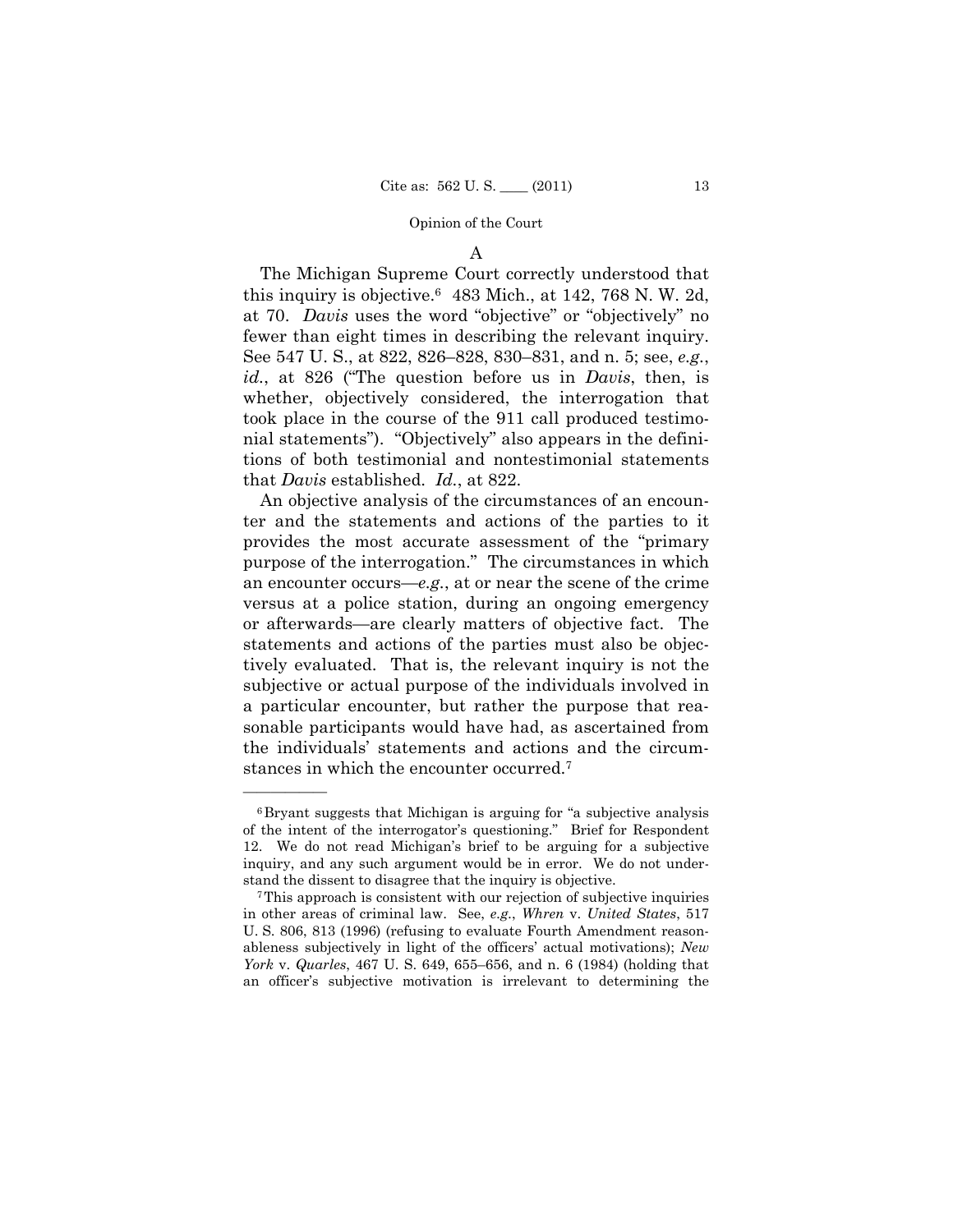A

The Michigan Supreme Court correctly understood that this inquiry is objective.[6] 483 Mich., at 142, 768 N. W. 2d, at 70. *Davis* uses the word "objective" or "objectively" no fewer than eight times in describing the relevant inquiry. See 547 U. S., at 822, 826–828, 830–831, and n. 5; see, *e.g.*, *id.*, at 826 ("The question before us in *Davis*, then, is whether, objectively considered, the interrogation that took place in the course of the 911 call produced testimonial statements"). "Objectively" also appears in the definitions of both testimonial and nontestimonial statements that *Davis* established. *Id.*, at 822.

An objective analysis of the circumstances of an encounter and the statements and actions of the parties to it provides the most accurate assessment of the "primary purpose of the interrogation." The circumstances in which an encounter occurs—*e.g.*, at or near the scene of the crime versus at a police station, during an ongoing emergency or afterwards—are clearly matters of objective fact. The statements and actions of the parties must also be objectively evaluated. That is, the relevant inquiry is not the subjective or actual purpose of the individuals involved in a particular encounter, but rather the purpose that reasonable participants would have had, as ascertained from the individuals' statements and actions and the circumstances in which the encounter occurred.[7]

---

[6] Bryant suggests that Michigan is arguing for "a subjective analysis of the intent of the interrogator's questioning." Brief for Respondent 12. We do not read Michigan's brief to be arguing for a subjective inquiry, and any such argument would be in error. We do not understand the dissent to disagree that the inquiry is objective.

[7] This approach is consistent with our rejection of subjective inquiries in other areas of criminal law. See, *e.g.*, *Whren* v. *United States*, 517 U. S. 806, 813 (1996) (refusing to evaluate Fourth Amendment reasonableness subjectively in light of the officers' actual motivations); *New York* v. *Quarles*, 467 U. S. 649, 655–656, and n. 6 (1984) (holding that an officer's subjective motivation is irrelevant to determining the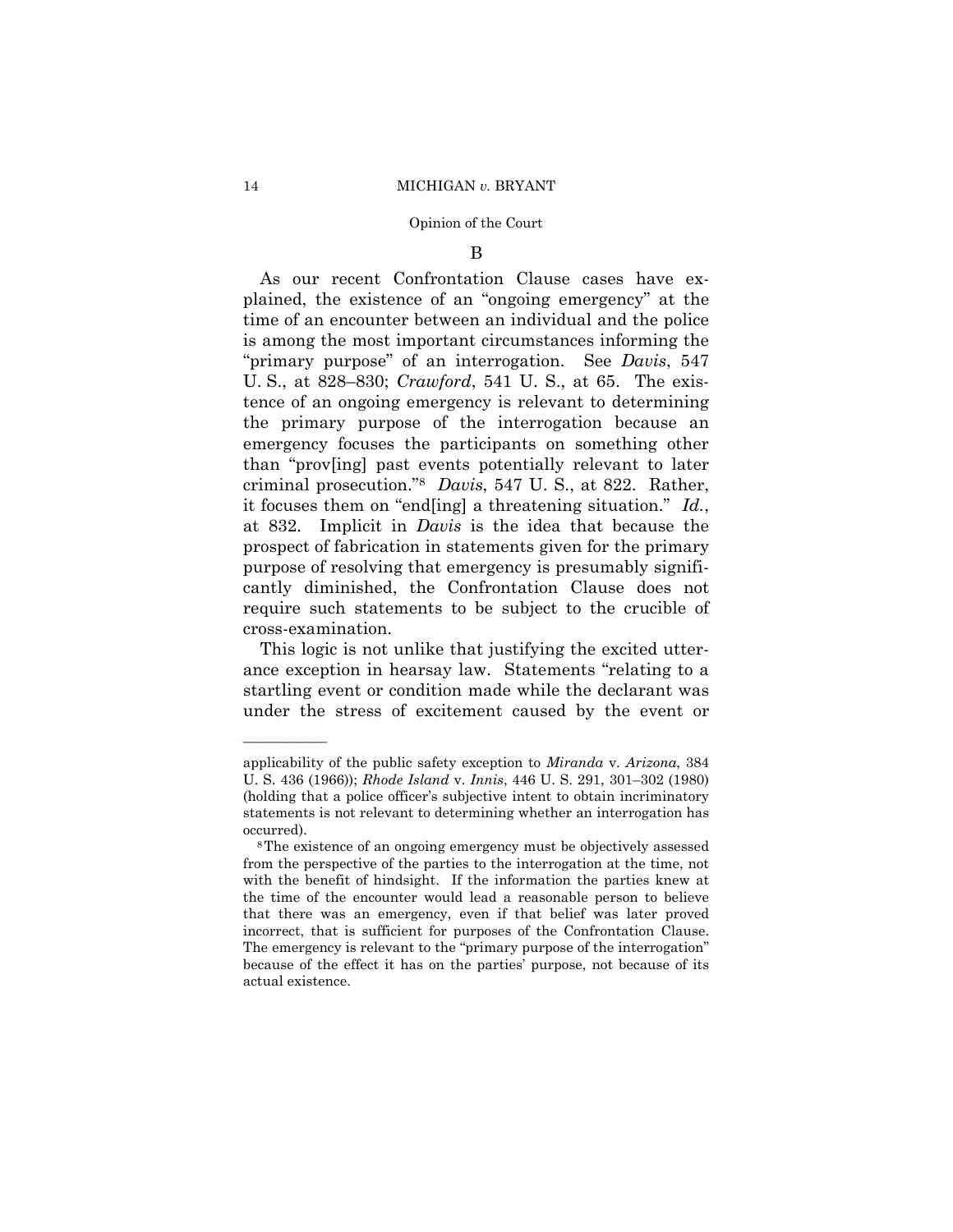B

As our recent Confrontation Clause cases have explained, the existence of an "ongoing emergency" at the time of an encounter between an individual and the police is among the most important circumstances informing the "primary purpose" of an interrogation. See *Davis*, 547 U. S., at 828–830; *Crawford*, 541 U. S., at 65. The existence of an ongoing emergency is relevant to determining the primary purpose of the interrogation because an emergency focuses the participants on something other than "prov[ing] past events potentially relevant to later criminal prosecution."[8] *Davis*, 547 U. S., at 822. Rather, it focuses them on "end[ing] a threatening situation." *Id.*, at 832. Implicit in *Davis* is the idea that because the prospect of fabrication in statements given for the primary purpose of resolving that emergency is presumably significantly diminished, the Confrontation Clause does not require such statements to be subject to the crucible of cross-examination.

This logic is not unlike that justifying the excited utterance exception in hearsay law. Statements "relating to a startling event or condition made while the declarant was under the stress of excitement caused by the event or

---

applicability of the public safety exception to *Miranda* v. *Arizona*, 384 U. S. 436 (1966)); *Rhode Island* v. *Innis*, 446 U. S. 291, 301–302 (1980) (holding that a police officer's subjective intent to obtain incriminatory statements is not relevant to determining whether an interrogation has occurred).

[8] The existence of an ongoing emergency must be objectively assessed from the perspective of the parties to the interrogation at the time, not with the benefit of hindsight. If the information the parties knew at the time of the encounter would lead a reasonable person to believe that there was an emergency, even if that belief was later proved incorrect, that is sufficient for purposes of the Confrontation Clause. The emergency is relevant to the "primary purpose of the interrogation" because of the effect it has on the parties' purpose, not because of its actual existence.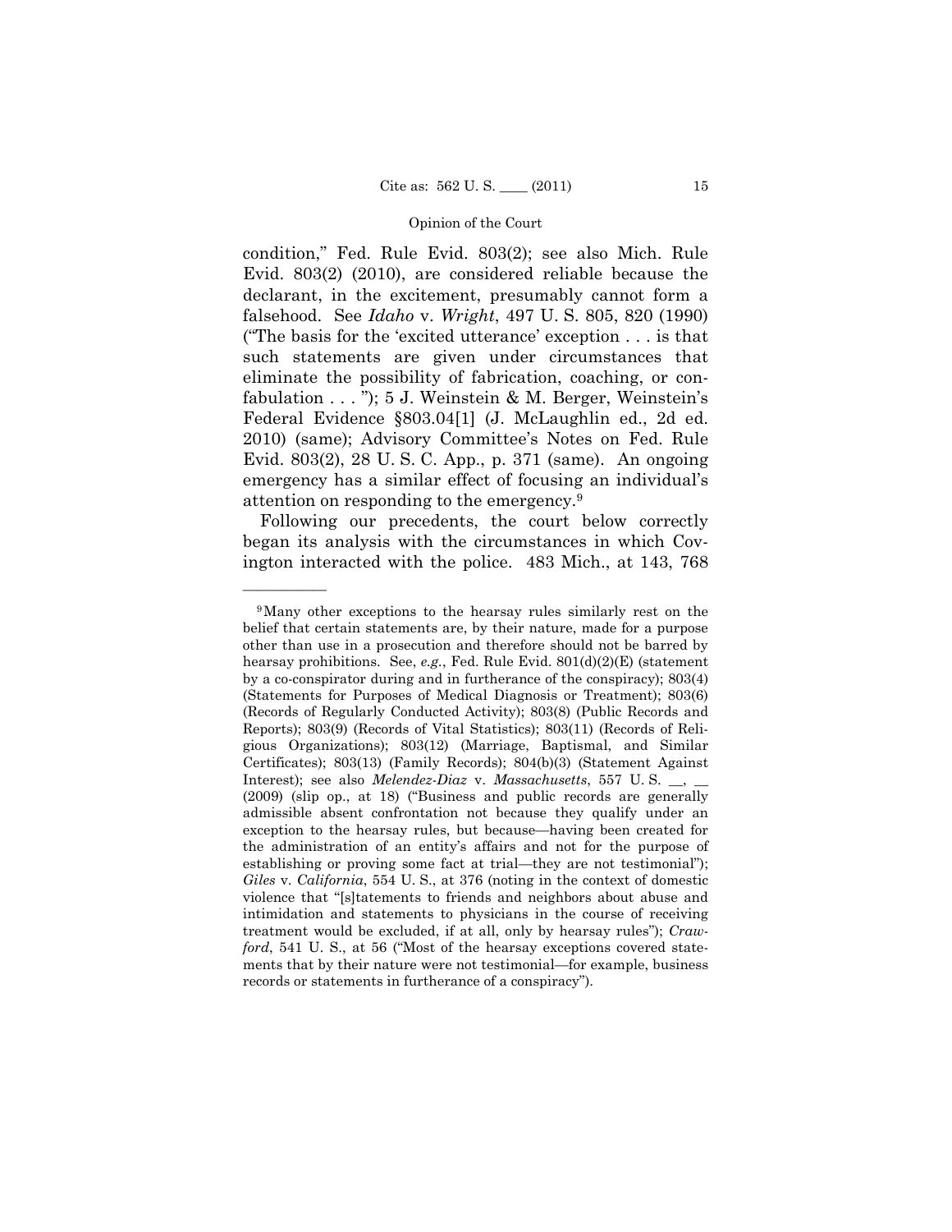condition," Fed. Rule Evid. 803(2); see also Mich. Rule Evid. 803(2) (2010), are considered reliable because the declarant, in the excitement, presumably cannot form a falsehood. See *Idaho* v. *Wright*, 497 U. S. 805, 820 (1990) ("The basis for the 'excited utterance' exception . . . is that such statements are given under circumstances that eliminate the possibility of fabrication, coaching, or confabulation . . . "); 5 J. Weinstein & M. Berger, Weinstein's Federal Evidence §803.04[1] (J. McLaughlin ed., 2d ed. 2010) (same); Advisory Committee's Notes on Fed. Rule Evid. 803(2), 28 U. S. C. App., p. 371 (same). An ongoing emergency has a similar effect of focusing an individual's attention on responding to the emergency.[9]

Following our precedents, the court below correctly began its analysis with the circumstances in which Covington interacted with the police. 483 Mich., at 143, 768

---

[9] Many other exceptions to the hearsay rules similarly rest on the belief that certain statements are, by their nature, made for a purpose other than use in a prosecution and therefore should not be barred by hearsay prohibitions. See, *e.g.*, Fed. Rule Evid. 801(d)(2)(E) (statement by a co-conspirator during and in furtherance of the conspiracy); 803(4) (Statements for Purposes of Medical Diagnosis or Treatment); 803(6) (Records of Regularly Conducted Activity); 803(8) (Public Records and Reports); 803(9) (Records of Vital Statistics); 803(11) (Records of Religious Organizations); 803(12) (Marriage, Baptismal, and Similar Certificates); 803(13) (Family Records); 804(b)(3) (Statement Against Interest); see also *Melendez-Diaz* v. *Massachusetts*, 557 U. S. __, __ (2009) (slip op., at 18) ("Business and public records are generally admissible absent confrontation not because they qualify under an exception to the hearsay rules, but because—having been created for the administration of an entity's affairs and not for the purpose of establishing or proving some fact at trial—they are not testimonial"); *Giles* v. *California*, 554 U. S., at 376 (noting in the context of domestic violence that "[s]tatements to friends and neighbors about abuse and intimidation and statements to physicians in the course of receiving treatment would be excluded, if at all, only by hearsay rules"); *Crawford*, 541 U. S., at 56 ("Most of the hearsay exceptions covered statements that by their nature were not testimonial—for example, business records or statements in furtherance of a conspiracy").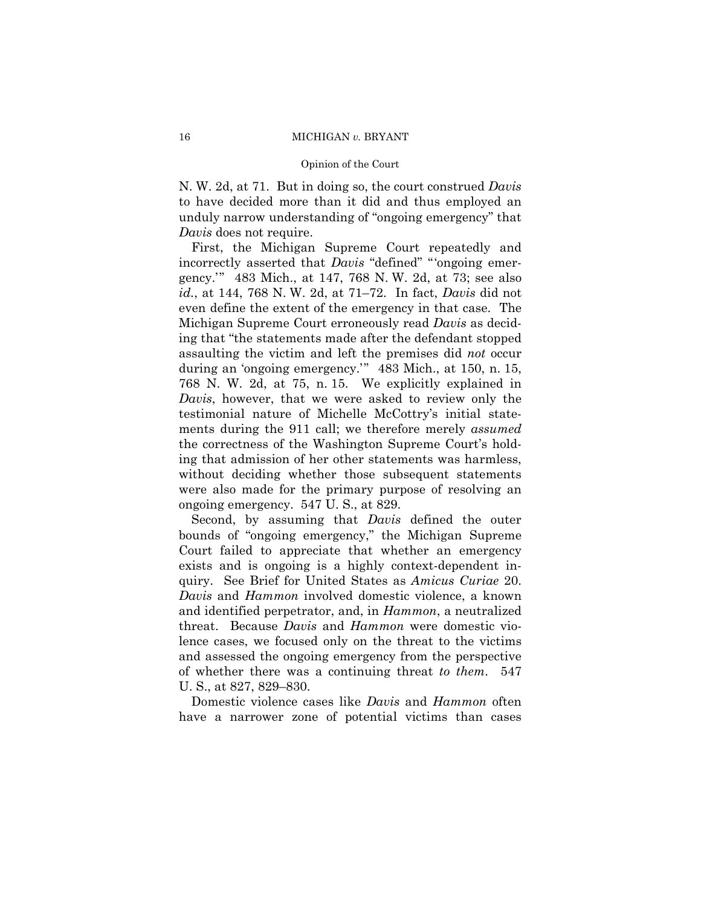N. W. 2d, at 71. But in doing so, the court construed *Davis* to have decided more than it did and thus employed an unduly narrow understanding of "ongoing emergency" that *Davis* does not require.

First, the Michigan Supreme Court repeatedly and incorrectly asserted that *Davis* "defined" "'ongoing emergency.'" 483 Mich., at 147, 768 N. W. 2d, at 73; see also *id.*, at 144, 768 N. W. 2d, at 71–72. In fact, *Davis* did not even define the extent of the emergency in that case. The Michigan Supreme Court erroneously read *Davis* as deciding that "the statements made after the defendant stopped assaulting the victim and left the premises did *not* occur during an 'ongoing emergency.'" 483 Mich., at 150, n. 15, 768 N. W. 2d, at 75, n. 15. We explicitly explained in *Davis*, however, that we were asked to review only the testimonial nature of Michelle McCottry's initial statements during the 911 call; we therefore merely *assumed* the correctness of the Washington Supreme Court's holding that admission of her other statements was harmless, without deciding whether those subsequent statements were also made for the primary purpose of resolving an ongoing emergency. 547 U. S., at 829.

Second, by assuming that *Davis* defined the outer bounds of "ongoing emergency," the Michigan Supreme Court failed to appreciate that whether an emergency exists and is ongoing is a highly context-dependent inquiry. See Brief for United States as *Amicus Curiae* 20. *Davis* and *Hammon* involved domestic violence, a known and identified perpetrator, and, in *Hammon*, a neutralized threat. Because *Davis* and *Hammon* were domestic violence cases, we focused only on the threat to the victims and assessed the ongoing emergency from the perspective of whether there was a continuing threat *to them*. 547 U. S., at 827, 829–830.

Domestic violence cases like *Davis* and *Hammon* often have a narrower zone of potential victims than cases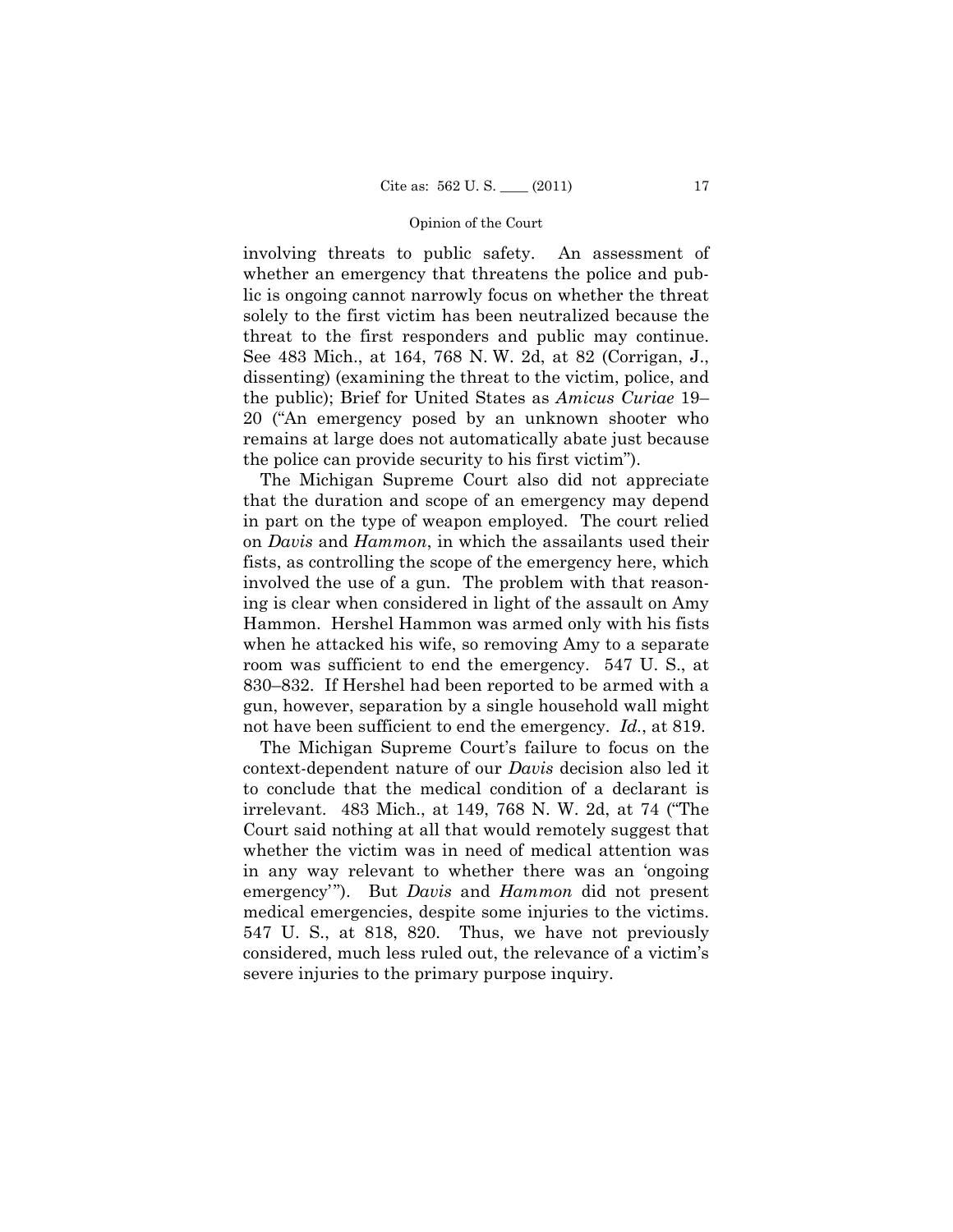involving threats to public safety. An assessment of whether an emergency that threatens the police and public is ongoing cannot narrowly focus on whether the threat solely to the first victim has been neutralized because the threat to the first responders and public may continue. See 483 Mich., at 164, 768 N. W. 2d, at 82 (Corrigan, J., dissenting) (examining the threat to the victim, police, and the public); Brief for United States as *Amicus Curiae* 19–20 ("An emergency posed by an unknown shooter who remains at large does not automatically abate just because the police can provide security to his first victim").

The Michigan Supreme Court also did not appreciate that the duration and scope of an emergency may depend in part on the type of weapon employed. The court relied on *Davis* and *Hammon*, in which the assailants used their fists, as controlling the scope of the emergency here, which involved the use of a gun. The problem with that reasoning is clear when considered in light of the assault on Amy Hammon. Hershel Hammon was armed only with his fists when he attacked his wife, so removing Amy to a separate room was sufficient to end the emergency. 547 U. S., at 830–832. If Hershel had been reported to be armed with a gun, however, separation by a single household wall might not have been sufficient to end the emergency. *Id.*, at 819.

The Michigan Supreme Court's failure to focus on the context-dependent nature of our *Davis* decision also led it to conclude that the medical condition of a declarant is irrelevant. 483 Mich., at 149, 768 N. W. 2d, at 74 ("The Court said nothing at all that would remotely suggest that whether the victim was in need of medical attention was in any way relevant to whether there was an 'ongoing emergency'"). But *Davis* and *Hammon* did not present medical emergencies, despite some injuries to the victims. 547 U. S., at 818, 820. Thus, we have not previously considered, much less ruled out, the relevance of a victim's severe injuries to the primary purpose inquiry.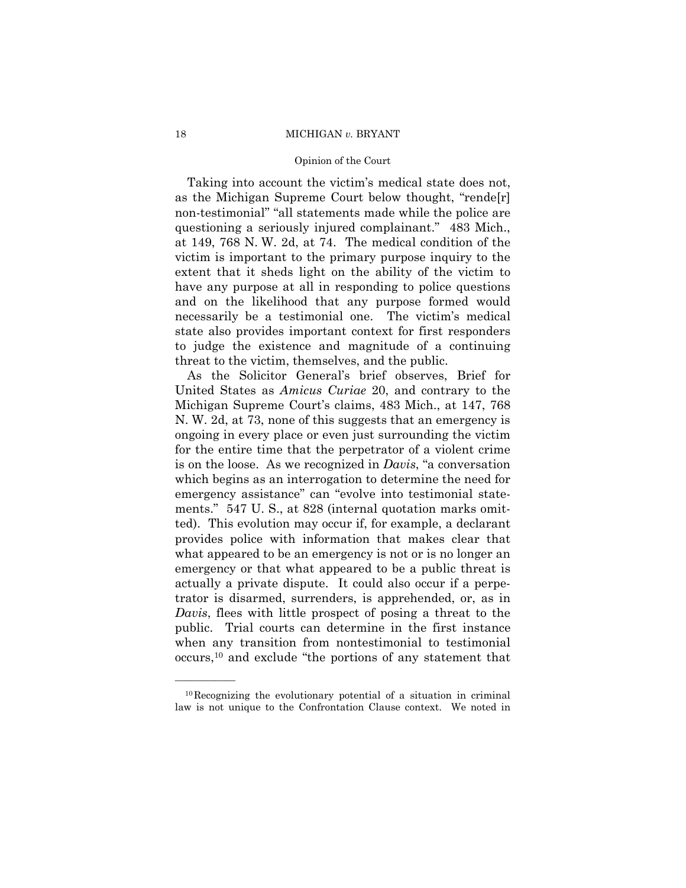Taking into account the victim's medical state does not, as the Michigan Supreme Court below thought, "rende[r] non-testimonial" "all statements made while the police are questioning a seriously injured complainant." 483 Mich., at 149, 768 N. W. 2d, at 74. The medical condition of the victim is important to the primary purpose inquiry to the extent that it sheds light on the ability of the victim to have any purpose at all in responding to police questions and on the likelihood that any purpose formed would necessarily be a testimonial one. The victim's medical state also provides important context for first responders to judge the existence and magnitude of a continuing threat to the victim, themselves, and the public.

As the Solicitor General's brief observes, Brief for United States as *Amicus Curiae* 20, and contrary to the Michigan Supreme Court's claims, 483 Mich., at 147, 768 N. W. 2d, at 73, none of this suggests that an emergency is ongoing in every place or even just surrounding the victim for the entire time that the perpetrator of a violent crime is on the loose. As we recognized in *Davis*, "a conversation which begins as an interrogation to determine the need for emergency assistance" can "evolve into testimonial statements." 547 U. S., at 828 (internal quotation marks omitted). This evolution may occur if, for example, a declarant provides police with information that makes clear that what appeared to be an emergency is not or is no longer an emergency or that what appeared to be a public threat is actually a private dispute. It could also occur if a perpetrator is disarmed, surrenders, is apprehended, or, as in *Davis*, flees with little prospect of posing a threat to the public. Trial courts can determine in the first instance when any transition from nontestimonial to testimonial occurs,[10] and exclude "the portions of any statement that

---

[10] Recognizing the evolutionary potential of a situation in criminal law is not unique to the Confrontation Clause context. We noted in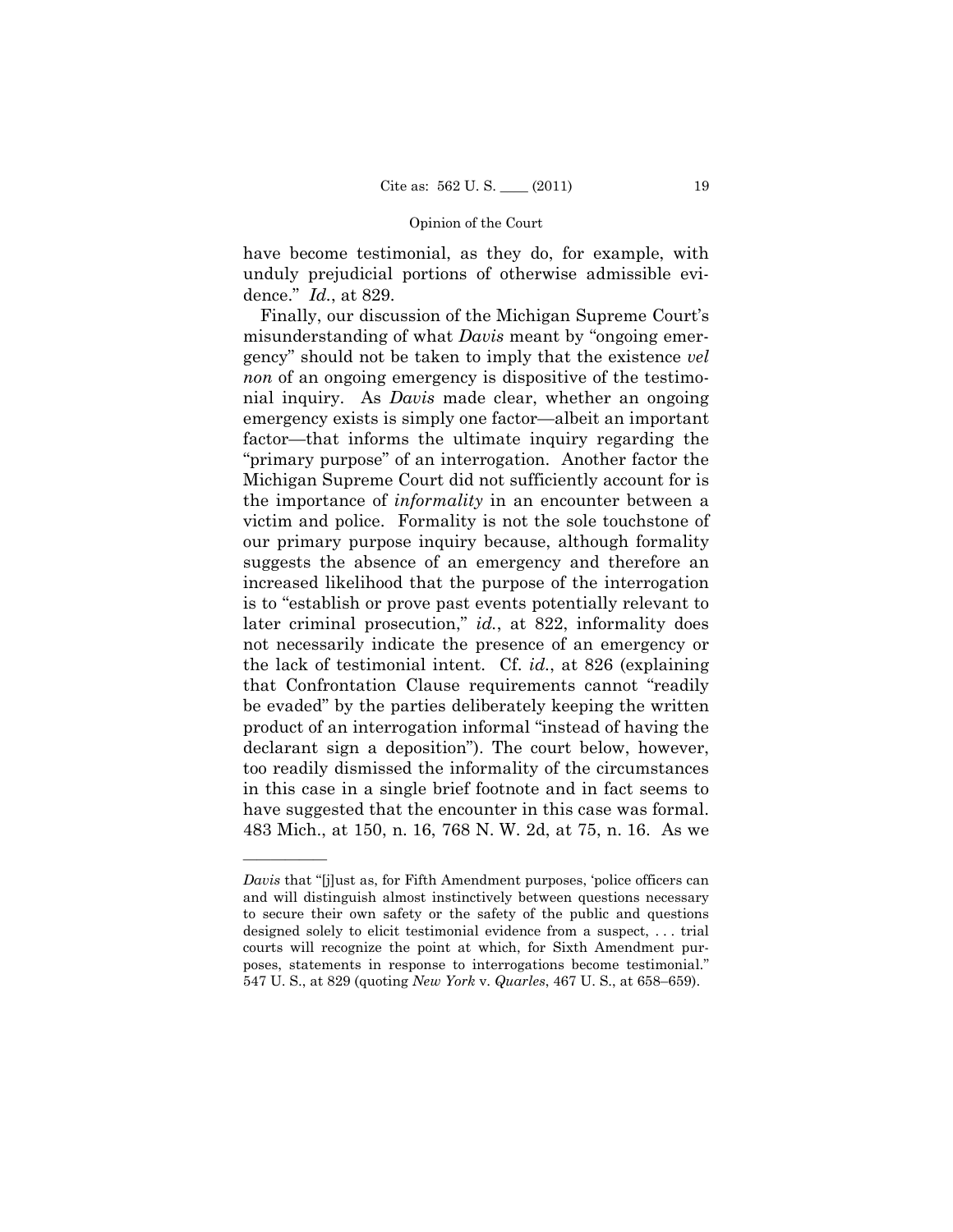have become testimonial, as they do, for example, with unduly prejudicial portions of otherwise admissible evidence." *Id.*, at 829.

Finally, our discussion of the Michigan Supreme Court's misunderstanding of what *Davis* meant by "ongoing emergency" should not be taken to imply that the existence *vel non* of an ongoing emergency is dispositive of the testimonial inquiry. As *Davis* made clear, whether an ongoing emergency exists is simply one factor—albeit an important factor—that informs the ultimate inquiry regarding the "primary purpose" of an interrogation. Another factor the Michigan Supreme Court did not sufficiently account for is the importance of *informality* in an encounter between a victim and police. Formality is not the sole touchstone of our primary purpose inquiry because, although formality suggests the absence of an emergency and therefore an increased likelihood that the purpose of the interrogation is to "establish or prove past events potentially relevant to later criminal prosecution," *id.*, at 822, informality does not necessarily indicate the presence of an emergency or the lack of testimonial intent. Cf. *id.*, at 826 (explaining that Confrontation Clause requirements cannot "readily be evaded" by the parties deliberately keeping the written product of an interrogation informal "instead of having the declarant sign a deposition"). The court below, however, too readily dismissed the informality of the circumstances in this case in a single brief footnote and in fact seems to have suggested that the encounter in this case was formal. 483 Mich., at 150, n. 16, 768 N. W. 2d, at 75, n. 16. As we

---

*Davis* that "[j]ust as, for Fifth Amendment purposes, 'police officers can and will distinguish almost instinctively between questions necessary to secure their own safety or the safety of the public and questions designed solely to elicit testimonial evidence from a suspect, . . . trial courts will recognize the point at which, for Sixth Amendment purposes, statements in response to interrogations become testimonial." 547 U. S., at 829 (quoting *New York* v. *Quarles*, 467 U. S., at 658–659).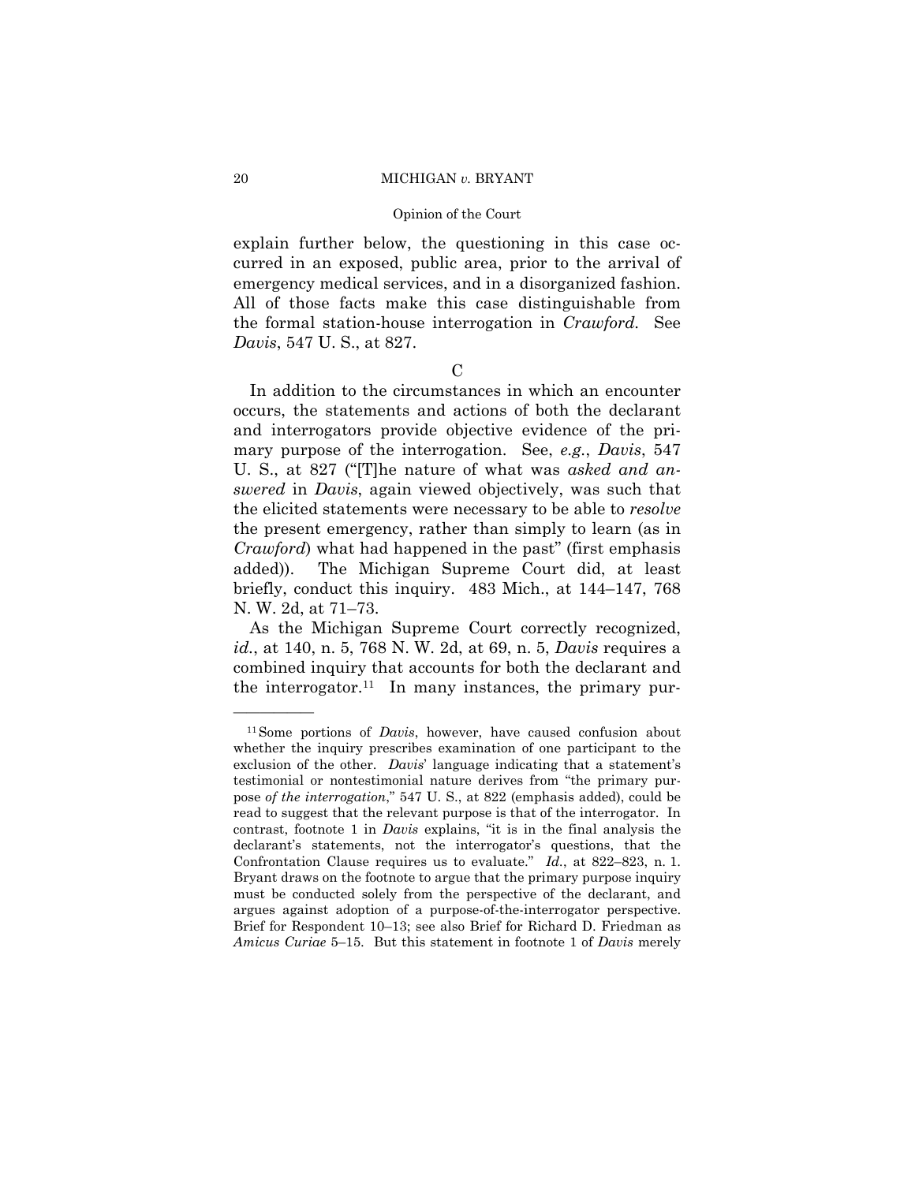explain further below, the questioning in this case occurred in an exposed, public area, prior to the arrival of emergency medical services, and in a disorganized fashion. All of those facts make this case distinguishable from the formal station-house interrogation in *Crawford*. See *Davis*, 547 U. S., at 827.

C

In addition to the circumstances in which an encounter occurs, the statements and actions of both the declarant and interrogators provide objective evidence of the primary purpose of the interrogation. See, *e.g.*, *Davis*, 547 U. S., at 827 ("[T]he nature of what was *asked and answered* in *Davis*, again viewed objectively, was such that the elicited statements were necessary to be able to *resolve* the present emergency, rather than simply to learn (as in *Crawford*) what had happened in the past" (first emphasis added)). The Michigan Supreme Court did, at least briefly, conduct this inquiry. 483 Mich., at 144–147, 768 N. W. 2d, at 71–73.

As the Michigan Supreme Court correctly recognized, *id.*, at 140, n. 5, 768 N. W. 2d, at 69, n. 5, *Davis* requires a combined inquiry that accounts for both the declarant and the interrogator.[11] In many instances, the primary pur-

---

[11] Some portions of *Davis*, however, have caused confusion about whether the inquiry prescribes examination of one participant to the exclusion of the other. *Davis*' language indicating that a statement's testimonial or nontestimonial nature derives from "the primary purpose *of the interrogation*," 547 U. S., at 822 (emphasis added), could be read to suggest that the relevant purpose is that of the interrogator. In contrast, footnote 1 in *Davis* explains, "it is in the final analysis the declarant's statements, not the interrogator's questions, that the Confrontation Clause requires us to evaluate." *Id.*, at 822–823, n. 1. Bryant draws on the footnote to argue that the primary purpose inquiry must be conducted solely from the perspective of the declarant, and argues against adoption of a purpose-of-the-interrogator perspective. Brief for Respondent 10–13; see also Brief for Richard D. Friedman as *Amicus Curiae* 5–15. But this statement in footnote 1 of *Davis* merely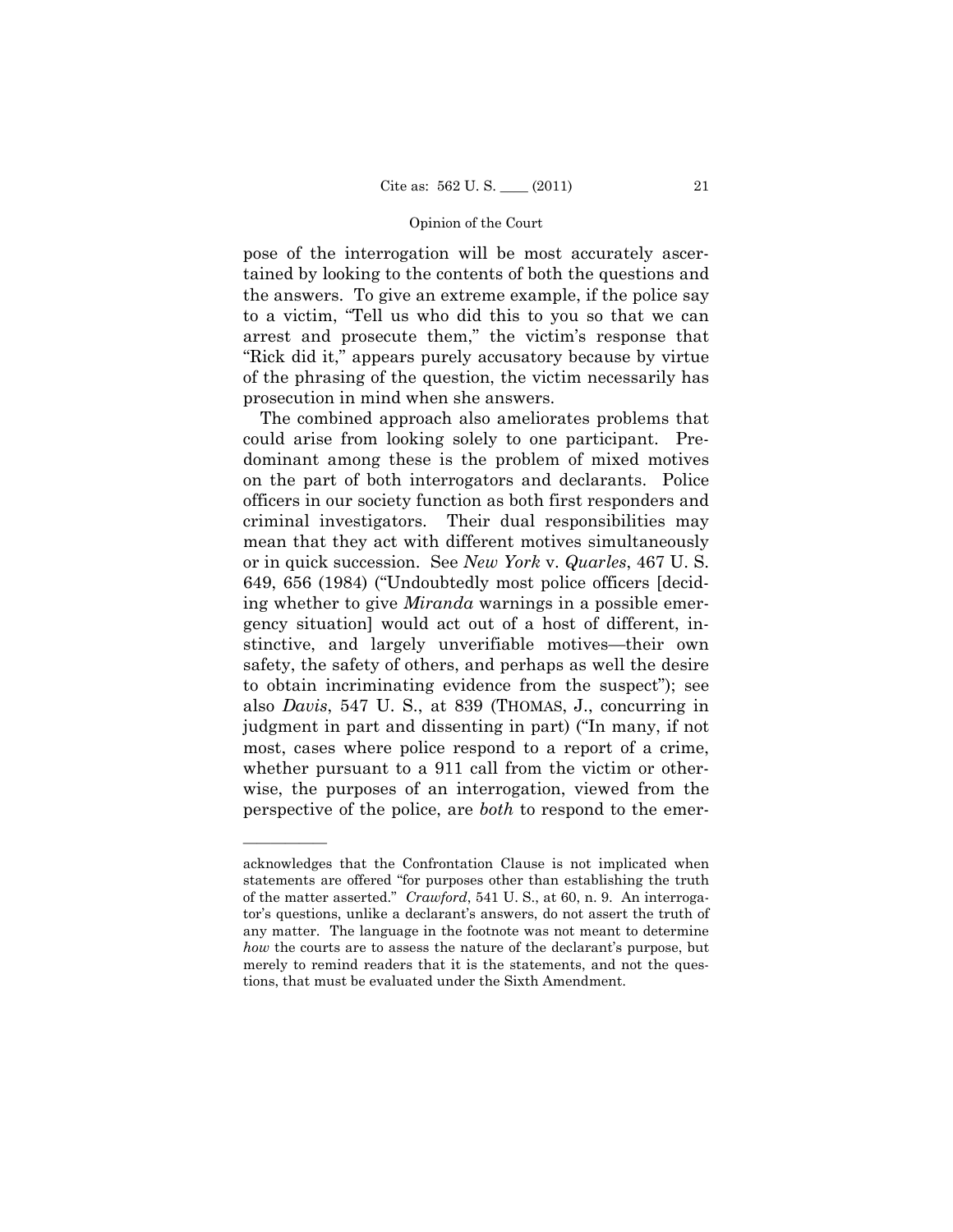pose of the interrogation will be most accurately ascertained by looking to the contents of both the questions and the answers. To give an extreme example, if the police say to a victim, "Tell us who did this to you so that we can arrest and prosecute them," the victim's response that "Rick did it," appears purely accusatory because by virtue of the phrasing of the question, the victim necessarily has prosecution in mind when she answers.

The combined approach also ameliorates problems that could arise from looking solely to one participant. Predominant among these is the problem of mixed motives on the part of both interrogators and declarants. Police officers in our society function as both first responders and criminal investigators. Their dual responsibilities may mean that they act with different motives simultaneously or in quick succession. See *New York* v. *Quarles*, 467 U. S. 649, 656 (1984) ("Undoubtedly most police officers [deciding whether to give *Miranda* warnings in a possible emergency situation] would act out of a host of different, instinctive, and largely unverifiable motives—their own safety, the safety of others, and perhaps as well the desire to obtain incriminating evidence from the suspect"); see also *Davis*, 547 U. S., at 839 (THOMAS, J., concurring in judgment in part and dissenting in part) ("In many, if not most, cases where police respond to a report of a crime, whether pursuant to a 911 call from the victim or otherwise, the purposes of an interrogation, viewed from the perspective of the police, are *both* to respond to the emer-

---

acknowledges that the Confrontation Clause is not implicated when statements are offered "for purposes other than establishing the truth of the matter asserted." *Crawford*, 541 U. S., at 60, n. 9. An interrogator's questions, unlike a declarant's answers, do not assert the truth of any matter. The language in the footnote was not meant to determine *how* the courts are to assess the nature of the declarant's purpose, but merely to remind readers that it is the statements, and not the questions, that must be evaluated under the Sixth Amendment.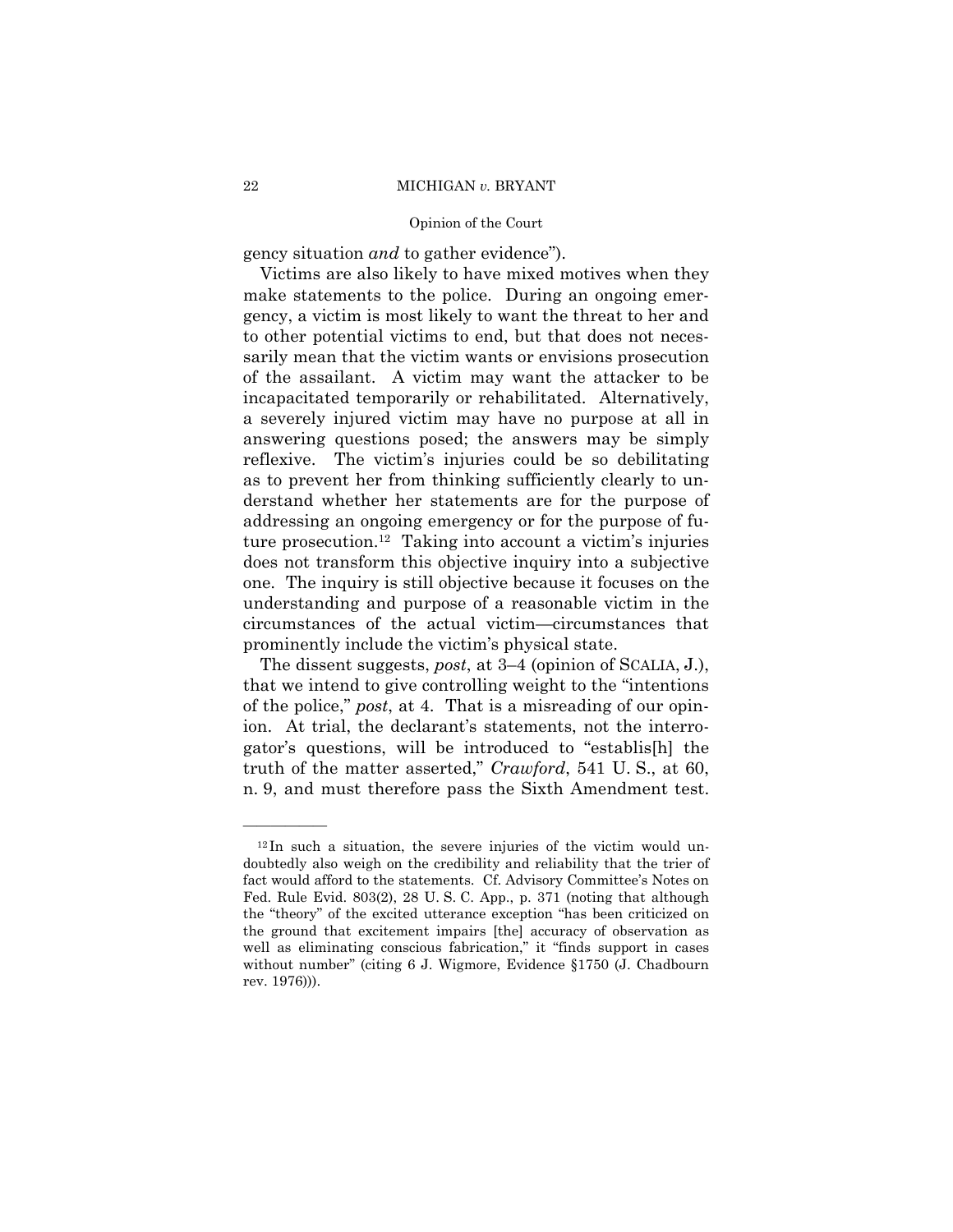gency situation *and* to gather evidence").

Victims are also likely to have mixed motives when they make statements to the police. During an ongoing emergency, a victim is most likely to want the threat to her and to other potential victims to end, but that does not necessarily mean that the victim wants or envisions prosecution of the assailant. A victim may want the attacker to be incapacitated temporarily or rehabilitated. Alternatively, a severely injured victim may have no purpose at all in answering questions posed; the answers may be simply reflexive. The victim's injuries could be so debilitating as to prevent her from thinking sufficiently clearly to understand whether her statements are for the purpose of addressing an ongoing emergency or for the purpose of future prosecution.[12] Taking into account a victim's injuries does not transform this objective inquiry into a subjective one. The inquiry is still objective because it focuses on the understanding and purpose of a reasonable victim in the circumstances of the actual victim—circumstances that prominently include the victim's physical state.

The dissent suggests, *post*, at 3–4 (opinion of SCALIA, J.), that we intend to give controlling weight to the "intentions of the police," *post*, at 4. That is a misreading of our opinion. At trial, the declarant's statements, not the interrogator's questions, will be introduced to "establis[h] the truth of the matter asserted," *Crawford*, 541 U. S., at 60, n. 9, and must therefore pass the Sixth Amendment test.

---

[12] In such a situation, the severe injuries of the victim would undoubtedly also weigh on the credibility and reliability that the trier of fact would afford to the statements. Cf. Advisory Committee's Notes on Fed. Rule Evid. 803(2), 28 U. S. C. App., p. 371 (noting that although the "theory" of the excited utterance exception "has been criticized on the ground that excitement impairs [the] accuracy of observation as well as eliminating conscious fabrication," it "finds support in cases without number" (citing 6 J. Wigmore, Evidence §1750 (J. Chadbourn rev. 1976))).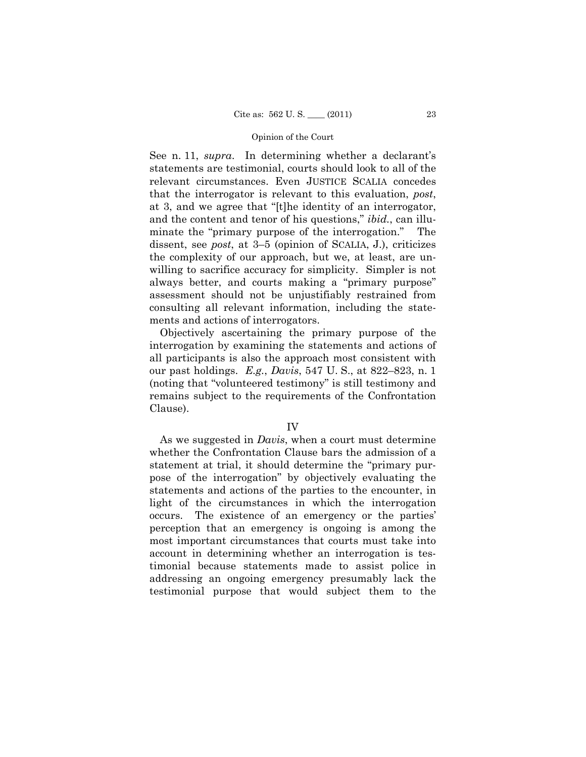See n. 11, *supra*. In determining whether a declarant's statements are testimonial, courts should look to all of the relevant circumstances. Even JUSTICE SCALIA concedes that the interrogator is relevant to this evaluation, *post*, at 3, and we agree that "[t]he identity of an interrogator, and the content and tenor of his questions," *ibid.*, can illuminate the "primary purpose of the interrogation." The dissent, see *post*, at 3–5 (opinion of SCALIA, J.), criticizes the complexity of our approach, but we, at least, are unwilling to sacrifice accuracy for simplicity. Simpler is not always better, and courts making a "primary purpose" assessment should not be unjustifiably restrained from consulting all relevant information, including the statements and actions of interrogators.

Objectively ascertaining the primary purpose of the interrogation by examining the statements and actions of all participants is also the approach most consistent with our past holdings. *E.g.*, *Davis*, 547 U. S., at 822–823, n. 1 (noting that "volunteered testimony" is still testimony and remains subject to the requirements of the Confrontation Clause).

## IV

As we suggested in *Davis*, when a court must determine whether the Confrontation Clause bars the admission of a statement at trial, it should determine the "primary purpose of the interrogation" by objectively evaluating the statements and actions of the parties to the encounter, in light of the circumstances in which the interrogation occurs. The existence of an emergency or the parties' perception that an emergency is ongoing is among the most important circumstances that courts must take into account in determining whether an interrogation is testimonial because statements made to assist police in addressing an ongoing emergency presumably lack the testimonial purpose that would subject them to the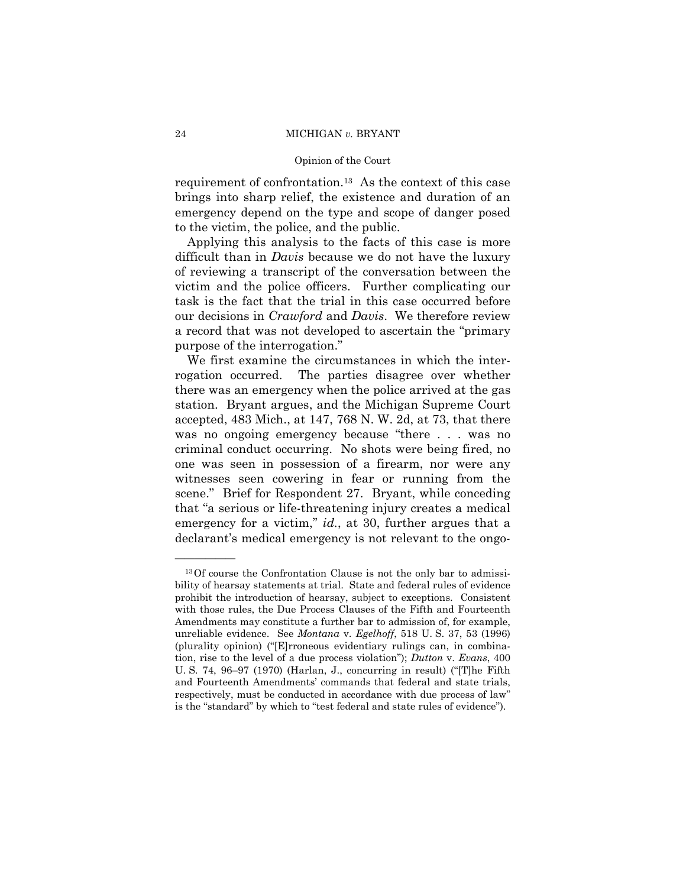requirement of confrontation.[13] As the context of this case brings into sharp relief, the existence and duration of an emergency depend on the type and scope of danger posed to the victim, the police, and the public.

Applying this analysis to the facts of this case is more difficult than in *Davis* because we do not have the luxury of reviewing a transcript of the conversation between the victim and the police officers. Further complicating our task is the fact that the trial in this case occurred before our decisions in *Crawford* and *Davis*. We therefore review a record that was not developed to ascertain the "primary purpose of the interrogation."

We first examine the circumstances in which the interrogation occurred. The parties disagree over whether there was an emergency when the police arrived at the gas station. Bryant argues, and the Michigan Supreme Court accepted, 483 Mich., at 147, 768 N. W. 2d, at 73, that there was no ongoing emergency because "there . . . was no criminal conduct occurring. No shots were being fired, no one was seen in possession of a firearm, nor were any witnesses seen cowering in fear or running from the scene." Brief for Respondent 27. Bryant, while conceding that "a serious or life-threatening injury creates a medical emergency for a victim," *id.*, at 30, further argues that a declarant's medical emergency is not relevant to the ongo-

---

[13] Of course the Confrontation Clause is not the only bar to admissibility of hearsay statements at trial. State and federal rules of evidence prohibit the introduction of hearsay, subject to exceptions. Consistent with those rules, the Due Process Clauses of the Fifth and Fourteenth Amendments may constitute a further bar to admission of, for example, unreliable evidence. See *Montana* v. *Egelhoff*, 518 U. S. 37, 53 (1996) (plurality opinion) ("[E]rroneous evidentiary rulings can, in combination, rise to the level of a due process violation"); *Dutton* v. *Evans*, 400 U. S. 74, 96–97 (1970) (Harlan, J., concurring in result) ("[T]he Fifth and Fourteenth Amendments' commands that federal and state trials, respectively, must be conducted in accordance with due process of law" is the "standard" by which to "test federal and state rules of evidence").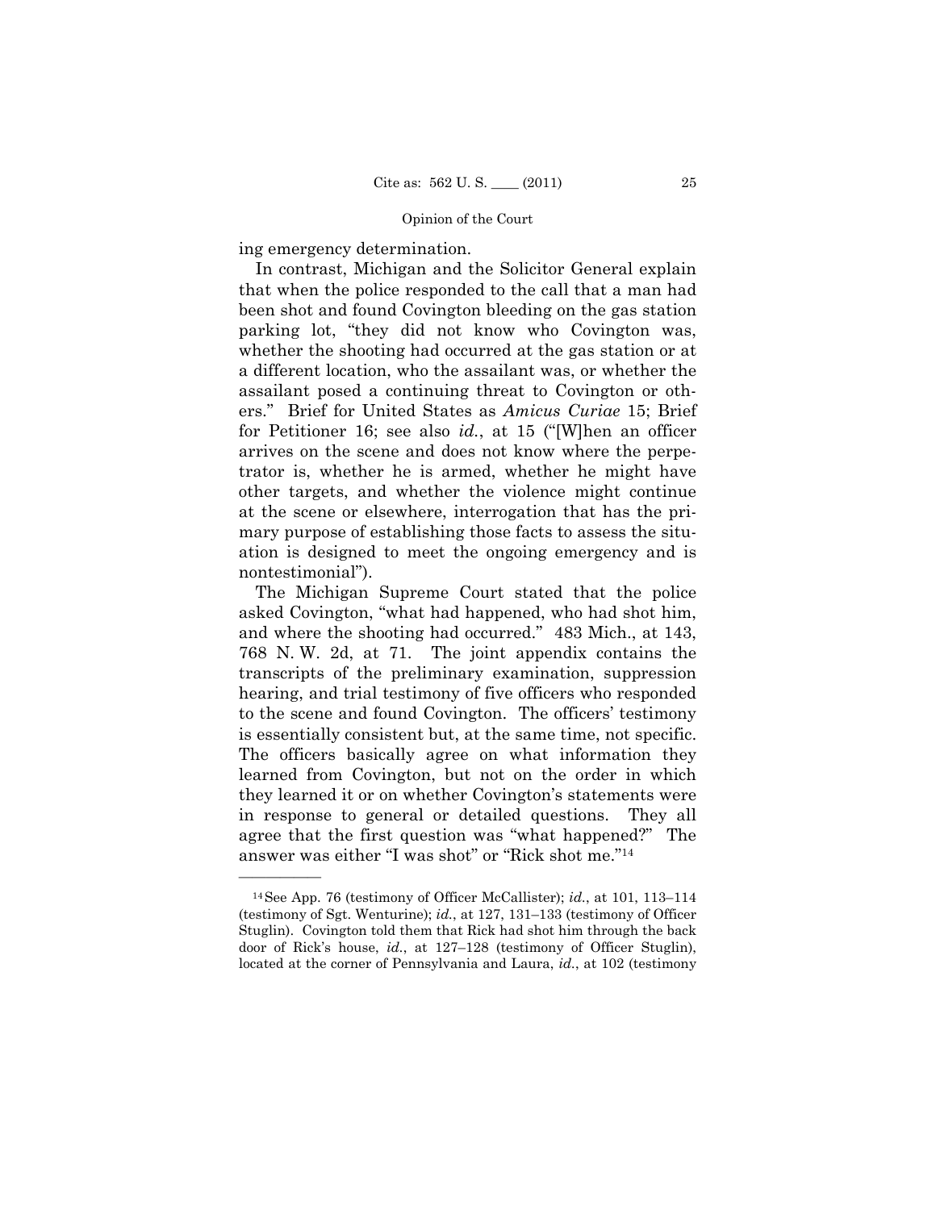ing emergency determination.

In contrast, Michigan and the Solicitor General explain that when the police responded to the call that a man had been shot and found Covington bleeding on the gas station parking lot, "they did not know who Covington was, whether the shooting had occurred at the gas station or at a different location, who the assailant was, or whether the assailant posed a continuing threat to Covington or others." Brief for United States as *Amicus Curiae* 15; Brief for Petitioner 16; see also *id.*, at 15 ("[W]hen an officer arrives on the scene and does not know where the perpetrator is, whether he is armed, whether he might have other targets, and whether the violence might continue at the scene or elsewhere, interrogation that has the primary purpose of establishing those facts to assess the situation is designed to meet the ongoing emergency and is nontestimonial").

The Michigan Supreme Court stated that the police asked Covington, "what had happened, who had shot him, and where the shooting had occurred." 483 Mich., at 143, 768 N. W. 2d, at 71. The joint appendix contains the transcripts of the preliminary examination, suppression hearing, and trial testimony of five officers who responded to the scene and found Covington. The officers' testimony is essentially consistent but, at the same time, not specific. The officers basically agree on what information they learned from Covington, but not on the order in which they learned it or on whether Covington's statements were in response to general or detailed questions. They all agree that the first question was "what happened?" The answer was either "I was shot" or "Rick shot me."[14]

---

[14] See App. 76 (testimony of Officer McCallister); *id.*, at 101, 113–114 (testimony of Sgt. Wenturine); *id.*, at 127, 131–133 (testimony of Officer Stuglin). Covington told them that Rick had shot him through the back door of Rick's house, *id.*, at 127–128 (testimony of Officer Stuglin), located at the corner of Pennsylvania and Laura, *id.*, at 102 (testimony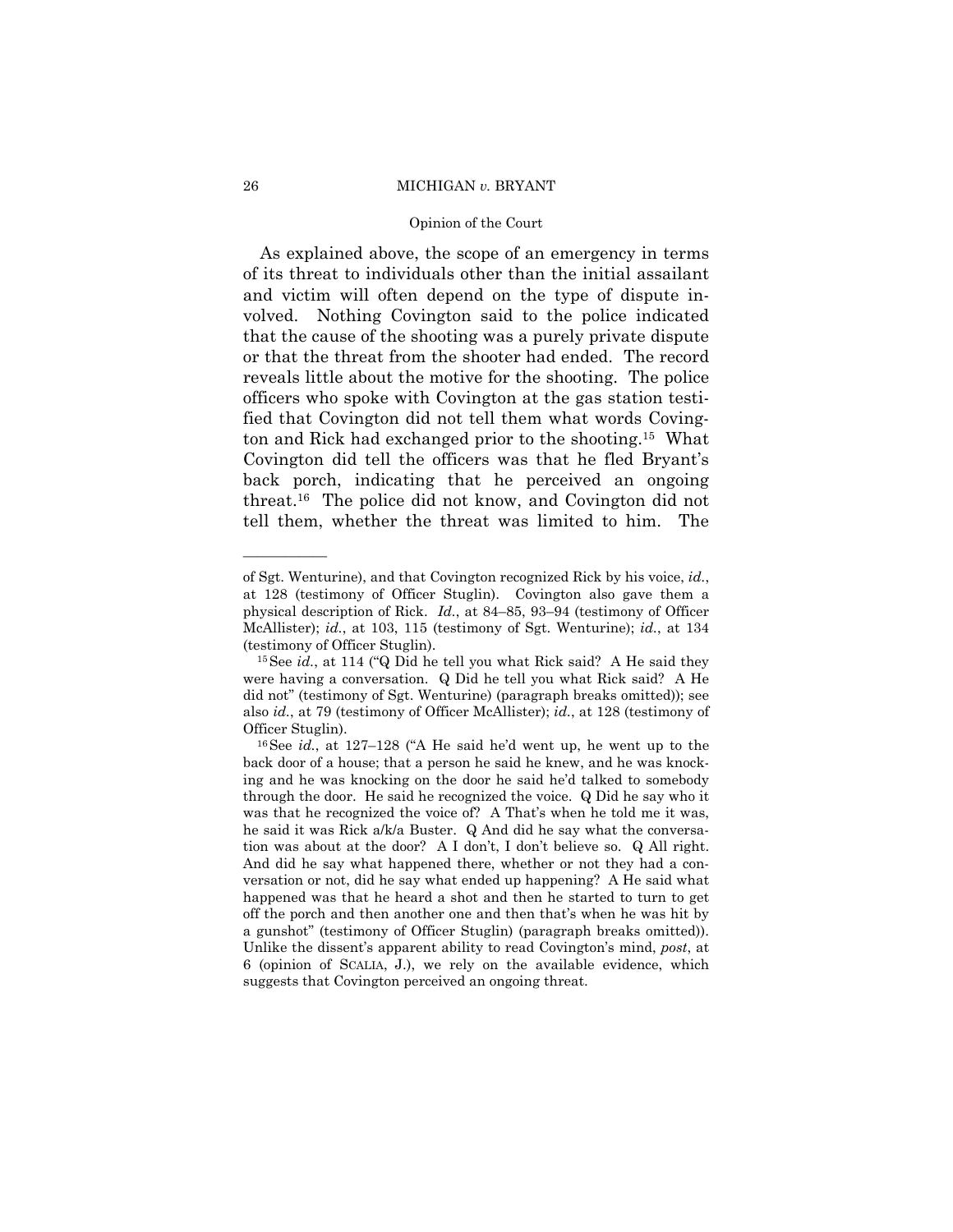As explained above, the scope of an emergency in terms of its threat to individuals other than the initial assailant and victim will often depend on the type of dispute involved. Nothing Covington said to the police indicated that the cause of the shooting was a purely private dispute or that the threat from the shooter had ended. The record reveals little about the motive for the shooting. The police officers who spoke with Covington at the gas station testified that Covington did not tell them what words Covington and Rick had exchanged prior to the shooting.[15] What Covington did tell the officers was that he fled Bryant's back porch, indicating that he perceived an ongoing threat.[16] The police did not know, and Covington did not tell them, whether the threat was limited to him. The

---

of Sgt. Wenturine), and that Covington recognized Rick by his voice, *id.*, at 128 (testimony of Officer Stuglin). Covington also gave them a physical description of Rick. *Id.*, at 84–85, 93–94 (testimony of Officer McAllister); *id.*, at 103, 115 (testimony of Sgt. Wenturine); *id.*, at 134 (testimony of Officer Stuglin).

[15] See *id.*, at 114 ("Q Did he tell you what Rick said? A He said they were having a conversation. Q Did he tell you what Rick said? A He did not" (testimony of Sgt. Wenturine) (paragraph breaks omitted)); see also *id.*, at 79 (testimony of Officer McAllister); *id.*, at 128 (testimony of Officer Stuglin).

[16] See *id.*, at 127–128 ("A He said he'd went up, he went up to the back door of a house; that a person he said he knew, and he was knocking and he was knocking on the door he said he'd talked to somebody through the door. He said he recognized the voice. Q Did he say who it was that he recognized the voice of? A That's when he told me it was, he said it was Rick a/k/a Buster. Q And did he say what the conversation was about at the door? A I don't, I don't believe so. Q All right. And did he say what happened there, whether or not they had a conversation or not, did he say what ended up happening? A He said what happened was that he heard a shot and then he started to turn to get off the porch and then another one and then that's when he was hit by a gunshot" (testimony of Officer Stuglin) (paragraph breaks omitted)). Unlike the dissent's apparent ability to read Covington's mind, *post*, at 6 (opinion of SCALIA, J.), we rely on the available evidence, which suggests that Covington perceived an ongoing threat.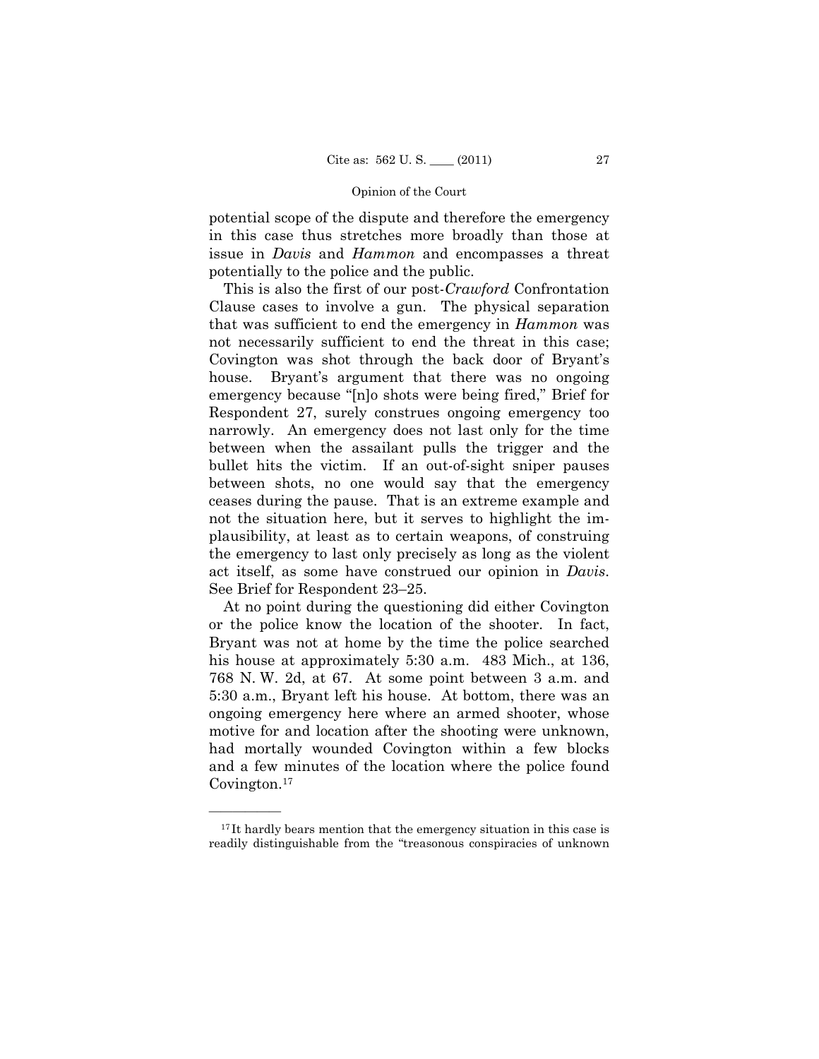potential scope of the dispute and therefore the emergency in this case thus stretches more broadly than those at issue in *Davis* and *Hammon* and encompasses a threat potentially to the police and the public.

This is also the first of our post-*Crawford* Confrontation Clause cases to involve a gun. The physical separation that was sufficient to end the emergency in *Hammon* was not necessarily sufficient to end the threat in this case; Covington was shot through the back door of Bryant's house. Bryant's argument that there was no ongoing emergency because "[n]o shots were being fired," Brief for Respondent 27, surely construes ongoing emergency too narrowly. An emergency does not last only for the time between when the assailant pulls the trigger and the bullet hits the victim. If an out-of-sight sniper pauses between shots, no one would say that the emergency ceases during the pause. That is an extreme example and not the situation here, but it serves to highlight the implausibility, at least as to certain weapons, of construing the emergency to last only precisely as long as the violent act itself, as some have construed our opinion in *Davis*. See Brief for Respondent 23–25.

At no point during the questioning did either Covington or the police know the location of the shooter. In fact, Bryant was not at home by the time the police searched his house at approximately 5:30 a.m. 483 Mich., at 136, 768 N. W. 2d, at 67. At some point between 3 a.m. and 5:30 a.m., Bryant left his house. At bottom, there was an ongoing emergency here where an armed shooter, whose motive for and location after the shooting were unknown, had mortally wounded Covington within a few blocks and a few minutes of the location where the police found Covington.[17]

---

[17] It hardly bears mention that the emergency situation in this case is readily distinguishable from the "treasonous conspiracies of unknown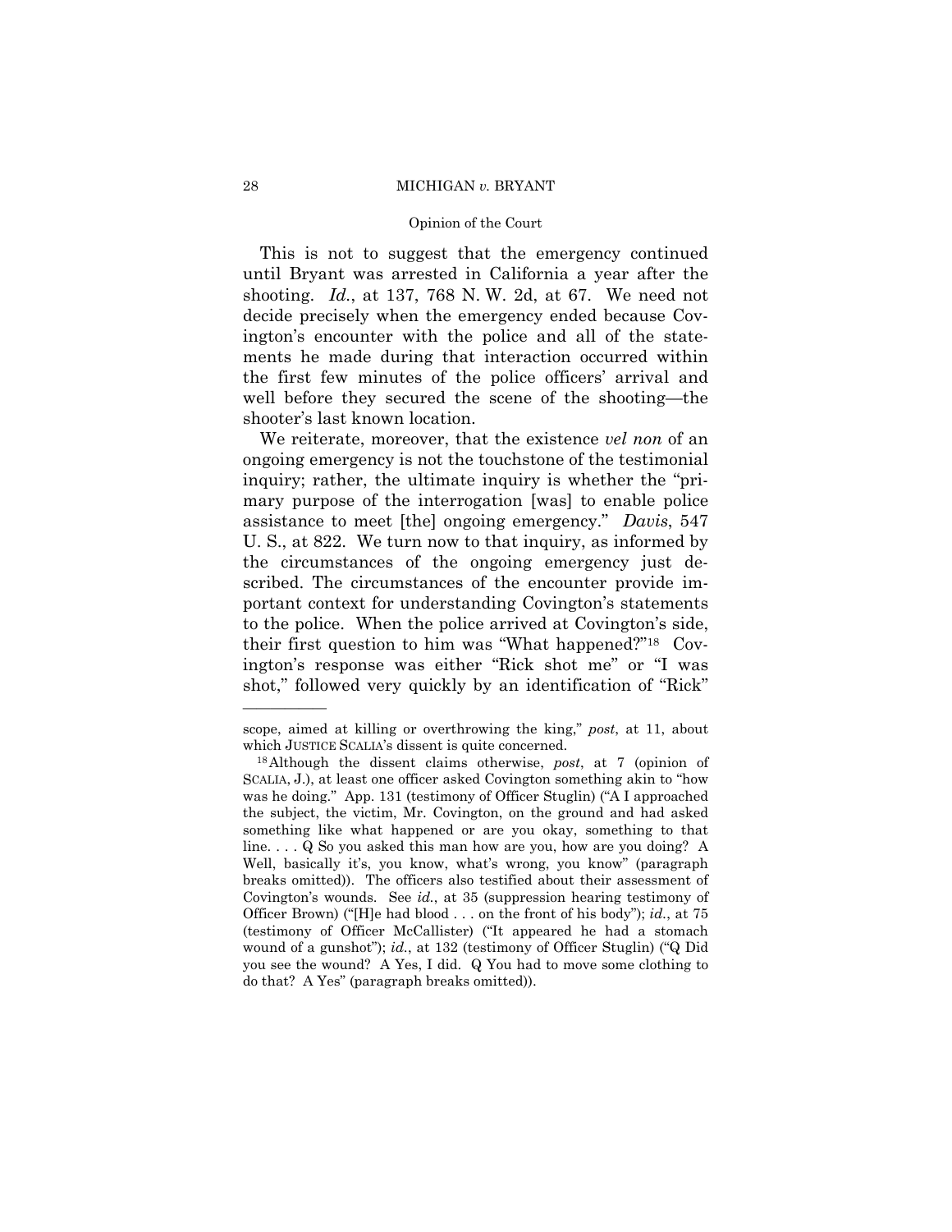This is not to suggest that the emergency continued until Bryant was arrested in California a year after the shooting. *Id.*, at 137, 768 N. W. 2d, at 67. We need not decide precisely when the emergency ended because Covington's encounter with the police and all of the statements he made during that interaction occurred within the first few minutes of the police officers' arrival and well before they secured the scene of the shooting—the shooter's last known location.

We reiterate, moreover, that the existence *vel non* of an ongoing emergency is not the touchstone of the testimonial inquiry; rather, the ultimate inquiry is whether the "primary purpose of the interrogation [was] to enable police assistance to meet [the] ongoing emergency." *Davis*, 547 U. S., at 822. We turn now to that inquiry, as informed by the circumstances of the ongoing emergency just described. The circumstances of the encounter provide important context for understanding Covington's statements to the police. When the police arrived at Covington's side, their first question to him was "What happened?"[18] Covington's response was either "Rick shot me" or "I was shot," followed very quickly by an identification of "Rick"

---

scope, aimed at killing or overthrowing the king," *post*, at 11, about which JUSTICE SCALIA's dissent is quite concerned.

[18] Although the dissent claims otherwise, *post*, at 7 (opinion of SCALIA, J.), at least one officer asked Covington something akin to "how was he doing." App. 131 (testimony of Officer Stuglin) ("A I approached the subject, the victim, Mr. Covington, on the ground and had asked something like what happened or are you okay, something to that line. . . . Q So you asked this man how are you, how are you doing? A Well, basically it's, you know, what's wrong, you know" (paragraph breaks omitted)). The officers also testified about their assessment of Covington's wounds. See *id.*, at 35 (suppression hearing testimony of Officer Brown) ("[H]e had blood . . . on the front of his body"); *id.*, at 75 (testimony of Officer McCallister) ("It appeared he had a stomach wound of a gunshot"); *id.*, at 132 (testimony of Officer Stuglin) ("Q Did you see the wound? A Yes, I did. Q You had to move some clothing to do that? A Yes" (paragraph breaks omitted)).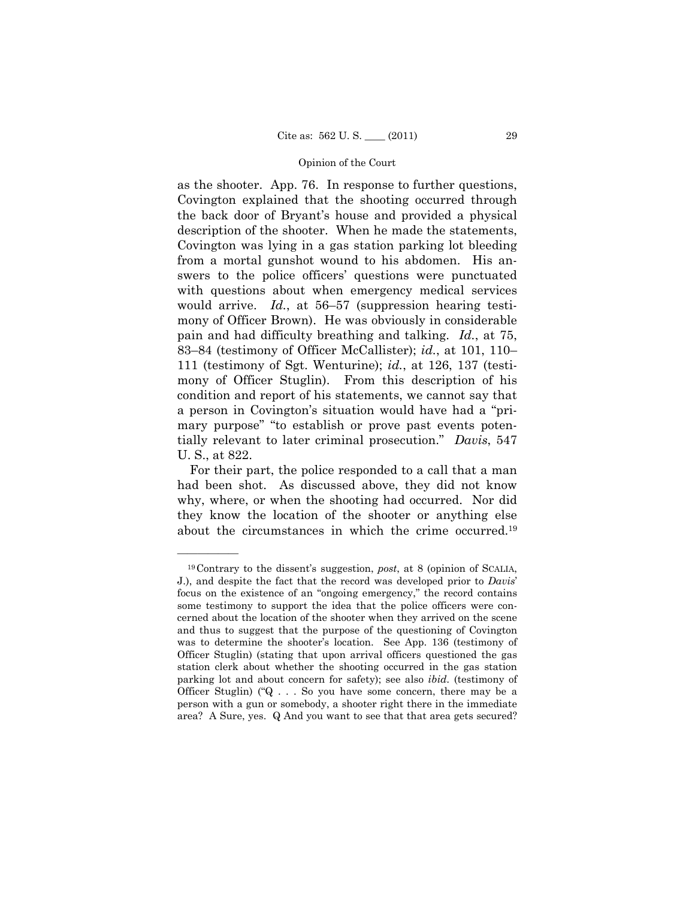as the shooter. App. 76. In response to further questions, Covington explained that the shooting occurred through the back door of Bryant's house and provided a physical description of the shooter. When he made the statements, Covington was lying in a gas station parking lot bleeding from a mortal gunshot wound to his abdomen. His answers to the police officers' questions were punctuated with questions about when emergency medical services would arrive. *Id.*, at 56–57 (suppression hearing testimony of Officer Brown). He was obviously in considerable pain and had difficulty breathing and talking. *Id.*, at 75, 83–84 (testimony of Officer McCallister); *id.*, at 101, 110–111 (testimony of Sgt. Wenturine); *id.*, at 126, 137 (testimony of Officer Stuglin). From this description of his condition and report of his statements, we cannot say that a person in Covington's situation would have had a "primary purpose" "to establish or prove past events potentially relevant to later criminal prosecution." *Davis*, 547 U. S., at 822.

For their part, the police responded to a call that a man had been shot. As discussed above, they did not know why, where, or when the shooting had occurred. Nor did they know the location of the shooter or anything else about the circumstances in which the crime occurred.[19]

---

[19] Contrary to the dissent's suggestion, *post*, at 8 (opinion of SCALIA, J.), and despite the fact that the record was developed prior to *Davis*' focus on the existence of an "ongoing emergency," the record contains some testimony to support the idea that the police officers were concerned about the location of the shooter when they arrived on the scene and thus to suggest that the purpose of the questioning of Covington was to determine the shooter's location. See App. 136 (testimony of Officer Stuglin) (stating that upon arrival officers questioned the gas station clerk about whether the shooting occurred in the gas station parking lot and about concern for safety); see also *ibid.* (testimony of Officer Stuglin) ("Q . . . So you have some concern, there may be a person with a gun or somebody, a shooter right there in the immediate area? A Sure, yes. Q And you want to see that that area gets secured?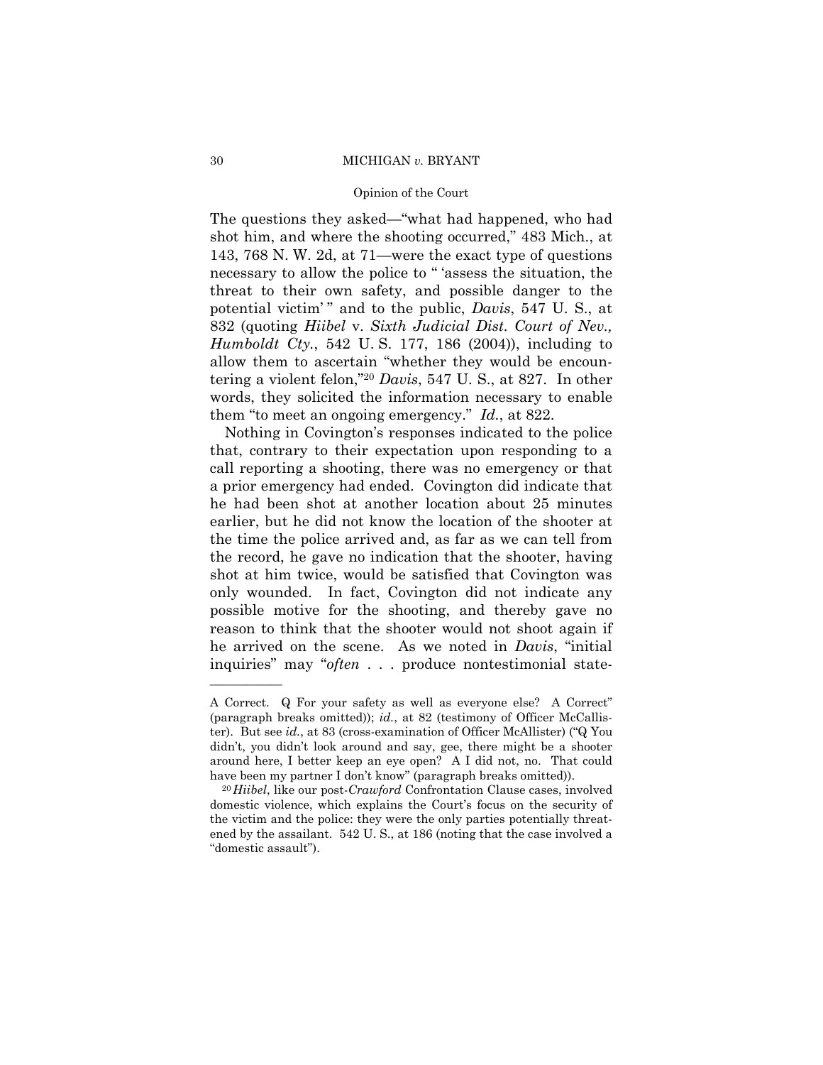The questions they asked—"what had happened, who had shot him, and where the shooting occurred," 483 Mich., at 143, 768 N. W. 2d, at 71—were the exact type of questions necessary to allow the police to " 'assess the situation, the threat to their own safety, and possible danger to the potential victim' " and to the public, *Davis*, 547 U. S., at 832 (quoting *Hiibel* v. *Sixth Judicial Dist. Court of Nev., Humboldt Cty.*, 542 U. S. 177, 186 (2004)), including to allow them to ascertain "whether they would be encountering a violent felon,"[20] *Davis*, 547 U. S., at 827. In other words, they solicited the information necessary to enable them "to meet an ongoing emergency." *Id.*, at 822.

Nothing in Covington's responses indicated to the police that, contrary to their expectation upon responding to a call reporting a shooting, there was no emergency or that a prior emergency had ended. Covington did indicate that he had been shot at another location about 25 minutes earlier, but he did not know the location of the shooter at the time the police arrived and, as far as we can tell from the record, he gave no indication that the shooter, having shot at him twice, would be satisfied that Covington was only wounded. In fact, Covington did not indicate any possible motive for the shooting, and thereby gave no reason to think that the shooter would not shoot again if he arrived on the scene. As we noted in *Davis*, "initial inquiries" may "*often* . . . produce nontestimonial state-

---

A Correct. Q For your safety as well as everyone else? A Correct" (paragraph breaks omitted)); *id.*, at 82 (testimony of Officer McCallister). But see *id.*, at 83 (cross-examination of Officer McAllister) ("Q You didn't, you didn't look around and say, gee, there might be a shooter around here, I better keep an eye open? A I did not, no. That could have been my partner I don't know" (paragraph breaks omitted)).

[20] *Hiibel*, like our post-*Crawford* Confrontation Clause cases, involved domestic violence, which explains the Court's focus on the security of the victim and the police: they were the only parties potentially threatened by the assailant. 542 U. S., at 186 (noting that the case involved a "domestic assault").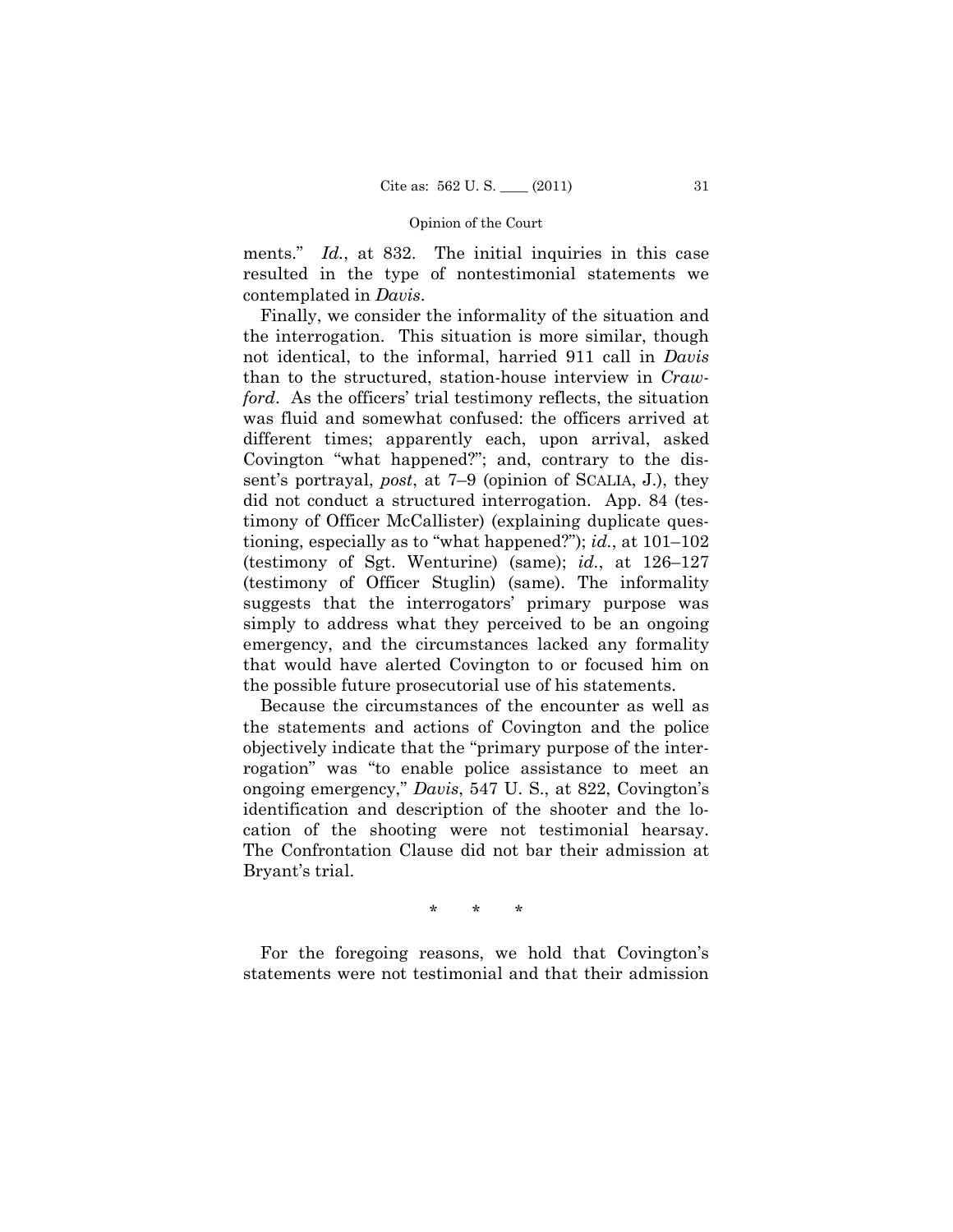ments." *Id.*, at 832. The initial inquiries in this case resulted in the type of nontestimonial statements we contemplated in *Davis*.

Finally, we consider the informality of the situation and the interrogation. This situation is more similar, though not identical, to the informal, harried 911 call in *Davis* than to the structured, station-house interview in *Crawford*. As the officers' trial testimony reflects, the situation was fluid and somewhat confused: the officers arrived at different times; apparently each, upon arrival, asked Covington "what happened?"; and, contrary to the dissent's portrayal, *post*, at 7–9 (opinion of SCALIA, J.), they did not conduct a structured interrogation. App. 84 (testimony of Officer McCallister) (explaining duplicate questioning, especially as to "what happened?"); *id.*, at 101–102 (testimony of Sgt. Wenturine) (same); *id.*, at 126–127 (testimony of Officer Stuglin) (same). The informality suggests that the interrogators' primary purpose was simply to address what they perceived to be an ongoing emergency, and the circumstances lacked any formality that would have alerted Covington to or focused him on the possible future prosecutorial use of his statements.

Because the circumstances of the encounter as well as the statements and actions of Covington and the police objectively indicate that the "primary purpose of the interrogation" was "to enable police assistance to meet an ongoing emergency," *Davis*, 547 U. S., at 822, Covington's identification and description of the shooter and the location of the shooting were not testimonial hearsay. The Confrontation Clause did not bar their admission at Bryant's trial.

\* \* \*

For the foregoing reasons, we hold that Covington's statements were not testimonial and that their admission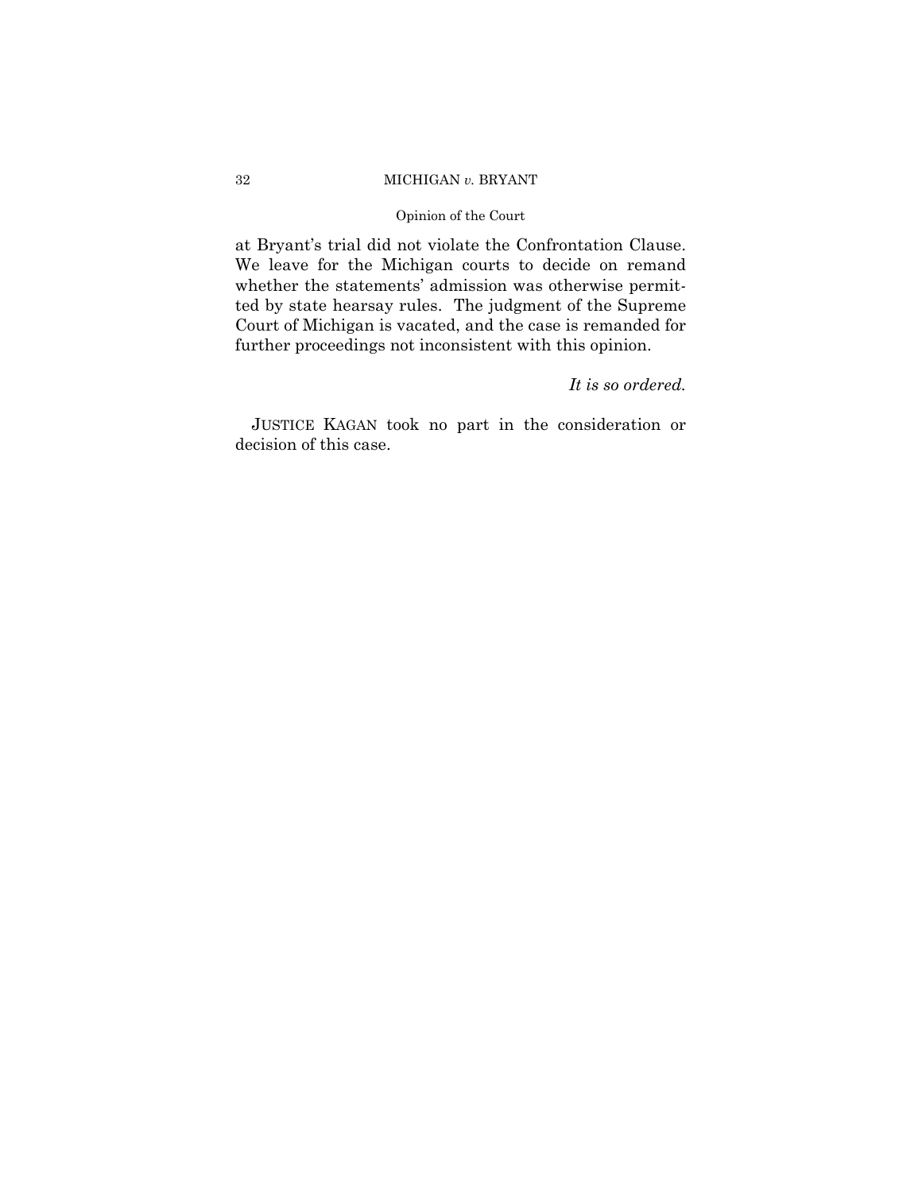at Bryant's trial did not violate the Confrontation Clause. We leave for the Michigan courts to decide on remand whether the statements' admission was otherwise permitted by state hearsay rules. The judgment of the Supreme Court of Michigan is vacated, and the case is remanded for further proceedings not inconsistent with this opinion.

*It is so ordered.*

JUSTICE KAGAN took no part in the consideration or decision of this case.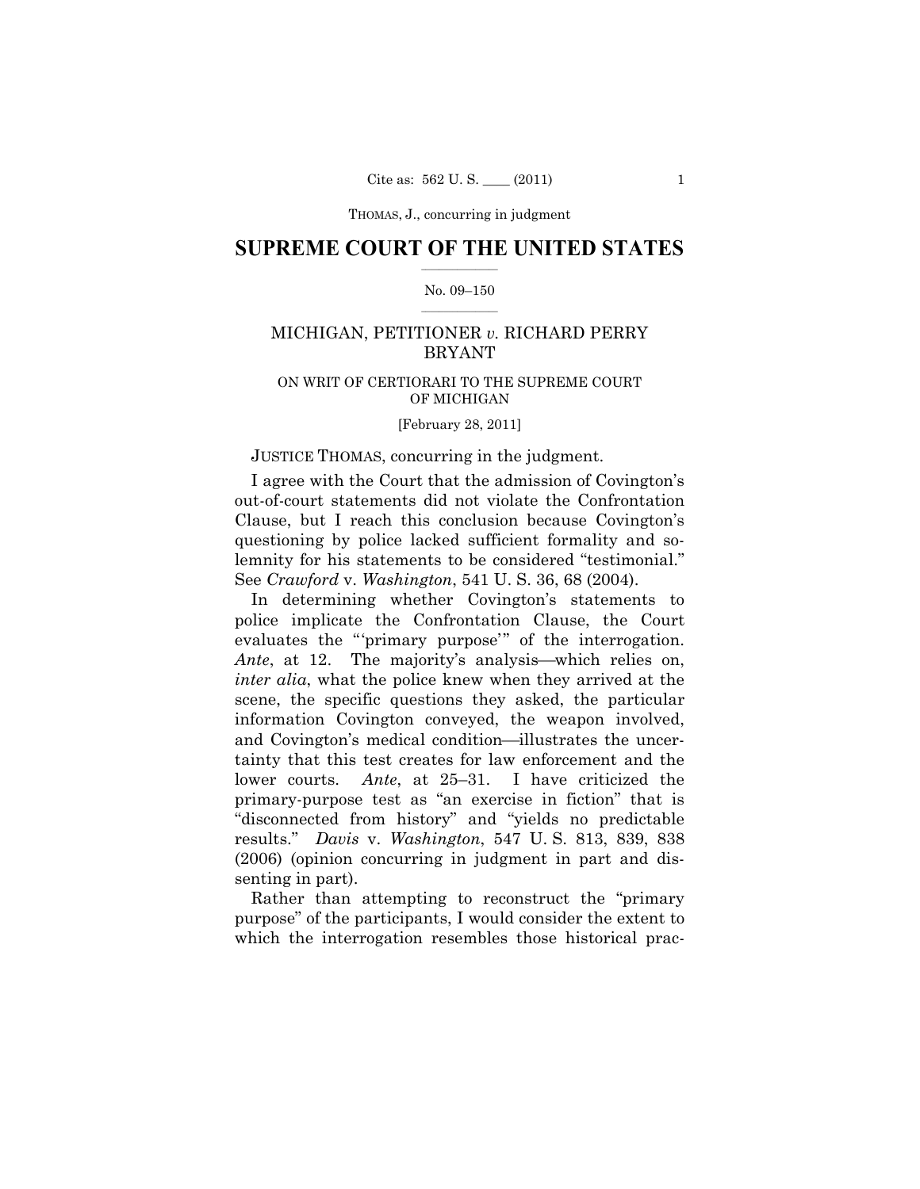**SUPREME COURT OF THE UNITED STATES**

No. 09–150

MICHIGAN, PETITIONER *v.* RICHARD PERRY BRYANT

ON WRIT OF CERTIORARI TO THE SUPREME COURT OF MICHIGAN

[February 28, 2011]

JUSTICE THOMAS, concurring in the judgment.

I agree with the Court that the admission of Covington's out-of-court statements did not violate the Confrontation Clause, but I reach this conclusion because Covington's questioning by police lacked sufficient formality and solemnity for his statements to be considered "testimonial." See *Crawford* v. *Washington*, 541 U. S. 36, 68 (2004).

In determining whether Covington's statements to police implicate the Confrontation Clause, the Court evaluates the "'primary purpose'" of the interrogation. *Ante*, at 12. The majority's analysis—which relies on, *inter alia*, what the police knew when they arrived at the scene, the specific questions they asked, the particular information Covington conveyed, the weapon involved, and Covington's medical condition—illustrates the uncertainty that this test creates for law enforcement and the lower courts. *Ante*, at 25–31. I have criticized the primary-purpose test as "an exercise in fiction" that is "disconnected from history" and "yields no predictable results." *Davis* v. *Washington*, 547 U. S. 813, 839, 838 (2006) (opinion concurring in judgment in part and dissenting in part).

Rather than attempting to reconstruct the "primary purpose" of the participants, I would consider the extent to which the interrogation resembles those historical prac-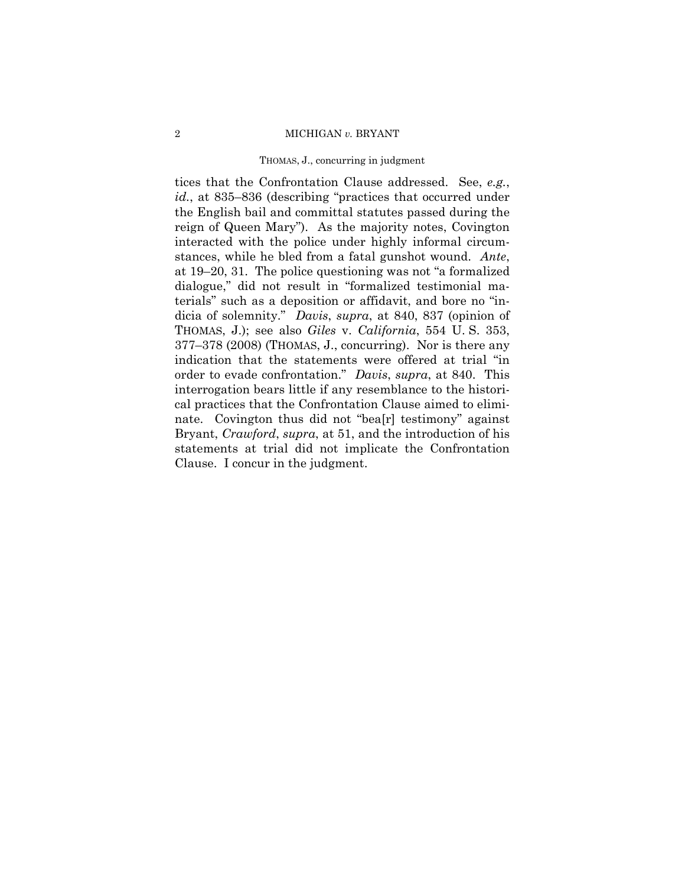tices that the Confrontation Clause addressed. See, *e.g.*, *id.*, at 835–836 (describing "practices that occurred under the English bail and committal statutes passed during the reign of Queen Mary"). As the majority notes, Covington interacted with the police under highly informal circumstances, while he bled from a fatal gunshot wound. *Ante*, at 19–20, 31. The police questioning was not "a formalized dialogue," did not result in "formalized testimonial materials" such as a deposition or affidavit, and bore no "indicia of solemnity." *Davis*, *supra*, at 840, 837 (opinion of THOMAS, J.); see also *Giles* v. *California*, 554 U. S. 353, 377–378 (2008) (THOMAS, J., concurring). Nor is there any indication that the statements were offered at trial "in order to evade confrontation." *Davis*, *supra*, at 840. This interrogation bears little if any resemblance to the historical practices that the Confrontation Clause aimed to eliminate. Covington thus did not "bea[r] testimony" against Bryant, *Crawford*, *supra*, at 51, and the introduction of his statements at trial did not implicate the Confrontation Clause. I concur in the judgment.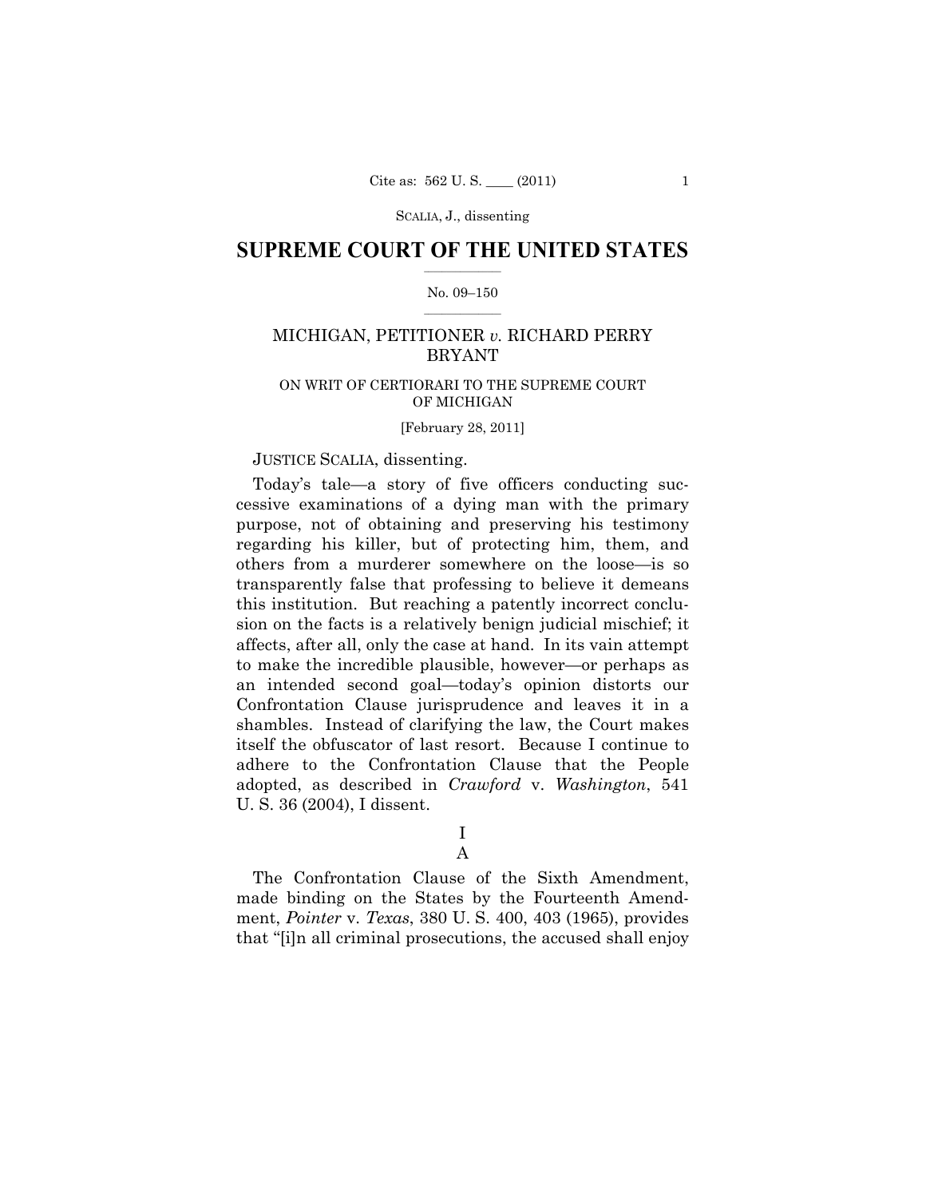# SUPREME COURT OF THE UNITED STATES

No. 09–150

MICHIGAN, PETITIONER *v.* RICHARD PERRY BRYANT

ON WRIT OF CERTIORARI TO THE SUPREME COURT OF MICHIGAN

[February 28, 2011]

JUSTICE SCALIA, dissenting.

Today's tale—a story of five officers conducting successive examinations of a dying man with the primary purpose, not of obtaining and preserving his testimony regarding his killer, but of protecting him, them, and others from a murderer somewhere on the loose—is so transparently false that professing to believe it demeans this institution. But reaching a patently incorrect conclusion on the facts is a relatively benign judicial mischief; it affects, after all, only the case at hand. In its vain attempt to make the incredible plausible, however—or perhaps as an intended second goal—today's opinion distorts our Confrontation Clause jurisprudence and leaves it in a shambles. Instead of clarifying the law, the Court makes itself the obfuscator of last resort. Because I continue to adhere to the Confrontation Clause that the People adopted, as described in *Crawford* v. *Washington*, 541 U. S. 36 (2004), I dissent.

## I

### A

The Confrontation Clause of the Sixth Amendment, made binding on the States by the Fourteenth Amendment, *Pointer* v. *Texas*, 380 U. S. 400, 403 (1965), provides that "[i]n all criminal prosecutions, the accused shall enjoy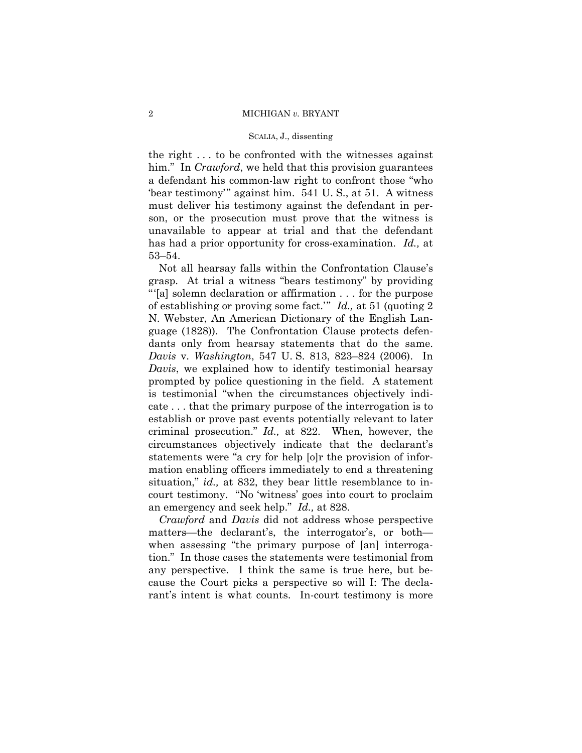the right . . . to be confronted with the witnesses against him." In *Crawford*, we held that this provision guarantees a defendant his common-law right to confront those "who 'bear testimony'" against him. 541 U. S., at 51. A witness must deliver his testimony against the defendant in person, or the prosecution must prove that the witness is unavailable to appear at trial and that the defendant has had a prior opportunity for cross-examination. *Id.,* at 53–54.

Not all hearsay falls within the Confrontation Clause's grasp. At trial a witness "bears testimony" by providing "'[a] solemn declaration or affirmation . . . for the purpose of establishing or proving some fact.'" *Id.,* at 51 (quoting 2 N. Webster, An American Dictionary of the English Language (1828)). The Confrontation Clause protects defendants only from hearsay statements that do the same. *Davis* v. *Washington*, 547 U. S. 813, 823–824 (2006). In *Davis*, we explained how to identify testimonial hearsay prompted by police questioning in the field. A statement is testimonial "when the circumstances objectively indicate . . . that the primary purpose of the interrogation is to establish or prove past events potentially relevant to later criminal prosecution." *Id.,* at 822. When, however, the circumstances objectively indicate that the declarant's statements were "a cry for help [o]r the provision of information enabling officers immediately to end a threatening situation," *id.,* at 832, they bear little resemblance to in-court testimony. "No 'witness' goes into court to proclaim an emergency and seek help." *Id.,* at 828.

*Crawford* and *Davis* did not address whose perspective matters—the declarant's, the interrogator's, or both—when assessing "the primary purpose of [an] interrogation." In those cases the statements were testimonial from any perspective. I think the same is true here, but because the Court picks a perspective so will I: The declarant's intent is what counts. In-court testimony is more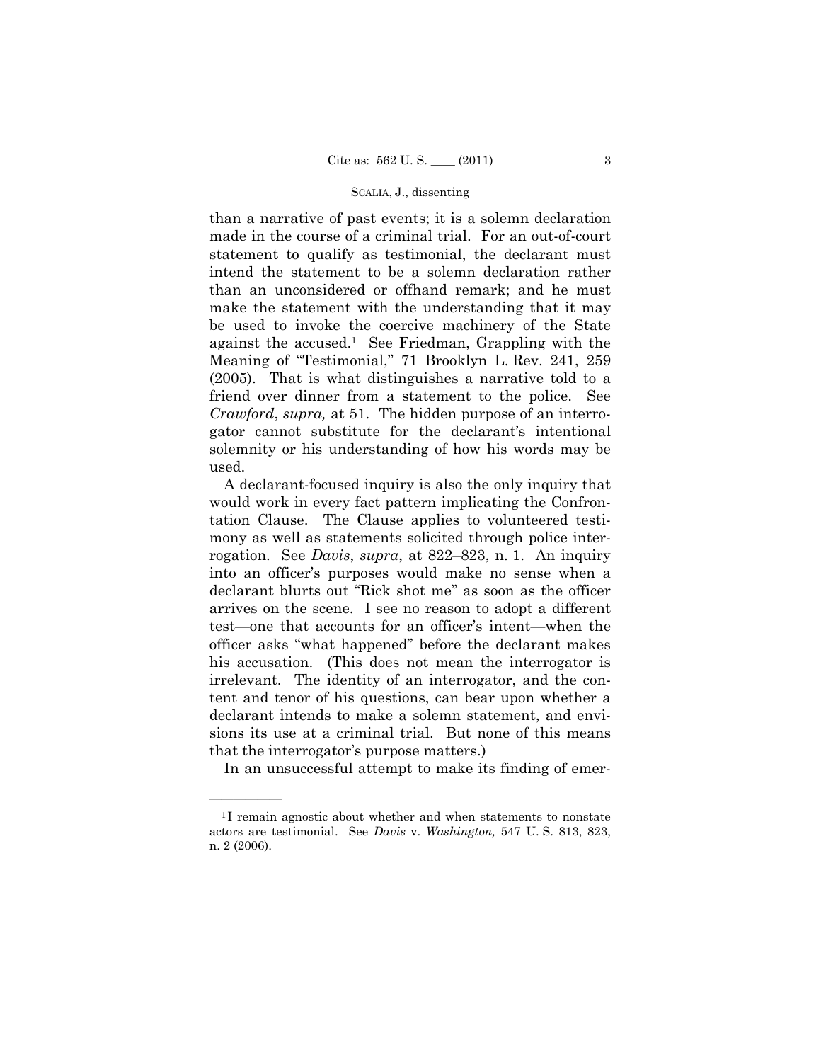than a narrative of past events; it is a solemn declaration made in the course of a criminal trial. For an out-of-court statement to qualify as testimonial, the declarant must intend the statement to be a solemn declaration rather than an unconsidered or offhand remark; and he must make the statement with the understanding that it may be used to invoke the coercive machinery of the State against the accused.[1] See Friedman, Grappling with the Meaning of "Testimonial," 71 Brooklyn L. Rev. 241, 259 (2005). That is what distinguishes a narrative told to a friend over dinner from a statement to the police. See *Crawford*, *supra,* at 51. The hidden purpose of an interrogator cannot substitute for the declarant's intentional solemnity or his understanding of how his words may be used.

A declarant-focused inquiry is also the only inquiry that would work in every fact pattern implicating the Confrontation Clause. The Clause applies to volunteered testimony as well as statements solicited through police interrogation. See *Davis*, *supra*, at 822–823, n. 1. An inquiry into an officer's purposes would make no sense when a declarant blurts out "Rick shot me" as soon as the officer arrives on the scene. I see no reason to adopt a different test—one that accounts for an officer's intent—when the officer asks "what happened" before the declarant makes his accusation. (This does not mean the interrogator is irrelevant. The identity of an interrogator, and the content and tenor of his questions, can bear upon whether a declarant intends to make a solemn statement, and envisions its use at a criminal trial. But none of this means that the interrogator's purpose matters.)

In an unsuccessful attempt to make its finding of emer-

---

[1] I remain agnostic about whether and when statements to nonstate actors are testimonial. See *Davis* v. *Washington,* 547 U. S. 813, 823, n. 2 (2006).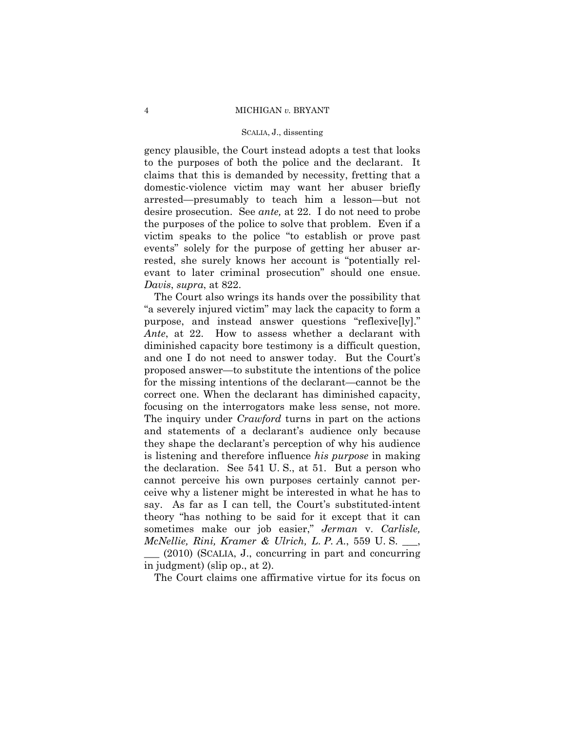gency plausible, the Court instead adopts a test that looks to the purposes of both the police and the declarant. It claims that this is demanded by necessity, fretting that a domestic-violence victim may want her abuser briefly arrested—presumably to teach him a lesson—but not desire prosecution. See *ante,* at 22. I do not need to probe the purposes of the police to solve that problem. Even if a victim speaks to the police "to establish or prove past events" solely for the purpose of getting her abuser arrested, she surely knows her account is "potentially relevant to later criminal prosecution" should one ensue. *Davis*, *supra*, at 822.

The Court also wrings its hands over the possibility that "a severely injured victim" may lack the capacity to form a purpose, and instead answer questions "reflexive[ly]." *Ante*, at 22. How to assess whether a declarant with diminished capacity bore testimony is a difficult question, and one I do not need to answer today. But the Court's proposed answer—to substitute the intentions of the police for the missing intentions of the declarant—cannot be the correct one. When the declarant has diminished capacity, focusing on the interrogators make less sense, not more. The inquiry under *Crawford* turns in part on the actions and statements of a declarant's audience only because they shape the declarant's perception of why his audience is listening and therefore influence *his purpose* in making the declaration. See 541 U. S., at 51. But a person who cannot perceive his own purposes certainly cannot perceive why a listener might be interested in what he has to say. As far as I can tell, the Court's substituted-intent theory "has nothing to be said for it except that it can sometimes make our job easier," *Jerman* v. *Carlisle, McNellie, Rini, Kramer & Ulrich, L. P. A.*, 559 U. S. ___, ___ (2010) (SCALIA, J., concurring in part and concurring in judgment) (slip op., at 2).

The Court claims one affirmative virtue for its focus on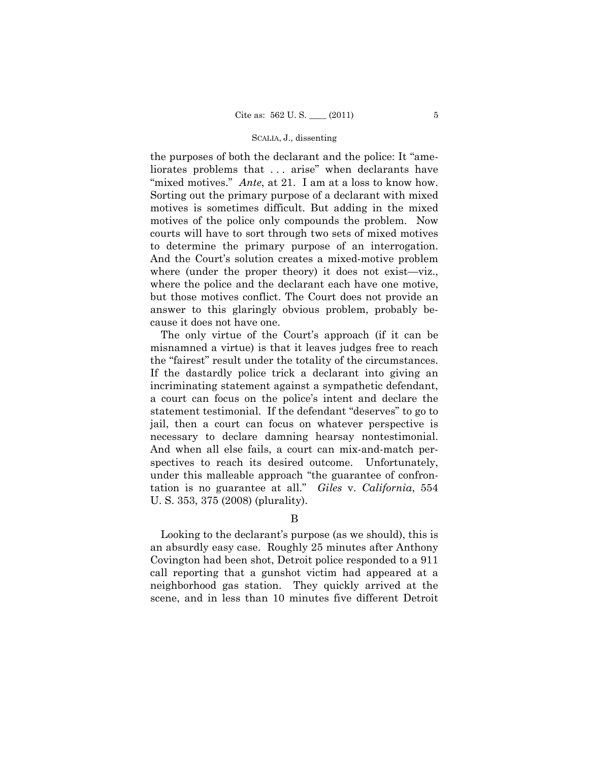the purposes of both the declarant and the police: It "ameliorates problems that . . . arise" when declarants have "mixed motives." *Ante*, at 21. I am at a loss to know how. Sorting out the primary purpose of a declarant with mixed motives is sometimes difficult. But adding in the mixed motives of the police only compounds the problem. Now courts will have to sort through two sets of mixed motives to determine the primary purpose of an interrogation. And the Court's solution creates a mixed-motive problem where (under the proper theory) it does not exist—viz., where the police and the declarant each have one motive, but those motives conflict. The Court does not provide an answer to this glaringly obvious problem, probably because it does not have one.

The only virtue of the Court's approach (if it can be misnamned a virtue) is that it leaves judges free to reach the "fairest" result under the totality of the circumstances. If the dastardly police trick a declarant into giving an incriminating statement against a sympathetic defendant, a court can focus on the police's intent and declare the statement testimonial. If the defendant "deserves" to go to jail, then a court can focus on whatever perspective is necessary to declare damning hearsay nontestimonial. And when all else fails, a court can mix-and-match perspectives to reach its desired outcome. Unfortunately, under this malleable approach "the guarantee of confrontation is no guarantee at all." *Giles* v. *California*, 554 U. S. 353, 375 (2008) (plurality).

B

Looking to the declarant's purpose (as we should), this is an absurdly easy case. Roughly 25 minutes after Anthony Covington had been shot, Detroit police responded to a 911 call reporting that a gunshot victim had appeared at a neighborhood gas station. They quickly arrived at the scene, and in less than 10 minutes five different Detroit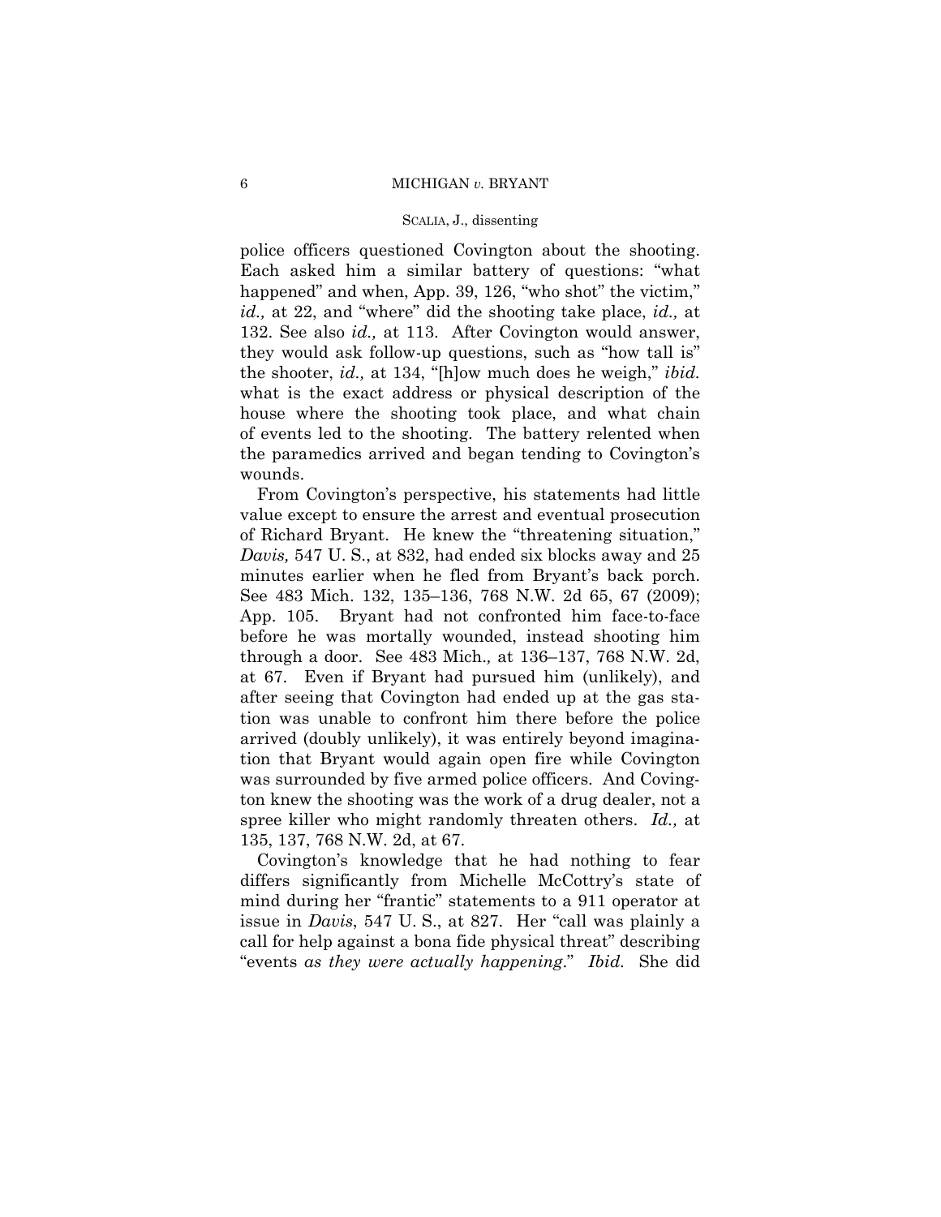police officers questioned Covington about the shooting. Each asked him a similar battery of questions: "what happened" and when, App. 39, 126, "who shot" the victim," *id.,* at 22, and "where" did the shooting take place, *id.,* at 132. See also *id.,* at 113. After Covington would answer, they would ask follow-up questions, such as "how tall is" the shooter, *id.,* at 134, "[h]ow much does he weigh," *ibid.* what is the exact address or physical description of the house where the shooting took place, and what chain of events led to the shooting. The battery relented when the paramedics arrived and began tending to Covington's wounds.

From Covington's perspective, his statements had little value except to ensure the arrest and eventual prosecution of Richard Bryant. He knew the "threatening situation," *Davis,* 547 U. S., at 832, had ended six blocks away and 25 minutes earlier when he fled from Bryant's back porch. See 483 Mich. 132, 135–136, 768 N.W. 2d 65, 67 (2009); App. 105. Bryant had not confronted him face-to-face before he was mortally wounded, instead shooting him through a door. See 483 Mich.*,* at 136–137, 768 N.W. 2d, at 67. Even if Bryant had pursued him (unlikely), and after seeing that Covington had ended up at the gas station was unable to confront him there before the police arrived (doubly unlikely), it was entirely beyond imagination that Bryant would again open fire while Covington was surrounded by five armed police officers. And Covington knew the shooting was the work of a drug dealer, not a spree killer who might randomly threaten others. *Id.,* at 135, 137, 768 N.W. 2d, at 67.

Covington's knowledge that he had nothing to fear differs significantly from Michelle McCottry's state of mind during her "frantic" statements to a 911 operator at issue in *Davis*, 547 U. S., at 827. Her "call was plainly a call for help against a bona fide physical threat" describing "events *as they were actually happening*." *Ibid.* She did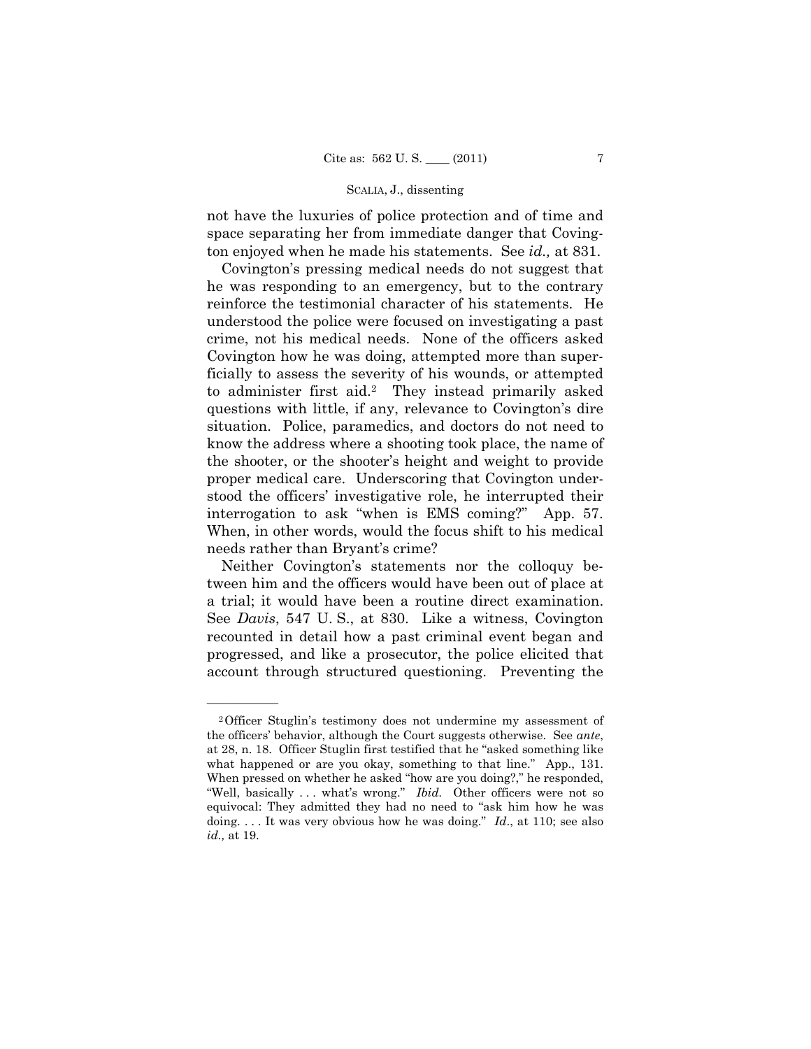not have the luxuries of police protection and of time and space separating her from immediate danger that Covington enjoyed when he made his statements. See *id.,* at 831.

Covington's pressing medical needs do not suggest that he was responding to an emergency, but to the contrary reinforce the testimonial character of his statements. He understood the police were focused on investigating a past crime, not his medical needs. None of the officers asked Covington how he was doing, attempted more than superficially to assess the severity of his wounds, or attempted to administer first aid.[2] They instead primarily asked questions with little, if any, relevance to Covington's dire situation. Police, paramedics, and doctors do not need to know the address where a shooting took place, the name of the shooter, or the shooter's height and weight to provide proper medical care. Underscoring that Covington understood the officers' investigative role, he interrupted their interrogation to ask "when is EMS coming?" App. 57. When, in other words, would the focus shift to his medical needs rather than Bryant's crime?

Neither Covington's statements nor the colloquy between him and the officers would have been out of place at a trial; it would have been a routine direct examination. See *Davis*, 547 U. S., at 830. Like a witness, Covington recounted in detail how a past criminal event began and progressed, and like a prosecutor, the police elicited that account through structured questioning. Preventing the

---

[2] Officer Stuglin's testimony does not undermine my assessment of the officers' behavior, although the Court suggests otherwise. See *ante*, at 28, n. 18. Officer Stuglin first testified that he "asked something like what happened or are you okay, something to that line." App., 131. When pressed on whether he asked "how are you doing?," he responded, "Well, basically . . . what's wrong." *Ibid.* Other officers were not so equivocal: They admitted they had no need to "ask him how he was doing. . . . It was very obvious how he was doing." *Id*., at 110; see also *id.,* at 19.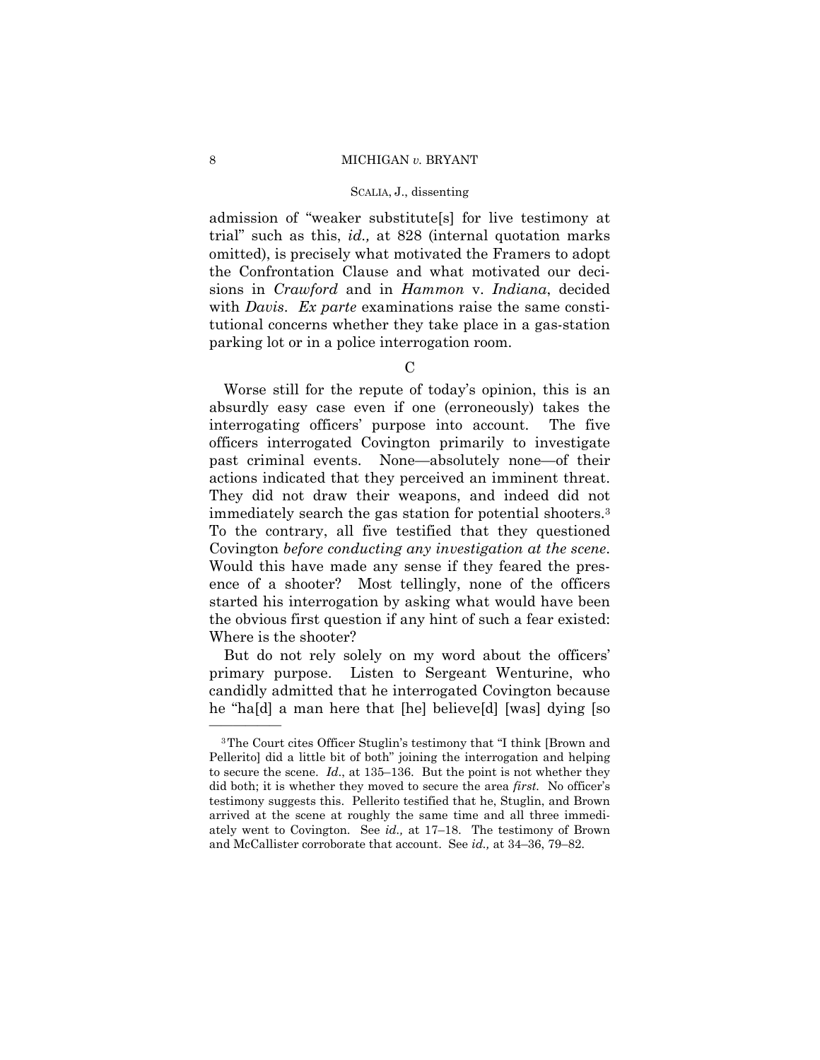admission of "weaker substitute[s] for live testimony at trial" such as this, *id.,* at 828 (internal quotation marks omitted), is precisely what motivated the Framers to adopt the Confrontation Clause and what motivated our decisions in *Crawford* and in *Hammon* v. *Indiana*, decided with *Davis*. *Ex parte* examinations raise the same constitutional concerns whether they take place in a gas-station parking lot or in a police interrogation room.

### C

Worse still for the repute of today's opinion, this is an absurdly easy case even if one (erroneously) takes the interrogating officers' purpose into account. The five officers interrogated Covington primarily to investigate past criminal events. None—absolutely none—of their actions indicated that they perceived an imminent threat. They did not draw their weapons, and indeed did not immediately search the gas station for potential shooters.[3] To the contrary, all five testified that they questioned Covington *before conducting any investigation at the scene*. Would this have made any sense if they feared the presence of a shooter? Most tellingly, none of the officers started his interrogation by asking what would have been the obvious first question if any hint of such a fear existed: Where is the shooter?

But do not rely solely on my word about the officers' primary purpose. Listen to Sergeant Wenturine, who candidly admitted that he interrogated Covington because he "ha[d] a man here that [he] believe[d] [was] dying [so

---

[3] The Court cites Officer Stuglin's testimony that "I think [Brown and Pellerito] did a little bit of both" joining the interrogation and helping to secure the scene. *Id.*, at 135–136. But the point is not whether they did both; it is whether they moved to secure the area *first.* No officer's testimony suggests this. Pellerito testified that he, Stuglin, and Brown arrived at the scene at roughly the same time and all three immediately went to Covington. See *id.,* at 17–18. The testimony of Brown and McCallister corroborate that account. See *id.,* at 34–36, 79–82.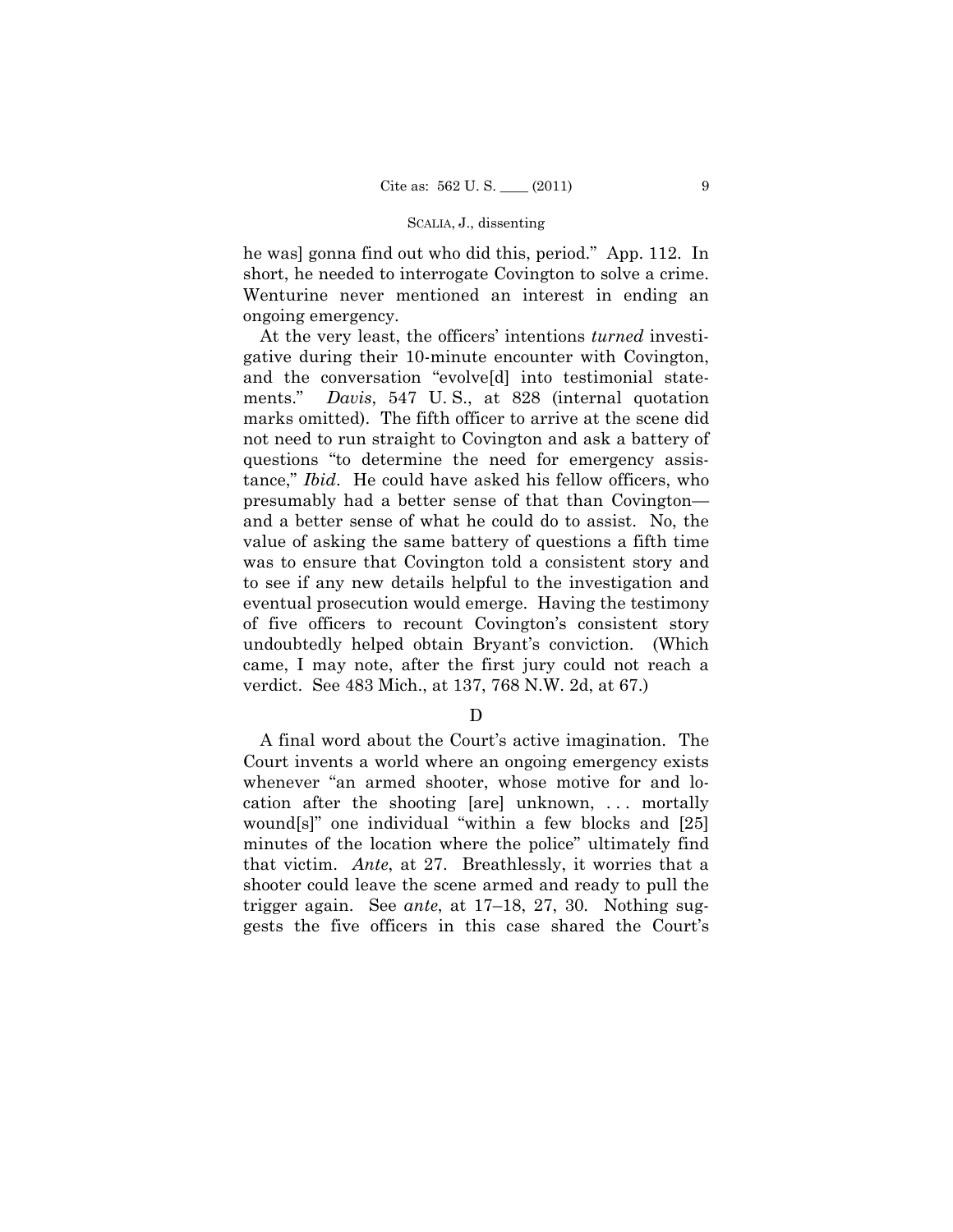he was] gonna find out who did this, period." App. 112. In short, he needed to interrogate Covington to solve a crime. Wenturine never mentioned an interest in ending an ongoing emergency.

At the very least, the officers' intentions *turned* investigative during their 10-minute encounter with Covington, and the conversation "evolve[d] into testimonial statements." *Davis*, 547 U. S., at 828 (internal quotation marks omitted). The fifth officer to arrive at the scene did not need to run straight to Covington and ask a battery of questions "to determine the need for emergency assistance," *Ibid*. He could have asked his fellow officers, who presumably had a better sense of that than Covington—and a better sense of what he could do to assist. No, the value of asking the same battery of questions a fifth time was to ensure that Covington told a consistent story and to see if any new details helpful to the investigation and eventual prosecution would emerge. Having the testimony of five officers to recount Covington's consistent story undoubtedly helped obtain Bryant's conviction. (Which came, I may note, after the first jury could not reach a verdict. See 483 Mich., at 137, 768 N.W. 2d, at 67.)

D

A final word about the Court's active imagination. The Court invents a world where an ongoing emergency exists whenever "an armed shooter, whose motive for and location after the shooting [are] unknown, . . . mortally wound[s]" one individual "within a few blocks and [25] minutes of the location where the police" ultimately find that victim. *Ante*, at 27. Breathlessly, it worries that a shooter could leave the scene armed and ready to pull the trigger again. See *ante*, at 17–18, 27, 30. Nothing suggests the five officers in this case shared the Court's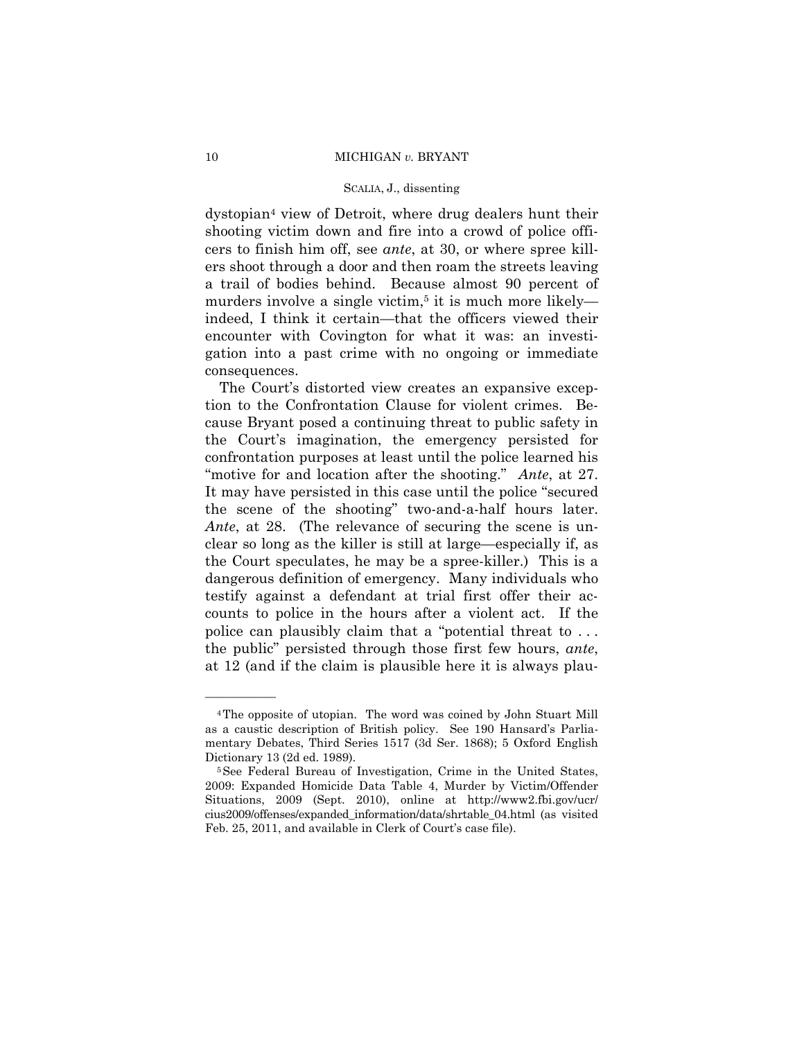dystopian[4] view of Detroit, where drug dealers hunt their shooting victim down and fire into a crowd of police officers to finish him off, see *ante*, at 30, or where spree killers shoot through a door and then roam the streets leaving a trail of bodies behind. Because almost 90 percent of murders involve a single victim,[5] it is much more likely—indeed, I think it certain—that the officers viewed their encounter with Covington for what it was: an investigation into a past crime with no ongoing or immediate consequences.

The Court's distorted view creates an expansive exception to the Confrontation Clause for violent crimes. Because Bryant posed a continuing threat to public safety in the Court's imagination, the emergency persisted for confrontation purposes at least until the police learned his "motive for and location after the shooting." *Ante*, at 27. It may have persisted in this case until the police "secured the scene of the shooting" two-and-a-half hours later. *Ante*, at 28. (The relevance of securing the scene is unclear so long as the killer is still at large—especially if, as the Court speculates, he may be a spree-killer.) This is a dangerous definition of emergency. Many individuals who testify against a defendant at trial first offer their accounts to police in the hours after a violent act. If the police can plausibly claim that a "potential threat to . . . the public" persisted through those first few hours, *ante*, at 12 (and if the claim is plausible here it is always plau-

---

[4] The opposite of utopian. The word was coined by John Stuart Mill as a caustic description of British policy. See 190 Hansard's Parliamentary Debates, Third Series 1517 (3d Ser. 1868); 5 Oxford English Dictionary 13 (2d ed. 1989).

[5] See Federal Bureau of Investigation, Crime in the United States, 2009: Expanded Homicide Data Table 4, Murder by Victim/Offender Situations, 2009 (Sept. 2010), online at http://www2.fbi.gov/ucr/cius2009/offenses/expanded_information/data/shrtable_04.html (as visited Feb. 25, 2011, and available in Clerk of Court's case file).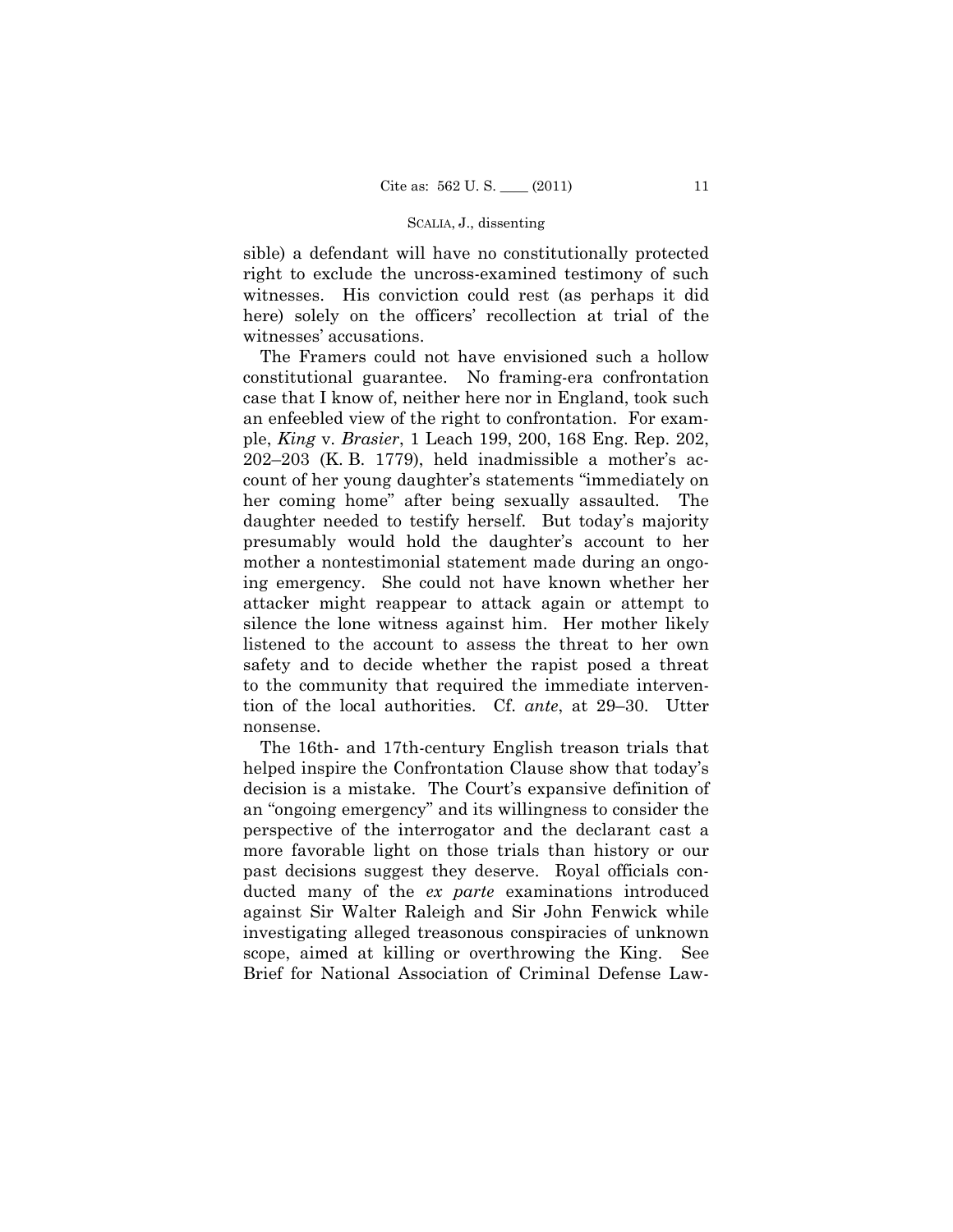sible) a defendant will have no constitutionally protected right to exclude the uncross-examined testimony of such witnesses. His conviction could rest (as perhaps it did here) solely on the officers' recollection at trial of the witnesses' accusations.

The Framers could not have envisioned such a hollow constitutional guarantee. No framing-era confrontation case that I know of, neither here nor in England, took such an enfeebled view of the right to confrontation. For example, *King* v. *Brasier*, 1 Leach 199, 200, 168 Eng. Rep. 202, 202–203 (K. B. 1779), held inadmissible a mother's account of her young daughter's statements "immediately on her coming home" after being sexually assaulted. The daughter needed to testify herself. But today's majority presumably would hold the daughter's account to her mother a nontestimonial statement made during an ongoing emergency. She could not have known whether her attacker might reappear to attack again or attempt to silence the lone witness against him. Her mother likely listened to the account to assess the threat to her own safety and to decide whether the rapist posed a threat to the community that required the immediate intervention of the local authorities. Cf. *ante*, at 29–30. Utter nonsense.

The 16th- and 17th-century English treason trials that helped inspire the Confrontation Clause show that today's decision is a mistake. The Court's expansive definition of an "ongoing emergency" and its willingness to consider the perspective of the interrogator and the declarant cast a more favorable light on those trials than history or our past decisions suggest they deserve. Royal officials conducted many of the *ex parte* examinations introduced against Sir Walter Raleigh and Sir John Fenwick while investigating alleged treasonous conspiracies of unknown scope, aimed at killing or overthrowing the King. See Brief for National Association of Criminal Defense Law-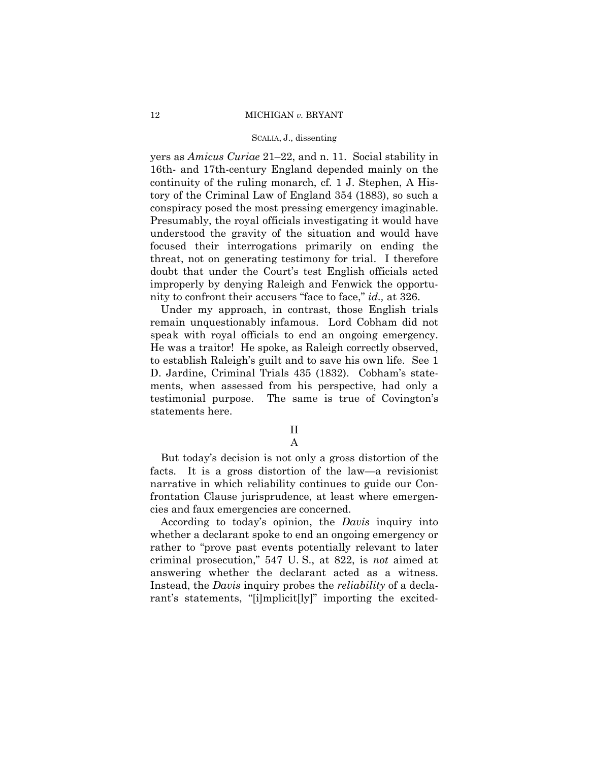yers as *Amicus Curiae* 21–22, and n. 11. Social stability in 16th- and 17th-century England depended mainly on the continuity of the ruling monarch, cf. 1 J. Stephen, A History of the Criminal Law of England 354 (1883), so such a conspiracy posed the most pressing emergency imaginable. Presumably, the royal officials investigating it would have understood the gravity of the situation and would have focused their interrogations primarily on ending the threat, not on generating testimony for trial. I therefore doubt that under the Court's test English officials acted improperly by denying Raleigh and Fenwick the opportunity to confront their accusers "face to face," *id.,* at 326.

Under my approach, in contrast, those English trials remain unquestionably infamous. Lord Cobham did not speak with royal officials to end an ongoing emergency. He was a traitor! He spoke, as Raleigh correctly observed, to establish Raleigh's guilt and to save his own life. See 1 D. Jardine, Criminal Trials 435 (1832). Cobham's statements, when assessed from his perspective, had only a testimonial purpose. The same is true of Covington's statements here.

## II

### A

But today's decision is not only a gross distortion of the facts. It is a gross distortion of the law—a revisionist narrative in which reliability continues to guide our Confrontation Clause jurisprudence, at least where emergencies and faux emergencies are concerned.

According to today's opinion, the *Davis* inquiry into whether a declarant spoke to end an ongoing emergency or rather to "prove past events potentially relevant to later criminal prosecution," 547 U. S., at 822, is *not* aimed at answering whether the declarant acted as a witness. Instead, the *Davis* inquiry probes the *reliability* of a declarant's statements, "[i]mplicit[ly]" importing the excited-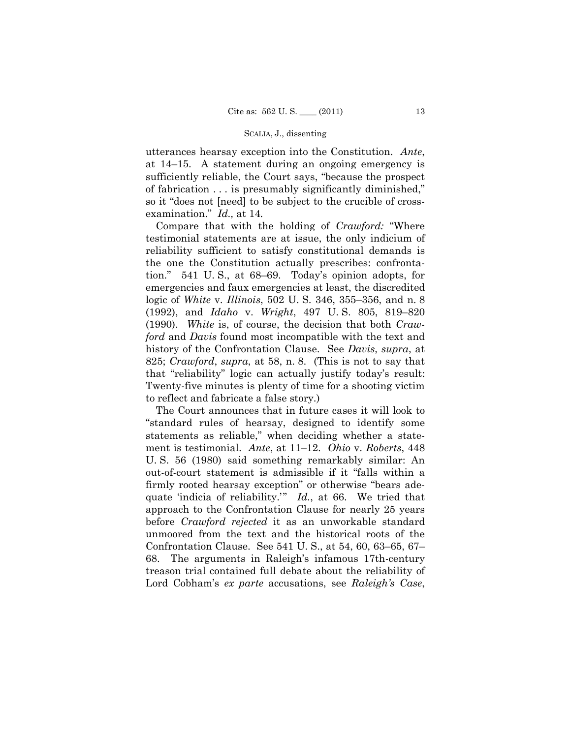utterances hearsay exception into the Constitution. *Ante*, at 14–15. A statement during an ongoing emergency is sufficiently reliable, the Court says, "because the prospect of fabrication . . . is presumably significantly diminished," so it "does not [need] to be subject to the crucible of cross-examination." *Id.,* at 14.

Compare that with the holding of *Crawford:* "Where testimonial statements are at issue, the only indicium of reliability sufficient to satisfy constitutional demands is the one the Constitution actually prescribes: confrontation." 541 U. S., at 68–69. Today's opinion adopts, for emergencies and faux emergencies at least, the discredited logic of *White* v. *Illinois*, 502 U. S. 346, 355–356, and n. 8 (1992), and *Idaho* v. *Wright*, 497 U. S. 805, 819–820 (1990). *White* is, of course, the decision that both *Crawford* and *Davis* found most incompatible with the text and history of the Confrontation Clause. See *Davis*, *supra*, at 825; *Crawford*, *supra*, at 58, n. 8. (This is not to say that that "reliability" logic can actually justify today's result: Twenty-five minutes is plenty of time for a shooting victim to reflect and fabricate a false story.)

The Court announces that in future cases it will look to "standard rules of hearsay, designed to identify some statements as reliable," when deciding whether a statement is testimonial. *Ante*, at 11–12. *Ohio* v. *Roberts*, 448 U. S. 56 (1980) said something remarkably similar: An out-of-court statement is admissible if it "falls within a firmly rooted hearsay exception" or otherwise "bears adequate 'indicia of reliability.'" *Id.*, at 66. We tried that approach to the Confrontation Clause for nearly 25 years before *Crawford rejected* it as an unworkable standard unmoored from the text and the historical roots of the Confrontation Clause. See 541 U. S., at 54, 60, 63–65, 67–68. The arguments in Raleigh's infamous 17th-century treason trial contained full debate about the reliability of Lord Cobham's *ex parte* accusations, see *Raleigh's Case*,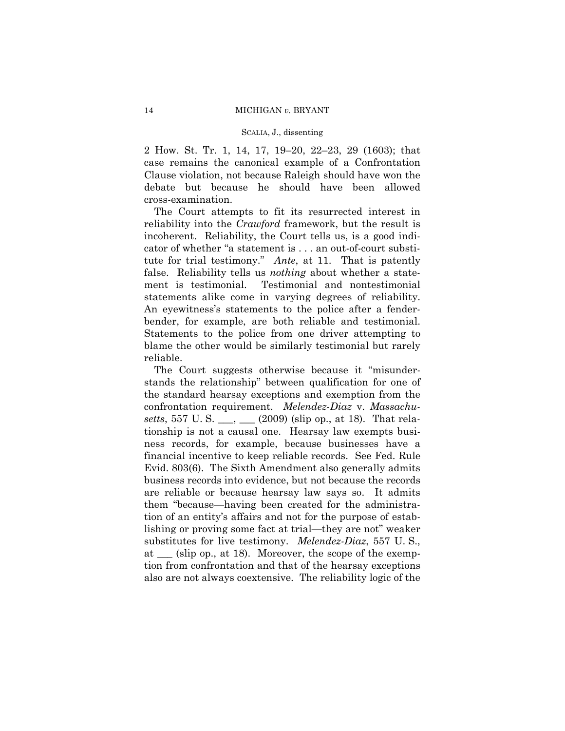2 How. St. Tr. 1, 14, 17, 19–20, 22–23, 29 (1603); that case remains the canonical example of a Confrontation Clause violation, not because Raleigh should have won the debate but because he should have been allowed cross-examination.

The Court attempts to fit its resurrected interest in reliability into the *Crawford* framework, but the result is incoherent. Reliability, the Court tells us, is a good indicator of whether "a statement is . . . an out-of-court substitute for trial testimony." *Ante*, at 11. That is patently false. Reliability tells us *nothing* about whether a statement is testimonial. Testimonial and nontestimonial statements alike come in varying degrees of reliability. An eyewitness's statements to the police after a fender-bender, for example, are both reliable and testimonial. Statements to the police from one driver attempting to blame the other would be similarly testimonial but rarely reliable.

The Court suggests otherwise because it "misunderstands the relationship" between qualification for one of the standard hearsay exceptions and exemption from the confrontation requirement. *Melendez-Diaz* v. *Massachusetts*, 557 U. S. ___, ___ (2009) (slip op., at 18). That relationship is not a causal one. Hearsay law exempts business records, for example, because businesses have a financial incentive to keep reliable records. See Fed. Rule Evid. 803(6). The Sixth Amendment also generally admits business records into evidence, but not because the records are reliable or because hearsay law says so. It admits them "because—having been created for the administration of an entity's affairs and not for the purpose of establishing or proving some fact at trial—they are not" weaker substitutes for live testimony. *Melendez-Diaz*, 557 U. S., at ___ (slip op., at 18). Moreover, the scope of the exemption from confrontation and that of the hearsay exceptions also are not always coextensive. The reliability logic of the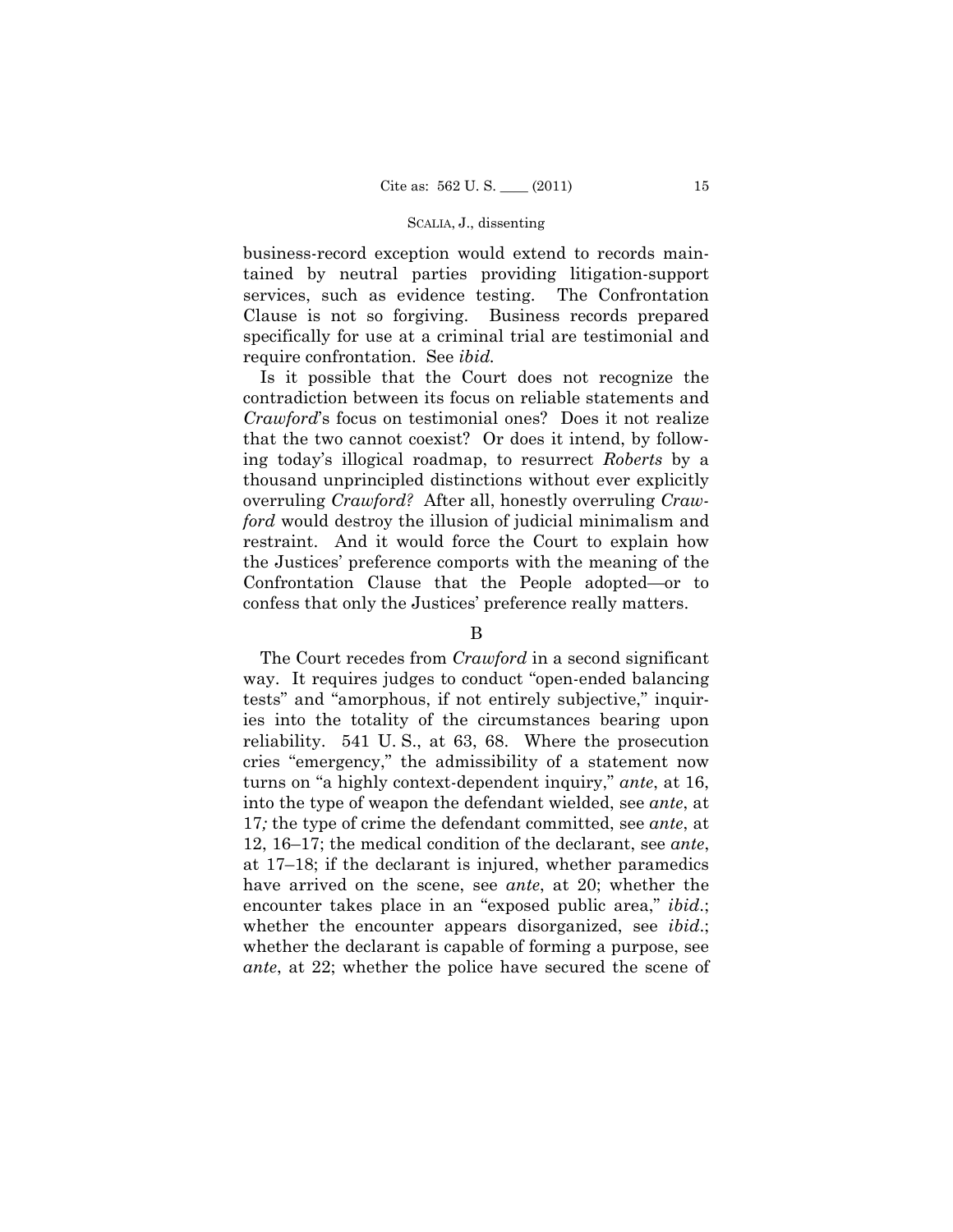business-record exception would extend to records maintained by neutral parties providing litigation-support services, such as evidence testing. The Confrontation Clause is not so forgiving. Business records prepared specifically for use at a criminal trial are testimonial and require confrontation. See *ibid.*

Is it possible that the Court does not recognize the contradiction between its focus on reliable statements and *Crawford*'s focus on testimonial ones? Does it not realize that the two cannot coexist? Or does it intend, by following today's illogical roadmap, to resurrect *Roberts* by a thousand unprincipled distinctions without ever explicitly overruling *Crawford?* After all, honestly overruling *Crawford* would destroy the illusion of judicial minimalism and restraint. And it would force the Court to explain how the Justices' preference comports with the meaning of the Confrontation Clause that the People adopted—or to confess that only the Justices' preference really matters.

B

The Court recedes from *Crawford* in a second significant way. It requires judges to conduct "open-ended balancing tests" and "amorphous, if not entirely subjective," inquiries into the totality of the circumstances bearing upon reliability. 541 U. S., at 63, 68. Where the prosecution cries "emergency," the admissibility of a statement now turns on "a highly context-dependent inquiry," *ante*, at 16, into the type of weapon the defendant wielded, see *ante*, at 17; the type of crime the defendant committed, see *ante*, at 12, 16–17; the medical condition of the declarant, see *ante*, at 17–18; if the declarant is injured, whether paramedics have arrived on the scene, see *ante*, at 20; whether the encounter takes place in an "exposed public area," *ibid*.; whether the encounter appears disorganized, see *ibid*.; whether the declarant is capable of forming a purpose, see *ante*, at 22; whether the police have secured the scene of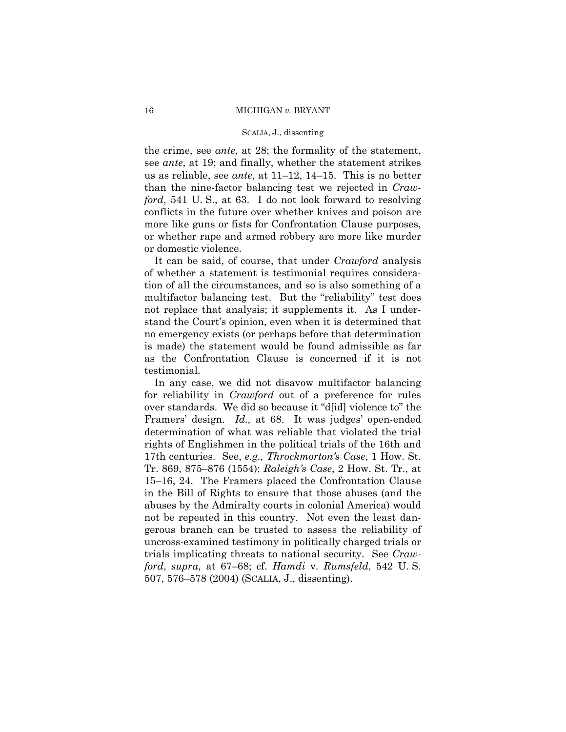the crime, see *ante*, at 28; the formality of the statement, see *ante*, at 19; and finally, whether the statement strikes us as reliable, see *ante*, at 11–12, 14–15. This is no better than the nine-factor balancing test we rejected in *Crawford*, 541 U. S., at 63. I do not look forward to resolving conflicts in the future over whether knives and poison are more like guns or fists for Confrontation Clause purposes, or whether rape and armed robbery are more like murder or domestic violence.

It can be said, of course, that under *Crawford* analysis of whether a statement is testimonial requires consideration of all the circumstances, and so is also something of a multifactor balancing test. But the "reliability" test does not replace that analysis; it supplements it. As I understand the Court's opinion, even when it is determined that no emergency exists (or perhaps before that determination is made) the statement would be found admissible as far as the Confrontation Clause is concerned if it is not testimonial.

In any case, we did not disavow multifactor balancing for reliability in *Crawford* out of a preference for rules over standards. We did so because it "d[id] violence to" the Framers' design. *Id.,* at 68. It was judges' open-ended determination of what was reliable that violated the trial rights of Englishmen in the political trials of the 16th and 17th centuries. See, *e.g., Throckmorton's Case*, 1 How. St. Tr. 869, 875–876 (1554); *Raleigh's Case*, 2 How. St. Tr., at 15–16, 24. The Framers placed the Confrontation Clause in the Bill of Rights to ensure that those abuses (and the abuses by the Admiralty courts in colonial America) would not be repeated in this country. Not even the least dangerous branch can be trusted to assess the reliability of uncross-examined testimony in politically charged trials or trials implicating threats to national security. See *Crawford*, *supra*, at 67–68; cf. *Hamdi* v. *Rumsfeld*, 542 U. S. 507, 576–578 (2004) (SCALIA, J., dissenting).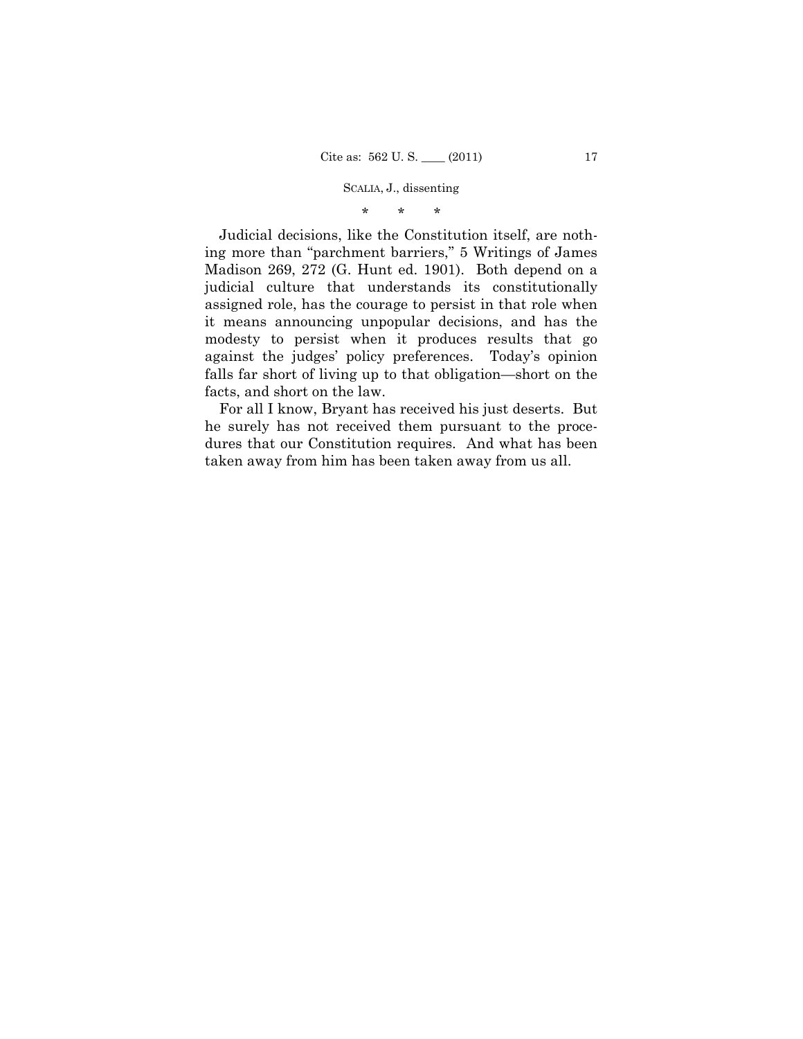\*   \*   \*

Judicial decisions, like the Constitution itself, are nothing more than "parchment barriers," 5 Writings of James Madison 269, 272 (G. Hunt ed. 1901). Both depend on a judicial culture that understands its constitutionally assigned role, has the courage to persist in that role when it means announcing unpopular decisions, and has the modesty to persist when it produces results that go against the judges' policy preferences. Today's opinion falls far short of living up to that obligation—short on the facts, and short on the law.

For all I know, Bryant has received his just deserts. But he surely has not received them pursuant to the procedures that our Constitution requires. And what has been taken away from him has been taken away from us all.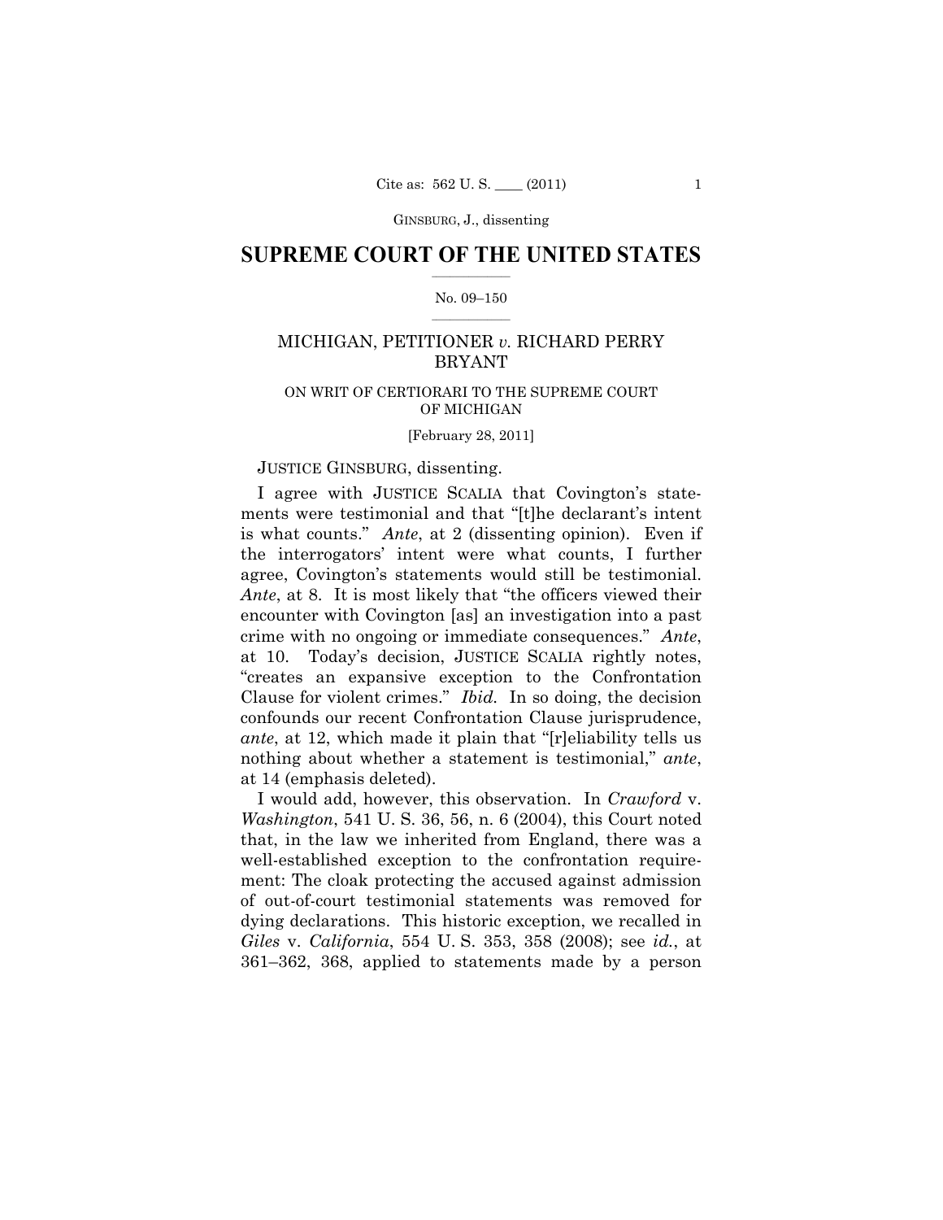## SUPREME COURT OF THE UNITED STATES

No. 09–150

MICHIGAN, PETITIONER *v.* RICHARD PERRY BRYANT

ON WRIT OF CERTIORARI TO THE SUPREME COURT OF MICHIGAN

[February 28, 2011]

JUSTICE GINSBURG, dissenting.

I agree with JUSTICE SCALIA that Covington's statements were testimonial and that "[t]he declarant's intent is what counts." *Ante*, at 2 (dissenting opinion). Even if the interrogators' intent were what counts, I further agree, Covington's statements would still be testimonial. *Ante*, at 8. It is most likely that "the officers viewed their encounter with Covington [as] an investigation into a past crime with no ongoing or immediate consequences." *Ante*, at 10. Today's decision, JUSTICE SCALIA rightly notes, "creates an expansive exception to the Confrontation Clause for violent crimes." *Ibid.* In so doing, the decision confounds our recent Confrontation Clause jurisprudence, *ante*, at 12, which made it plain that "[r]eliability tells us nothing about whether a statement is testimonial," *ante*, at 14 (emphasis deleted).

I would add, however, this observation. In *Crawford* v. *Washington*, 541 U. S. 36, 56, n. 6 (2004), this Court noted that, in the law we inherited from England, there was a well-established exception to the confrontation requirement: The cloak protecting the accused against admission of out-of-court testimonial statements was removed for dying declarations. This historic exception, we recalled in *Giles* v. *California*, 554 U. S. 353, 358 (2008); see *id.*, at 361–362, 368, applied to statements made by a person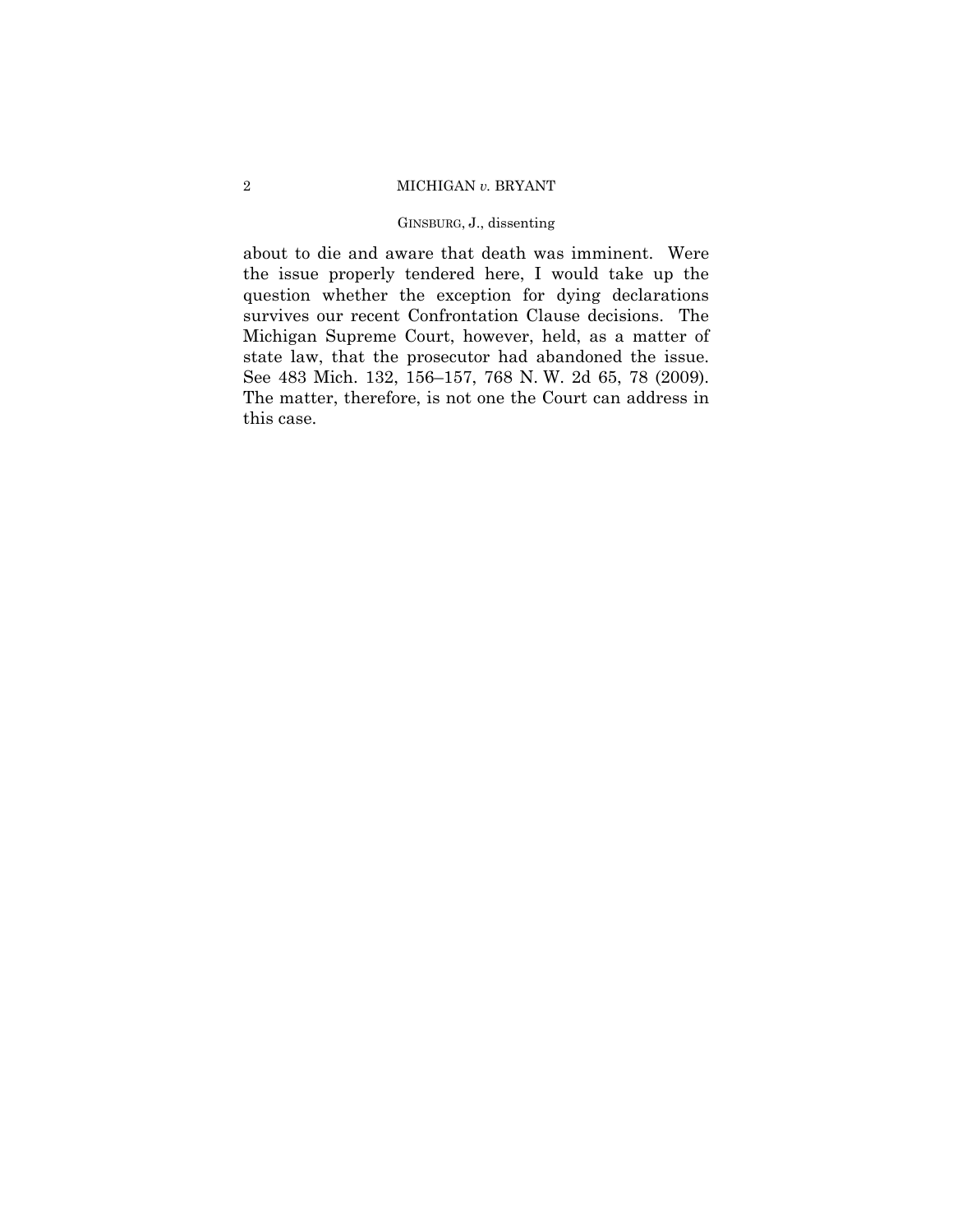about to die and aware that death was imminent. Were the issue properly tendered here, I would take up the question whether the exception for dying declarations survives our recent Confrontation Clause decisions. The Michigan Supreme Court, however, held, as a matter of state law, that the prosecutor had abandoned the issue. See 483 Mich. 132, 156–157, 768 N. W. 2d 65, 78 (2009). The matter, therefore, is not one the Court can address in this case.